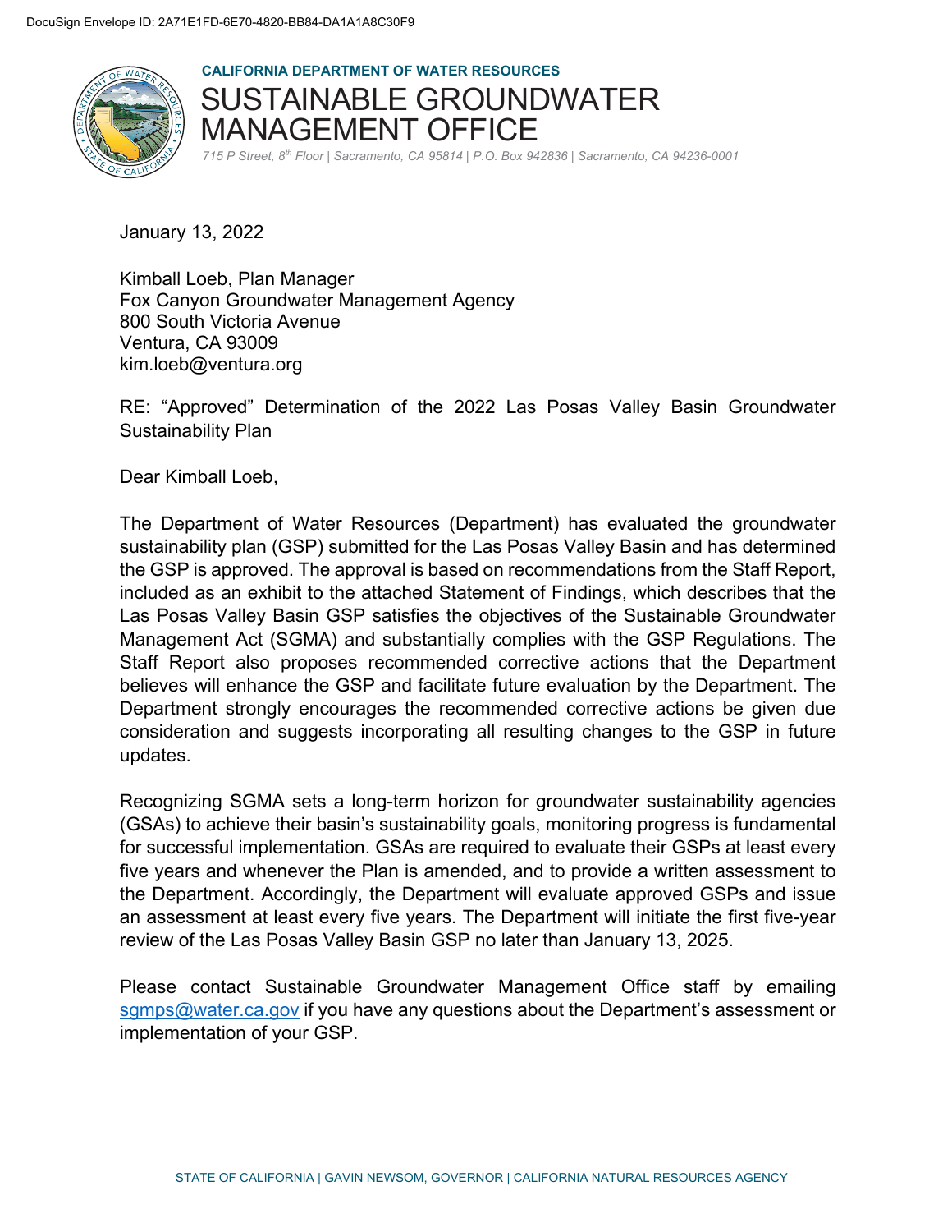DocuSign Envelope ID: 2A71E1FD-6E70-4820-BB84-DA1A1A8C30F9

**CALIFORNIA DEPARTMENT OF WATER RESOURCES**

# SUSTAINABLE GROUNDWATER MANAGEMENT OFFICE

*715 P Street, 8th Floor | Sacramento, CA 95814 | P.O. Box 942836 | Sacramento, CA 94236-0001*

January 13, 2022

Kimball Loeb, Plan Manager
Fox Canyon Groundwater Management Agency
800 South Victoria Avenue
Ventura, CA 93009
kim.loeb@ventura.org

RE: "Approved" Determination of the 2022 Las Posas Valley Basin Groundwater Sustainability Plan

Dear Kimball Loeb,

The Department of Water Resources (Department) has evaluated the groundwater sustainability plan (GSP) submitted for the Las Posas Valley Basin and has determined the GSP is approved. The approval is based on recommendations from the Staff Report, included as an exhibit to the attached Statement of Findings, which describes that the Las Posas Valley Basin GSP satisfies the objectives of the Sustainable Groundwater Management Act (SGMA) and substantially complies with the GSP Regulations. The Staff Report also proposes recommended corrective actions that the Department believes will enhance the GSP and facilitate future evaluation by the Department. The Department strongly encourages the recommended corrective actions be given due consideration and suggests incorporating all resulting changes to the GSP in future updates.

Recognizing SGMA sets a long-term horizon for groundwater sustainability agencies (GSAs) to achieve their basin's sustainability goals, monitoring progress is fundamental for successful implementation. GSAs are required to evaluate their GSPs at least every five years and whenever the Plan is amended, and to provide a written assessment to the Department. Accordingly, the Department will evaluate approved GSPs and issue an assessment at least every five years. The Department will initiate the first five-year review of the Las Posas Valley Basin GSP no later than January 13, 2025.

Please contact Sustainable Groundwater Management Office staff by emailing sgmps@water.ca.gov if you have any questions about the Department's assessment or implementation of your GSP.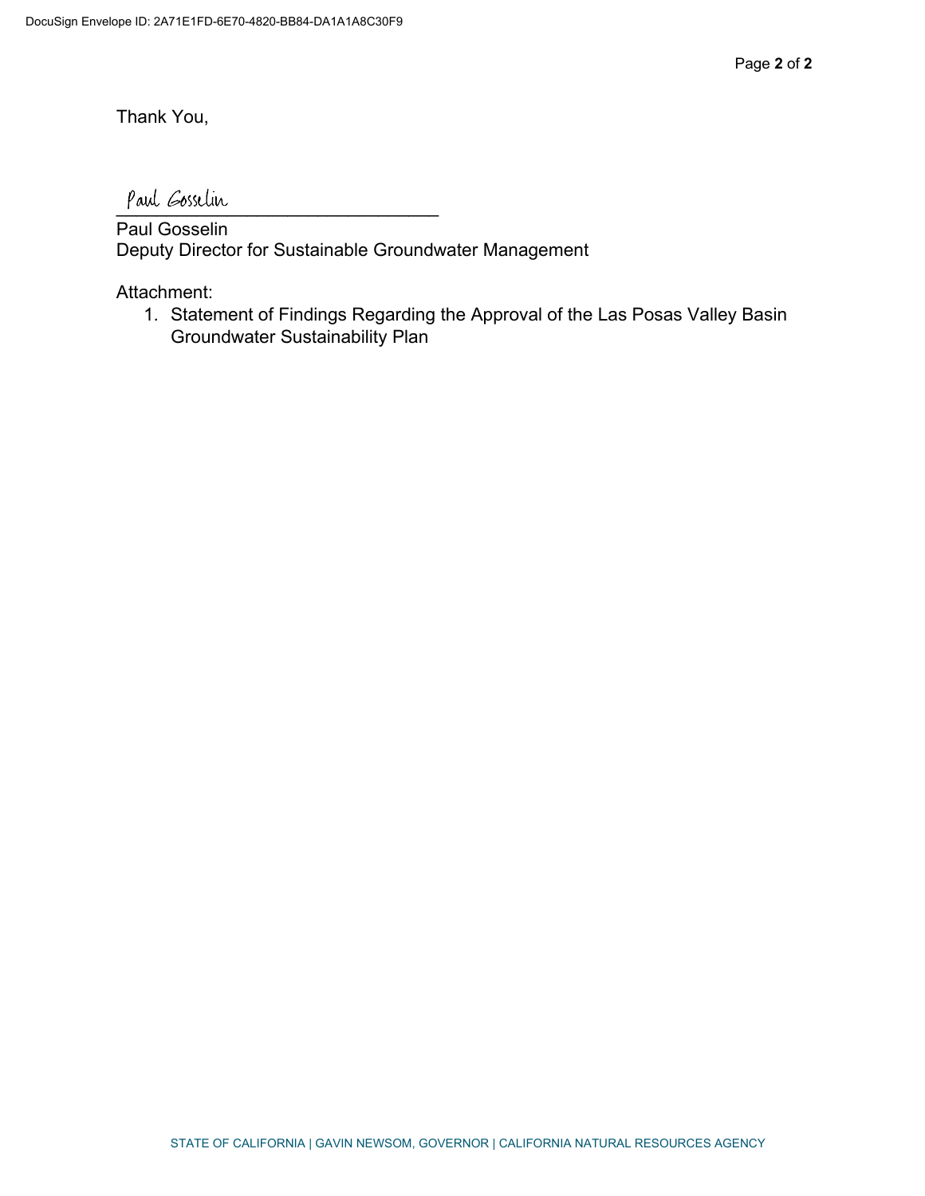Thank You,

Paul Gosselin

Paul Gosselin
Deputy Director for Sustainable Groundwater Management

Attachment:

1. Statement of Findings Regarding the Approval of the Las Posas Valley Basin Groundwater Sustainability Plan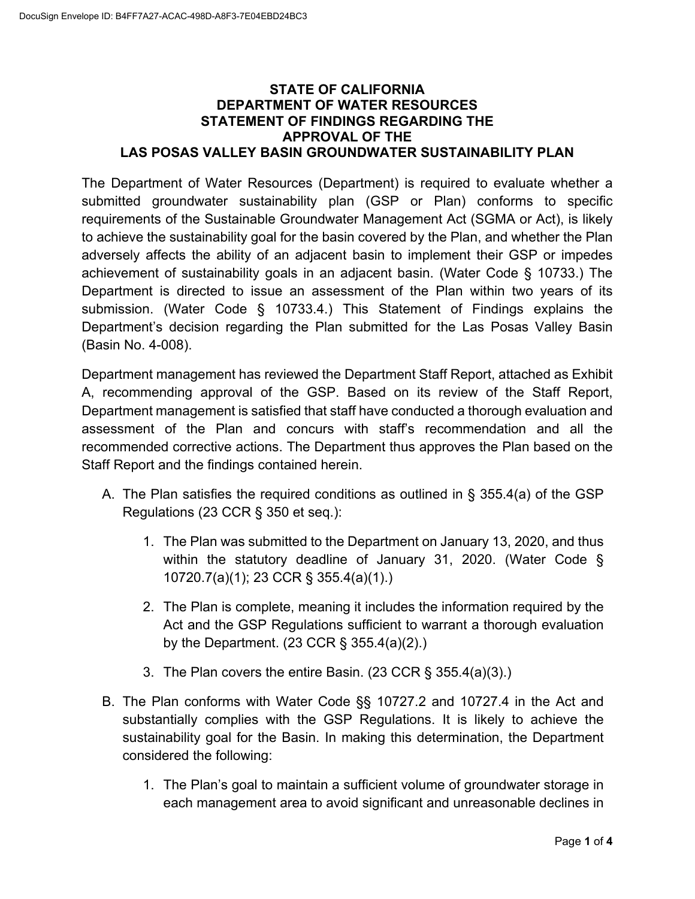**STATE OF CALIFORNIA**
**DEPARTMENT OF WATER RESOURCES**
**STATEMENT OF FINDINGS REGARDING THE**
**APPROVAL OF THE**
**LAS POSAS VALLEY BASIN GROUNDWATER SUSTAINABILITY PLAN**

The Department of Water Resources (Department) is required to evaluate whether a submitted groundwater sustainability plan (GSP or Plan) conforms to specific requirements of the Sustainable Groundwater Management Act (SGMA or Act), is likely to achieve the sustainability goal for the basin covered by the Plan, and whether the Plan adversely affects the ability of an adjacent basin to implement their GSP or impedes achievement of sustainability goals in an adjacent basin. (Water Code § 10733.) The Department is directed to issue an assessment of the Plan within two years of its submission. (Water Code § 10733.4.) This Statement of Findings explains the Department's decision regarding the Plan submitted for the Las Posas Valley Basin (Basin No. 4-008).

Department management has reviewed the Department Staff Report, attached as Exhibit A, recommending approval of the GSP. Based on its review of the Staff Report, Department management is satisfied that staff have conducted a thorough evaluation and assessment of the Plan and concurs with staff's recommendation and all the recommended corrective actions. The Department thus approves the Plan based on the Staff Report and the findings contained herein.

A. The Plan satisfies the required conditions as outlined in § 355.4(a) of the GSP Regulations (23 CCR § 350 et seq.):

   1. The Plan was submitted to the Department on January 13, 2020, and thus within the statutory deadline of January 31, 2020. (Water Code § 10720.7(a)(1); 23 CCR § 355.4(a)(1).)

   2. The Plan is complete, meaning it includes the information required by the Act and the GSP Regulations sufficient to warrant a thorough evaluation by the Department. (23 CCR § 355.4(a)(2).)

   3. The Plan covers the entire Basin. (23 CCR § 355.4(a)(3).)

B. The Plan conforms with Water Code §§ 10727.2 and 10727.4 in the Act and substantially complies with the GSP Regulations. It is likely to achieve the sustainability goal for the Basin. In making this determination, the Department considered the following:

   1. The Plan's goal to maintain a sufficient volume of groundwater storage in each management area to avoid significant and unreasonable declines in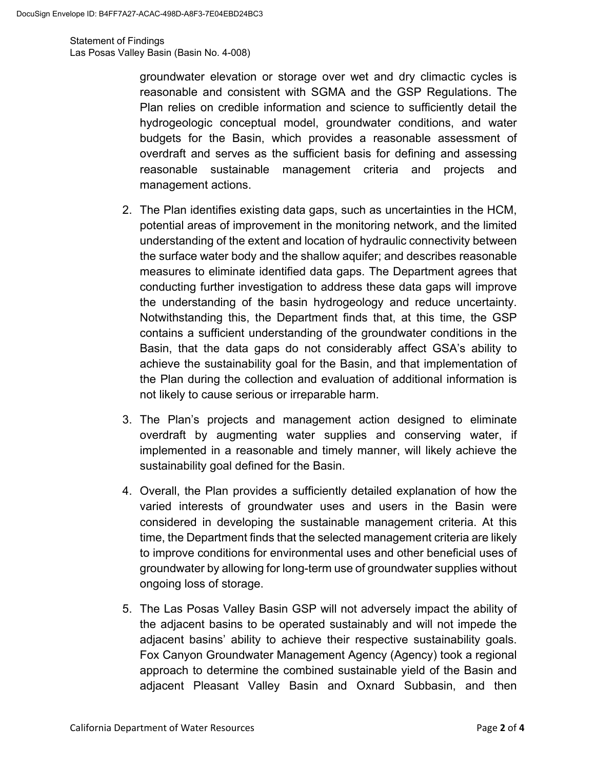groundwater elevation or storage over wet and dry climactic cycles is reasonable and consistent with SGMA and the GSP Regulations. The Plan relies on credible information and science to sufficiently detail the hydrogeologic conceptual model, groundwater conditions, and water budgets for the Basin, which provides a reasonable assessment of overdraft and serves as the sufficient basis for defining and assessing reasonable sustainable management criteria and projects and management actions.

2. The Plan identifies existing data gaps, such as uncertainties in the HCM, potential areas of improvement in the monitoring network, and the limited understanding of the extent and location of hydraulic connectivity between the surface water body and the shallow aquifer; and describes reasonable measures to eliminate identified data gaps. The Department agrees that conducting further investigation to address these data gaps will improve the understanding of the basin hydrogeology and reduce uncertainty. Notwithstanding this, the Department finds that, at this time, the GSP contains a sufficient understanding of the groundwater conditions in the Basin, that the data gaps do not considerably affect GSA's ability to achieve the sustainability goal for the Basin, and that implementation of the Plan during the collection and evaluation of additional information is not likely to cause serious or irreparable harm.

3. The Plan's projects and management action designed to eliminate overdraft by augmenting water supplies and conserving water, if implemented in a reasonable and timely manner, will likely achieve the sustainability goal defined for the Basin.

4. Overall, the Plan provides a sufficiently detailed explanation of how the varied interests of groundwater uses and users in the Basin were considered in developing the sustainable management criteria. At this time, the Department finds that the selected management criteria are likely to improve conditions for environmental uses and other beneficial uses of groundwater by allowing for long-term use of groundwater supplies without ongoing loss of storage.

5. The Las Posas Valley Basin GSP will not adversely impact the ability of the adjacent basins to be operated sustainably and will not impede the adjacent basins' ability to achieve their respective sustainability goals. Fox Canyon Groundwater Management Agency (Agency) took a regional approach to determine the combined sustainable yield of the Basin and adjacent Pleasant Valley Basin and Oxnard Subbasin, and then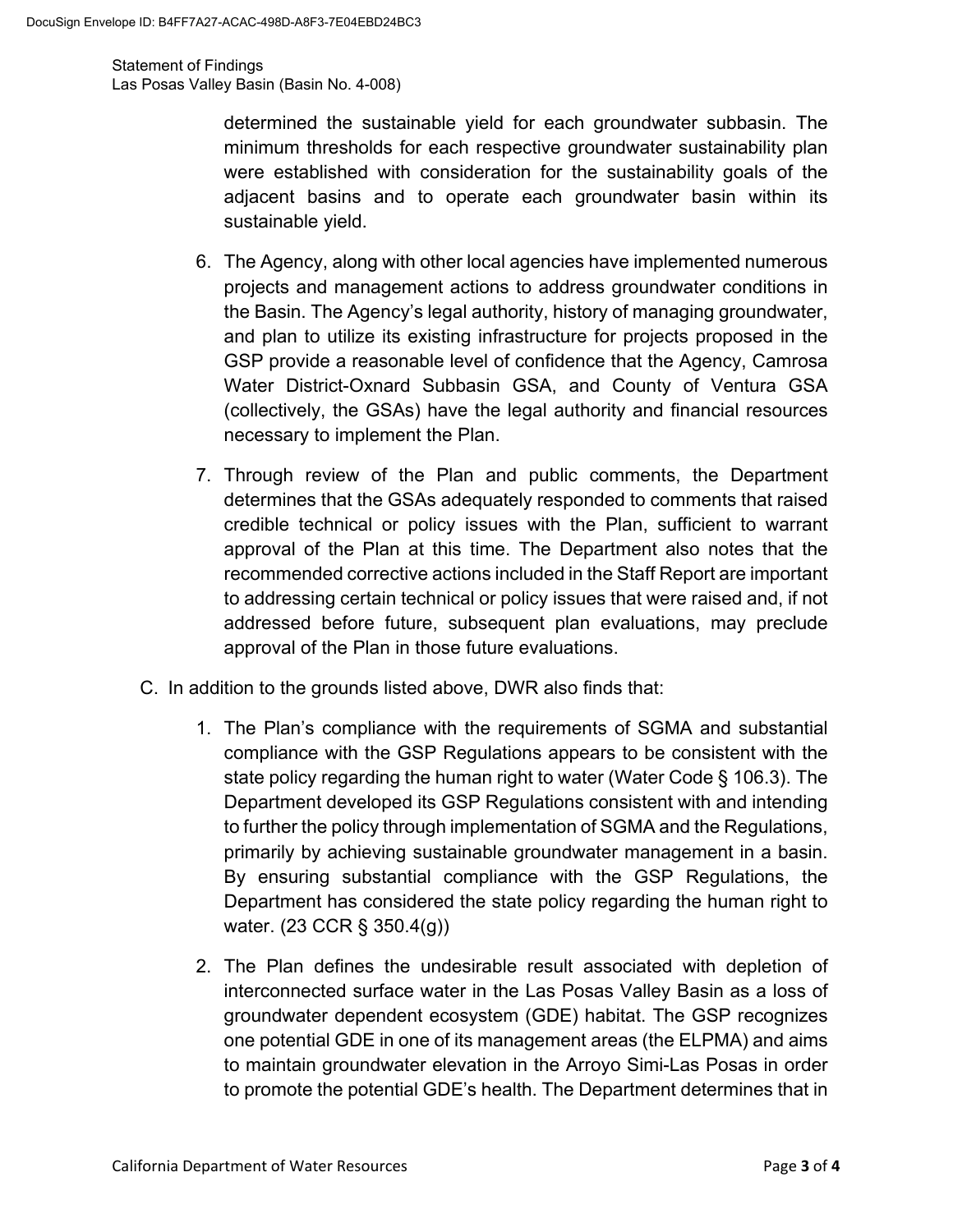determined the sustainable yield for each groundwater subbasin. The minimum thresholds for each respective groundwater sustainability plan were established with consideration for the sustainability goals of the adjacent basins and to operate each groundwater basin within its sustainable yield.

6. The Agency, along with other local agencies have implemented numerous projects and management actions to address groundwater conditions in the Basin. The Agency's legal authority, history of managing groundwater, and plan to utilize its existing infrastructure for projects proposed in the GSP provide a reasonable level of confidence that the Agency, Camrosa Water District-Oxnard Subbasin GSA, and County of Ventura GSA (collectively, the GSAs) have the legal authority and financial resources necessary to implement the Plan.

7. Through review of the Plan and public comments, the Department determines that the GSAs adequately responded to comments that raised credible technical or policy issues with the Plan, sufficient to warrant approval of the Plan at this time. The Department also notes that the recommended corrective actions included in the Staff Report are important to addressing certain technical or policy issues that were raised and, if not addressed before future, subsequent plan evaluations, may preclude approval of the Plan in those future evaluations.

C. In addition to the grounds listed above, DWR also finds that:

1. The Plan's compliance with the requirements of SGMA and substantial compliance with the GSP Regulations appears to be consistent with the state policy regarding the human right to water (Water Code § 106.3). The Department developed its GSP Regulations consistent with and intending to further the policy through implementation of SGMA and the Regulations, primarily by achieving sustainable groundwater management in a basin. By ensuring substantial compliance with the GSP Regulations, the Department has considered the state policy regarding the human right to water. (23 CCR § 350.4(g))

2. The Plan defines the undesirable result associated with depletion of interconnected surface water in the Las Posas Valley Basin as a loss of groundwater dependent ecosystem (GDE) habitat. The GSP recognizes one potential GDE in one of its management areas (the ELPMA) and aims to maintain groundwater elevation in the Arroyo Simi-Las Posas in order to promote the potential GDE's health. The Department determines that in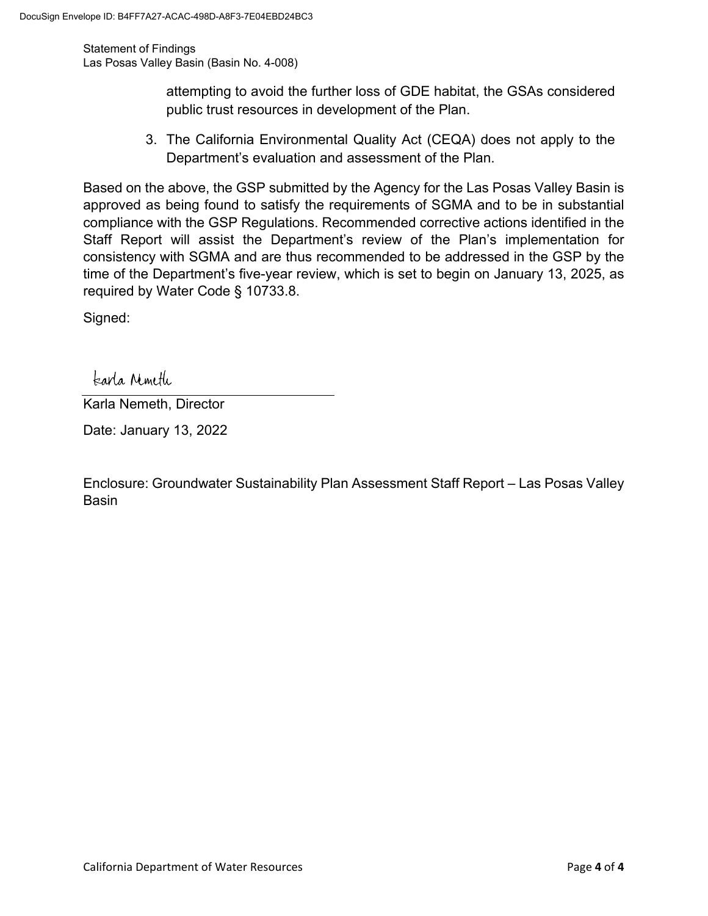attempting to avoid the further loss of GDE habitat, the GSAs considered public trust resources in development of the Plan.

3. The California Environmental Quality Act (CEQA) does not apply to the Department's evaluation and assessment of the Plan.

Based on the above, the GSP submitted by the Agency for the Las Posas Valley Basin is approved as being found to satisfy the requirements of SGMA and to be in substantial compliance with the GSP Regulations. Recommended corrective actions identified in the Staff Report will assist the Department's review of the Plan's implementation for consistency with SGMA and are thus recommended to be addressed in the GSP by the time of the Department's five-year review, which is set to begin on January 13, 2025, as required by Water Code § 10733.8.

Signed:

Karla Nemeth

Karla Nemeth, Director

Date: January 13, 2022

Enclosure: Groundwater Sustainability Plan Assessment Staff Report – Las Posas Valley Basin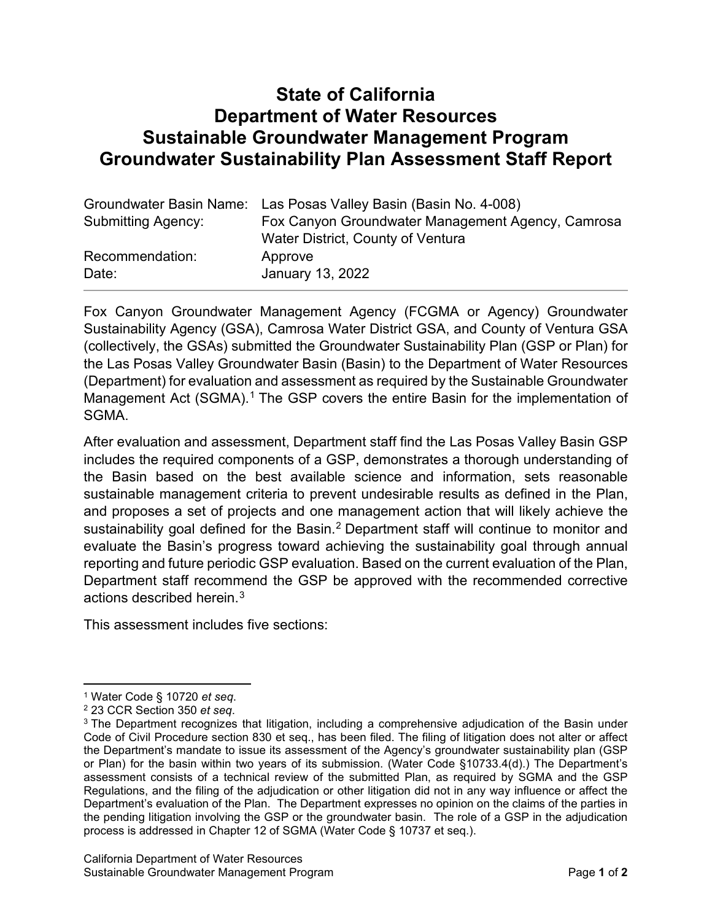# State of California Department of Water Resources Sustainable Groundwater Management Program Groundwater Sustainability Plan Assessment Staff Report

| | |
|---|---|
| Groundwater Basin Name: | Las Posas Valley Basin (Basin No. 4-008) |
| Submitting Agency: | Fox Canyon Groundwater Management Agency, Camrosa Water District, County of Ventura |
| Recommendation: | Approve |
| Date: | January 13, 2022 |

Fox Canyon Groundwater Management Agency (FCGMA or Agency) Groundwater Sustainability Agency (GSA), Camrosa Water District GSA, and County of Ventura GSA (collectively, the GSAs) submitted the Groundwater Sustainability Plan (GSP or Plan) for the Las Posas Valley Groundwater Basin (Basin) to the Department of Water Resources (Department) for evaluation and assessment as required by the Sustainable Groundwater Management Act (SGMA).[1] The GSP covers the entire Basin for the implementation of SGMA.

After evaluation and assessment, Department staff find the Las Posas Valley Basin GSP includes the required components of a GSP, demonstrates a thorough understanding of the Basin based on the best available science and information, sets reasonable sustainable management criteria to prevent undesirable results as defined in the Plan, and proposes a set of projects and one management action that will likely achieve the sustainability goal defined for the Basin.[2] Department staff will continue to monitor and evaluate the Basin's progress toward achieving the sustainability goal through annual reporting and future periodic GSP evaluation. Based on the current evaluation of the Plan, Department staff recommend the GSP be approved with the recommended corrective actions described herein.[3]

This assessment includes five sections:

---

[1] Water Code § 10720 *et seq*.

[2] 23 CCR Section 350 *et seq*.

[3] The Department recognizes that litigation, including a comprehensive adjudication of the Basin under Code of Civil Procedure section 830 et seq., has been filed. The filing of litigation does not alter or affect the Department's mandate to issue its assessment of the Agency's groundwater sustainability plan (GSP or Plan) for the basin within two years of its submission. (Water Code §10733.4(d).) The Department's assessment consists of a technical review of the submitted Plan, as required by SGMA and the GSP Regulations, and the filing of the adjudication or other litigation did not in any way influence or affect the Department's evaluation of the Plan. The Department expresses no opinion on the claims of the parties in the pending litigation involving the GSP or the groundwater basin. The role of a GSP in the adjudication process is addressed in Chapter 12 of SGMA (Water Code § 10737 et seq.).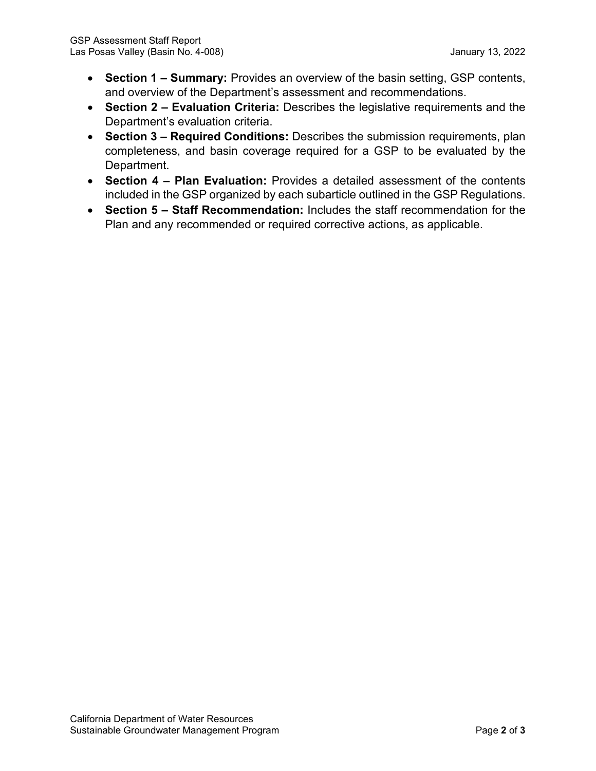- **Section 1 – Summary:** Provides an overview of the basin setting, GSP contents, and overview of the Department's assessment and recommendations.
- **Section 2 – Evaluation Criteria:** Describes the legislative requirements and the Department's evaluation criteria.
- **Section 3 – Required Conditions:** Describes the submission requirements, plan completeness, and basin coverage required for a GSP to be evaluated by the Department.
- **Section 4 – Plan Evaluation:** Provides a detailed assessment of the contents included in the GSP organized by each subarticle outlined in the GSP Regulations.
- **Section 5 – Staff Recommendation:** Includes the staff recommendation for the Plan and any recommended or required corrective actions, as applicable.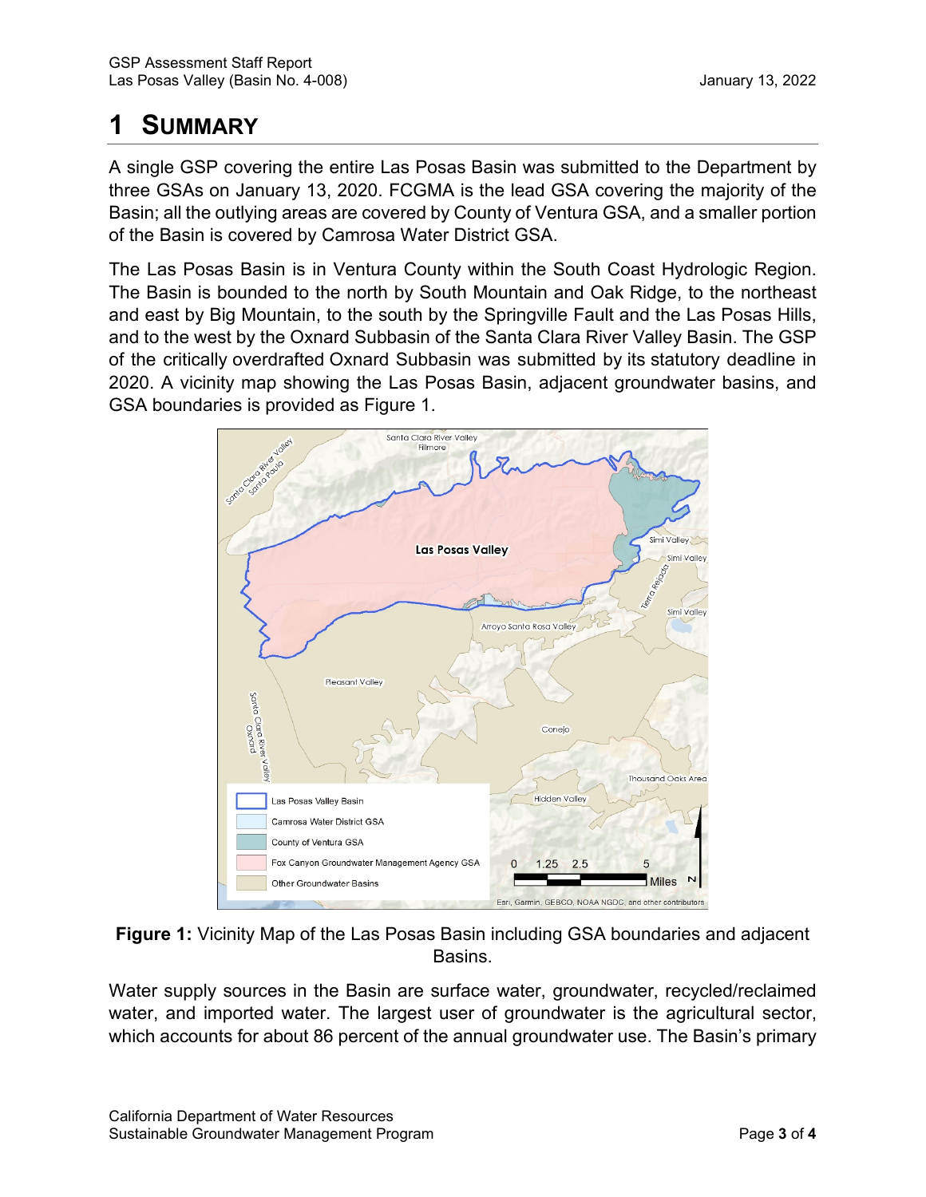# 1 SUMMARY

A single GSP covering the entire Las Posas Basin was submitted to the Department by three GSAs on January 13, 2020. FCGMA is the lead GSA covering the majority of the Basin; all the outlying areas are covered by County of Ventura GSA, and a smaller portion of the Basin is covered by Camrosa Water District GSA.

The Las Posas Basin is in Ventura County within the South Coast Hydrologic Region. The Basin is bounded to the north by South Mountain and Oak Ridge, to the northeast and east by Big Mountain, to the south by the Springville Fault and the Las Posas Hills, and to the west by the Oxnard Subbasin of the Santa Clara River Valley Basin. The GSP of the critically overdrafted Oxnard Subbasin was submitted by its statutory deadline in 2020. A vicinity map showing the Las Posas Basin, adjacent groundwater basins, and GSA boundaries is provided as Figure 1.

**Figure 1:** Vicinity Map of the Las Posas Basin including GSA boundaries and adjacent Basins.

Water supply sources in the Basin are surface water, groundwater, recycled/reclaimed water, and imported water. The largest user of groundwater is the agricultural sector, which accounts for about 86 percent of the annual groundwater use. The Basin's primary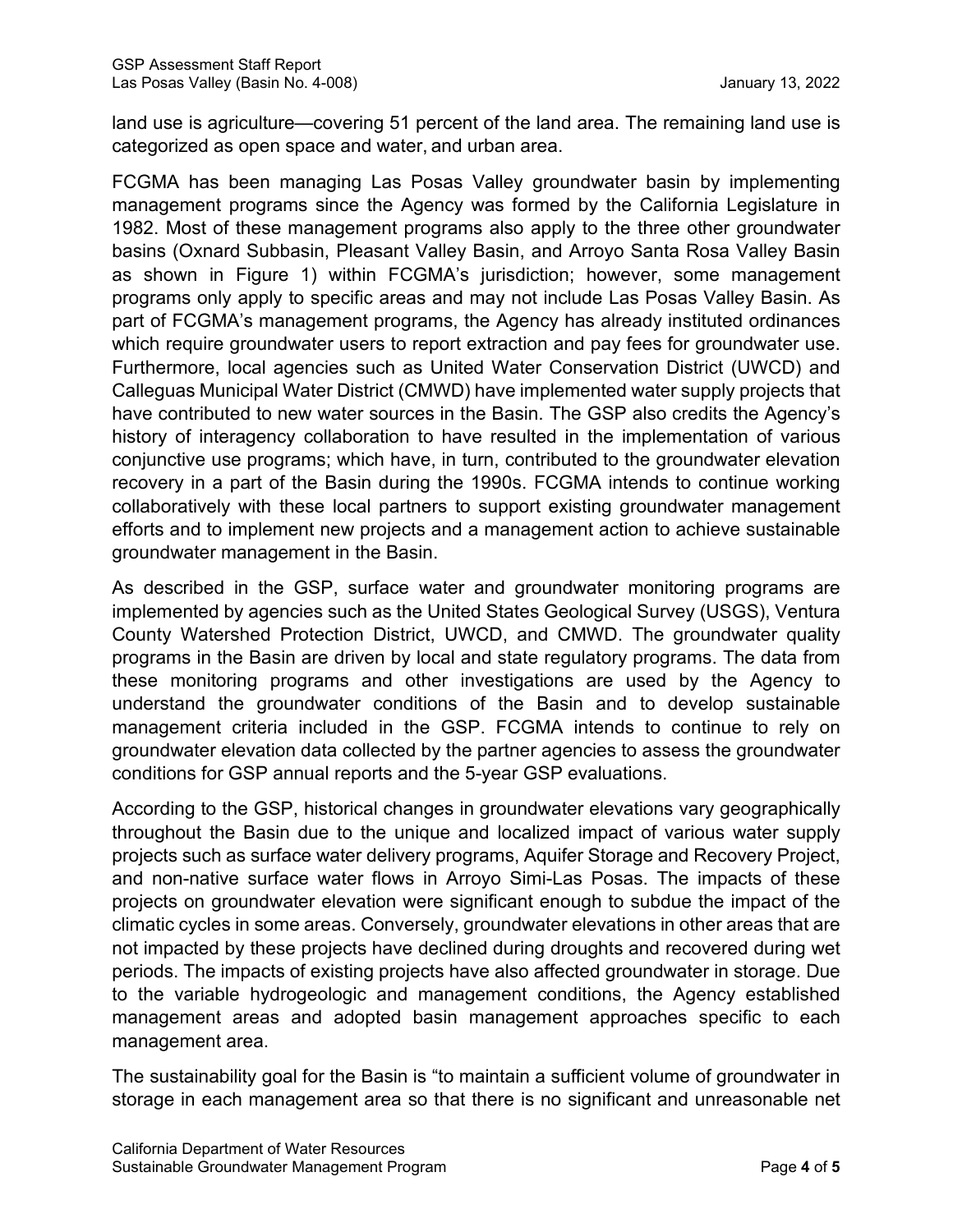land use is agriculture—covering 51 percent of the land area. The remaining land use is categorized as open space and water, and urban area.

FCGMA has been managing Las Posas Valley groundwater basin by implementing management programs since the Agency was formed by the California Legislature in 1982. Most of these management programs also apply to the three other groundwater basins (Oxnard Subbasin, Pleasant Valley Basin, and Arroyo Santa Rosa Valley Basin as shown in Figure 1) within FCGMA's jurisdiction; however, some management programs only apply to specific areas and may not include Las Posas Valley Basin. As part of FCGMA's management programs, the Agency has already instituted ordinances which require groundwater users to report extraction and pay fees for groundwater use. Furthermore, local agencies such as United Water Conservation District (UWCD) and Calleguas Municipal Water District (CMWD) have implemented water supply projects that have contributed to new water sources in the Basin. The GSP also credits the Agency's history of interagency collaboration to have resulted in the implementation of various conjunctive use programs; which have, in turn, contributed to the groundwater elevation recovery in a part of the Basin during the 1990s. FCGMA intends to continue working collaboratively with these local partners to support existing groundwater management efforts and to implement new projects and a management action to achieve sustainable groundwater management in the Basin.

As described in the GSP, surface water and groundwater monitoring programs are implemented by agencies such as the United States Geological Survey (USGS), Ventura County Watershed Protection District, UWCD, and CMWD. The groundwater quality programs in the Basin are driven by local and state regulatory programs. The data from these monitoring programs and other investigations are used by the Agency to understand the groundwater conditions of the Basin and to develop sustainable management criteria included in the GSP. FCGMA intends to continue to rely on groundwater elevation data collected by the partner agencies to assess the groundwater conditions for GSP annual reports and the 5-year GSP evaluations.

According to the GSP, historical changes in groundwater elevations vary geographically throughout the Basin due to the unique and localized impact of various water supply projects such as surface water delivery programs, Aquifer Storage and Recovery Project, and non-native surface water flows in Arroyo Simi-Las Posas. The impacts of these projects on groundwater elevation were significant enough to subdue the impact of the climatic cycles in some areas. Conversely, groundwater elevations in other areas that are not impacted by these projects have declined during droughts and recovered during wet periods. The impacts of existing projects have also affected groundwater in storage. Due to the variable hydrogeologic and management conditions, the Agency established management areas and adopted basin management approaches specific to each management area.

The sustainability goal for the Basin is "to maintain a sufficient volume of groundwater in storage in each management area so that there is no significant and unreasonable net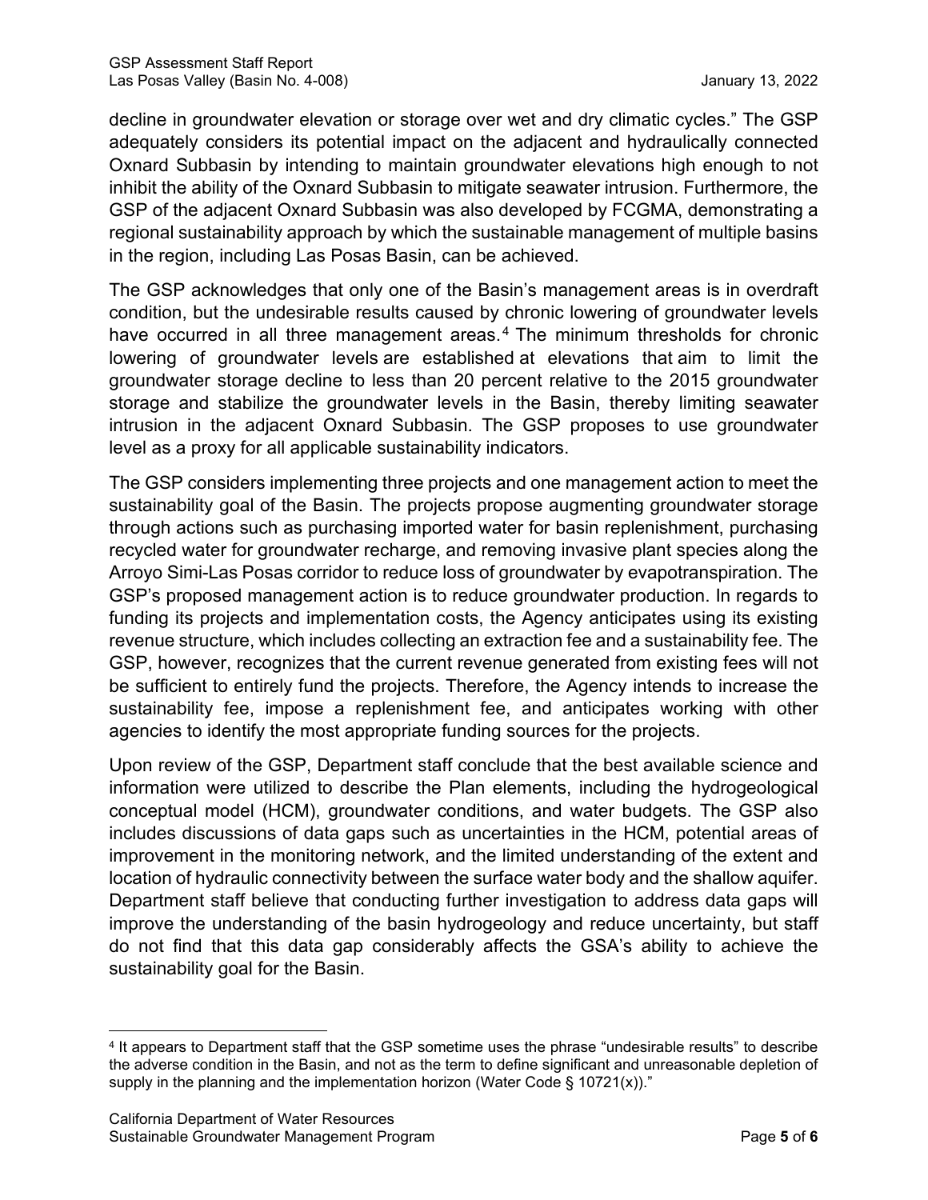decline in groundwater elevation or storage over wet and dry climatic cycles." The GSP adequately considers its potential impact on the adjacent and hydraulically connected Oxnard Subbasin by intending to maintain groundwater elevations high enough to not inhibit the ability of the Oxnard Subbasin to mitigate seawater intrusion. Furthermore, the GSP of the adjacent Oxnard Subbasin was also developed by FCGMA, demonstrating a regional sustainability approach by which the sustainable management of multiple basins in the region, including Las Posas Basin, can be achieved.

The GSP acknowledges that only one of the Basin's management areas is in overdraft condition, but the undesirable results caused by chronic lowering of groundwater levels have occurred in all three management areas.[4] The minimum thresholds for chronic lowering of groundwater levels are established at elevations that aim to limit the groundwater storage decline to less than 20 percent relative to the 2015 groundwater storage and stabilize the groundwater levels in the Basin, thereby limiting seawater intrusion in the adjacent Oxnard Subbasin. The GSP proposes to use groundwater level as a proxy for all applicable sustainability indicators.

The GSP considers implementing three projects and one management action to meet the sustainability goal of the Basin. The projects propose augmenting groundwater storage through actions such as purchasing imported water for basin replenishment, purchasing recycled water for groundwater recharge, and removing invasive plant species along the Arroyo Simi-Las Posas corridor to reduce loss of groundwater by evapotranspiration. The GSP's proposed management action is to reduce groundwater production. In regards to funding its projects and implementation costs, the Agency anticipates using its existing revenue structure, which includes collecting an extraction fee and a sustainability fee. The GSP, however, recognizes that the current revenue generated from existing fees will not be sufficient to entirely fund the projects. Therefore, the Agency intends to increase the sustainability fee, impose a replenishment fee, and anticipates working with other agencies to identify the most appropriate funding sources for the projects.

Upon review of the GSP, Department staff conclude that the best available science and information were utilized to describe the Plan elements, including the hydrogeological conceptual model (HCM), groundwater conditions, and water budgets. The GSP also includes discussions of data gaps such as uncertainties in the HCM, potential areas of improvement in the monitoring network, and the limited understanding of the extent and location of hydraulic connectivity between the surface water body and the shallow aquifer. Department staff believe that conducting further investigation to address data gaps will improve the understanding of the basin hydrogeology and reduce uncertainty, but staff do not find that this data gap considerably affects the GSA's ability to achieve the sustainability goal for the Basin.

---

[4] It appears to Department staff that the GSP sometime uses the phrase "undesirable results" to describe the adverse condition in the Basin, and not as the term to define significant and unreasonable depletion of supply in the planning and the implementation horizon (Water Code § 10721(x))."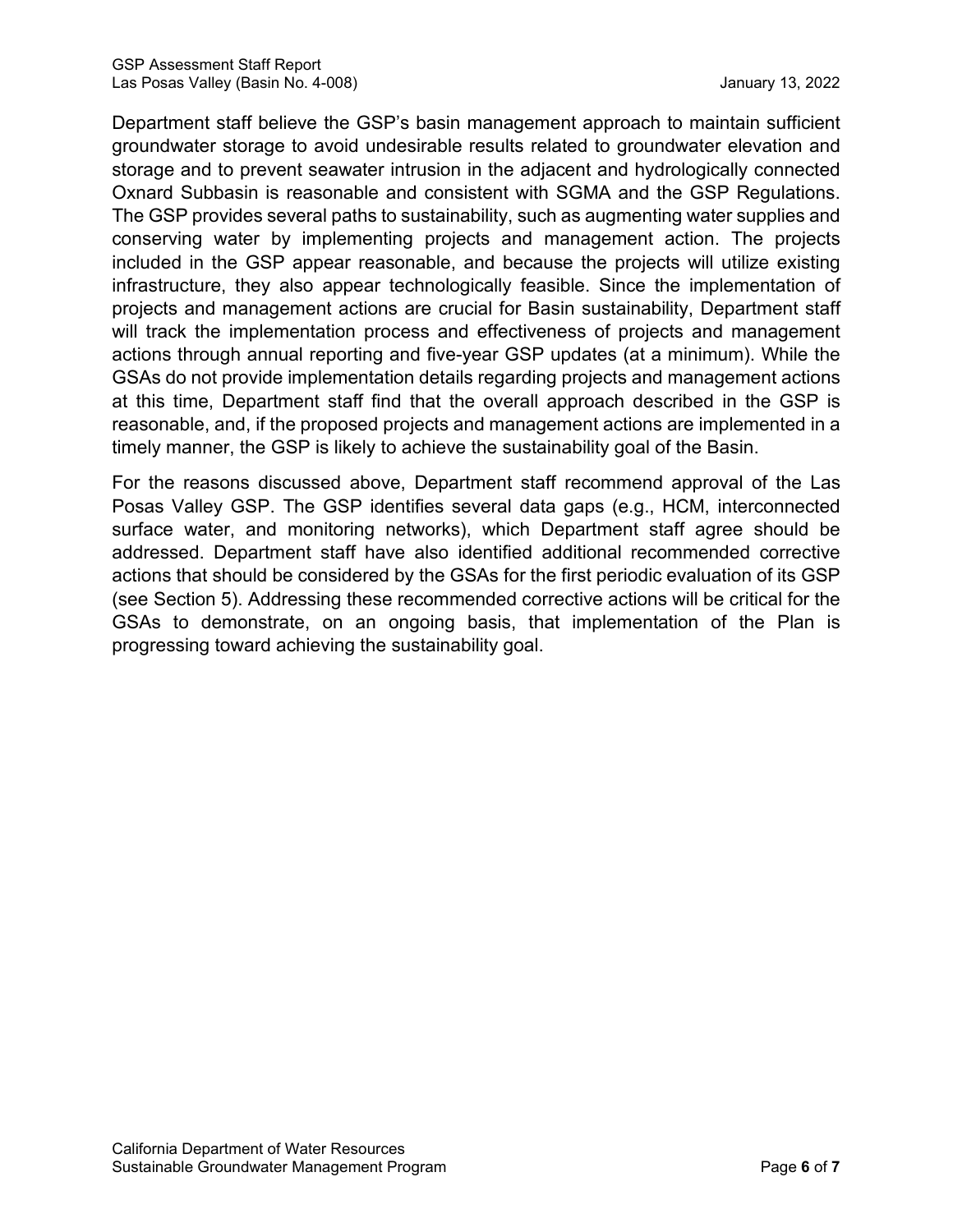Department staff believe the GSP's basin management approach to maintain sufficient groundwater storage to avoid undesirable results related to groundwater elevation and storage and to prevent seawater intrusion in the adjacent and hydrologically connected Oxnard Subbasin is reasonable and consistent with SGMA and the GSP Regulations. The GSP provides several paths to sustainability, such as augmenting water supplies and conserving water by implementing projects and management action. The projects included in the GSP appear reasonable, and because the projects will utilize existing infrastructure, they also appear technologically feasible. Since the implementation of projects and management actions are crucial for Basin sustainability, Department staff will track the implementation process and effectiveness of projects and management actions through annual reporting and five-year GSP updates (at a minimum). While the GSAs do not provide implementation details regarding projects and management actions at this time, Department staff find that the overall approach described in the GSP is reasonable, and, if the proposed projects and management actions are implemented in a timely manner, the GSP is likely to achieve the sustainability goal of the Basin.

For the reasons discussed above, Department staff recommend approval of the Las Posas Valley GSP. The GSP identifies several data gaps (e.g., HCM, interconnected surface water, and monitoring networks), which Department staff agree should be addressed. Department staff have also identified additional recommended corrective actions that should be considered by the GSAs for the first periodic evaluation of its GSP (see Section 5). Addressing these recommended corrective actions will be critical for the GSAs to demonstrate, on an ongoing basis, that implementation of the Plan is progressing toward achieving the sustainability goal.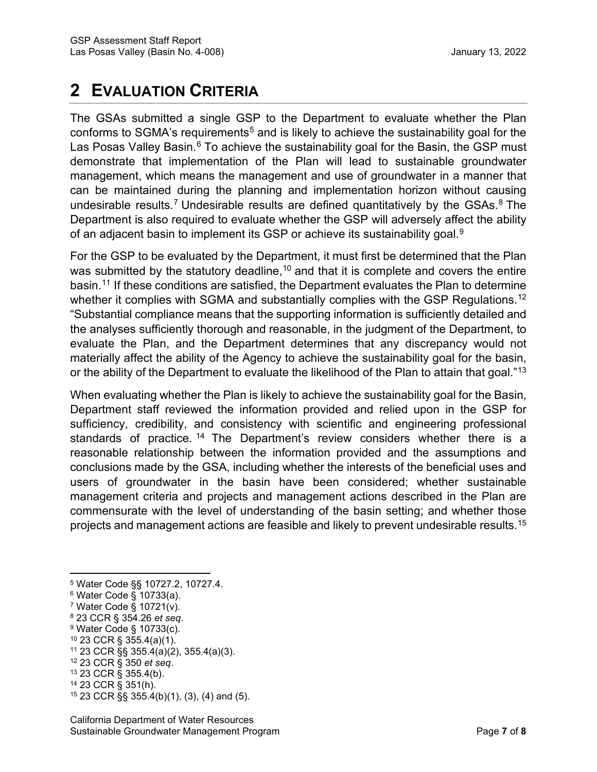# 2 EVALUATION CRITERIA

The GSAs submitted a single GSP to the Department to evaluate whether the Plan conforms to SGMA's requirements[5] and is likely to achieve the sustainability goal for the Las Posas Valley Basin.[6] To achieve the sustainability goal for the Basin, the GSP must demonstrate that implementation of the Plan will lead to sustainable groundwater management, which means the management and use of groundwater in a manner that can be maintained during the planning and implementation horizon without causing undesirable results.[7] Undesirable results are defined quantitatively by the GSAs.[8] The Department is also required to evaluate whether the GSP will adversely affect the ability of an adjacent basin to implement its GSP or achieve its sustainability goal.[9]

For the GSP to be evaluated by the Department, it must first be determined that the Plan was submitted by the statutory deadline,[10] and that it is complete and covers the entire basin.[11] If these conditions are satisfied, the Department evaluates the Plan to determine whether it complies with SGMA and substantially complies with the GSP Regulations.[12] "Substantial compliance means that the supporting information is sufficiently detailed and the analyses sufficiently thorough and reasonable, in the judgment of the Department, to evaluate the Plan, and the Department determines that any discrepancy would not materially affect the ability of the Agency to achieve the sustainability goal for the basin, or the ability of the Department to evaluate the likelihood of the Plan to attain that goal."[13]

When evaluating whether the Plan is likely to achieve the sustainability goal for the Basin, Department staff reviewed the information provided and relied upon in the GSP for sufficiency, credibility, and consistency with scientific and engineering professional standards of practice.[14] The Department's review considers whether there is a reasonable relationship between the information provided and the assumptions and conclusions made by the GSA, including whether the interests of the beneficial uses and users of groundwater in the basin have been considered; whether sustainable management criteria and projects and management actions described in the Plan are commensurate with the level of understanding of the basin setting; and whether those projects and management actions are feasible and likely to prevent undesirable results.[15]

---

[5] Water Code §§ 10727.2, 10727.4.
[6] Water Code § 10733(a).
[7] Water Code § 10721(v).
[8] 23 CCR § 354.26 *et seq*.
[9] Water Code § 10733(c).
[10] 23 CCR § 355.4(a)(1).
[11] 23 CCR §§ 355.4(a)(2), 355.4(a)(3).
[12] 23 CCR § 350 *et seq*.
[13] 23 CCR § 355.4(b).
[14] 23 CCR § 351(h).
[15] 23 CCR §§ 355.4(b)(1), (3), (4) and (5).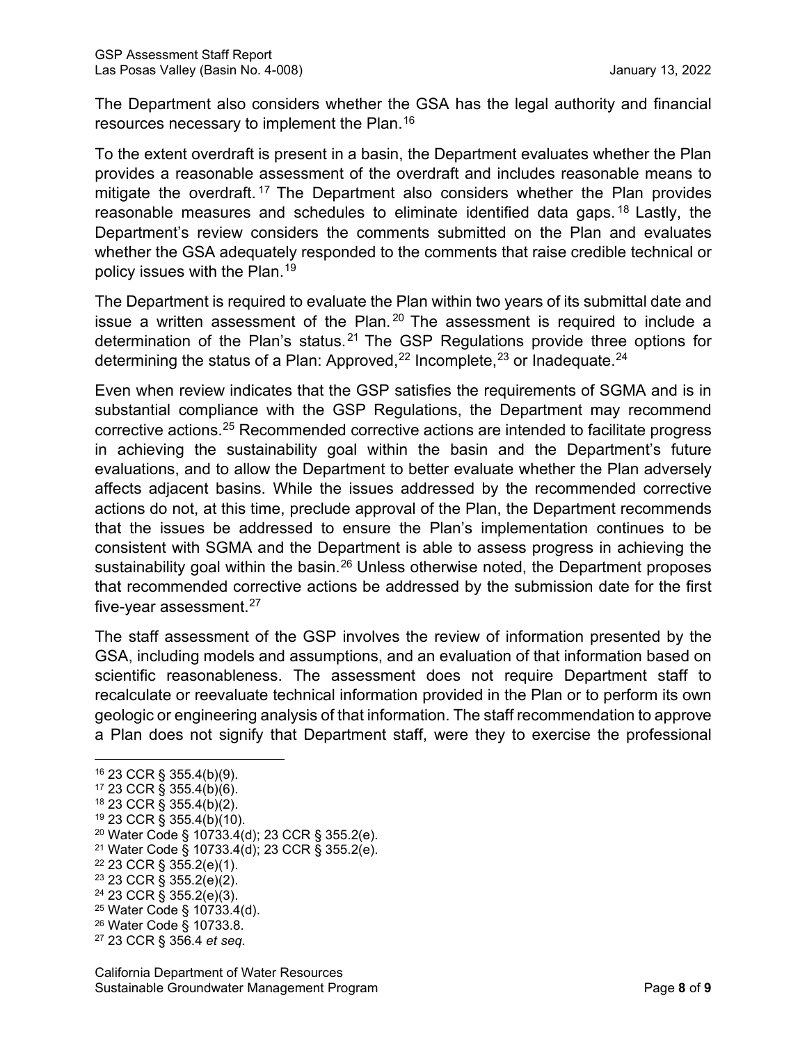The Department also considers whether the GSA has the legal authority and financial resources necessary to implement the Plan.[16]

To the extent overdraft is present in a basin, the Department evaluates whether the Plan provides a reasonable assessment of the overdraft and includes reasonable means to mitigate the overdraft.[17] The Department also considers whether the Plan provides reasonable measures and schedules to eliminate identified data gaps.[18] Lastly, the Department's review considers the comments submitted on the Plan and evaluates whether the GSA adequately responded to the comments that raise credible technical or policy issues with the Plan.[19]

The Department is required to evaluate the Plan within two years of its submittal date and issue a written assessment of the Plan.[20] The assessment is required to include a determination of the Plan's status.[21] The GSP Regulations provide three options for determining the status of a Plan: Approved,[22] Incomplete,[23] or Inadequate.[24]

Even when review indicates that the GSP satisfies the requirements of SGMA and is in substantial compliance with the GSP Regulations, the Department may recommend corrective actions.[25] Recommended corrective actions are intended to facilitate progress in achieving the sustainability goal within the basin and the Department's future evaluations, and to allow the Department to better evaluate whether the Plan adversely affects adjacent basins. While the issues addressed by the recommended corrective actions do not, at this time, preclude approval of the Plan, the Department recommends that the issues be addressed to ensure the Plan's implementation continues to be consistent with SGMA and the Department is able to assess progress in achieving the sustainability goal within the basin.[26] Unless otherwise noted, the Department proposes that recommended corrective actions be addressed by the submission date for the first five-year assessment.[27]

The staff assessment of the GSP involves the review of information presented by the GSA, including models and assumptions, and an evaluation of that information based on scientific reasonableness. The assessment does not require Department staff to recalculate or reevaluate technical information provided in the Plan or to perform its own geologic or engineering analysis of that information. The staff recommendation to approve a Plan does not signify that Department staff, were they to exercise the professional

---

[16] 23 CCR § 355.4(b)(9).
[17] 23 CCR § 355.4(b)(6).
[18] 23 CCR § 355.4(b)(2).
[19] 23 CCR § 355.4(b)(10).
[20] Water Code § 10733.4(d); 23 CCR § 355.2(e).
[21] Water Code § 10733.4(d); 23 CCR § 355.2(e).
[22] 23 CCR § 355.2(e)(1).
[23] 23 CCR § 355.2(e)(2).
[24] 23 CCR § 355.2(e)(3).
[25] Water Code § 10733.4(d).
[26] Water Code § 10733.8.
[27] 23 CCR § 356.4 *et seq.*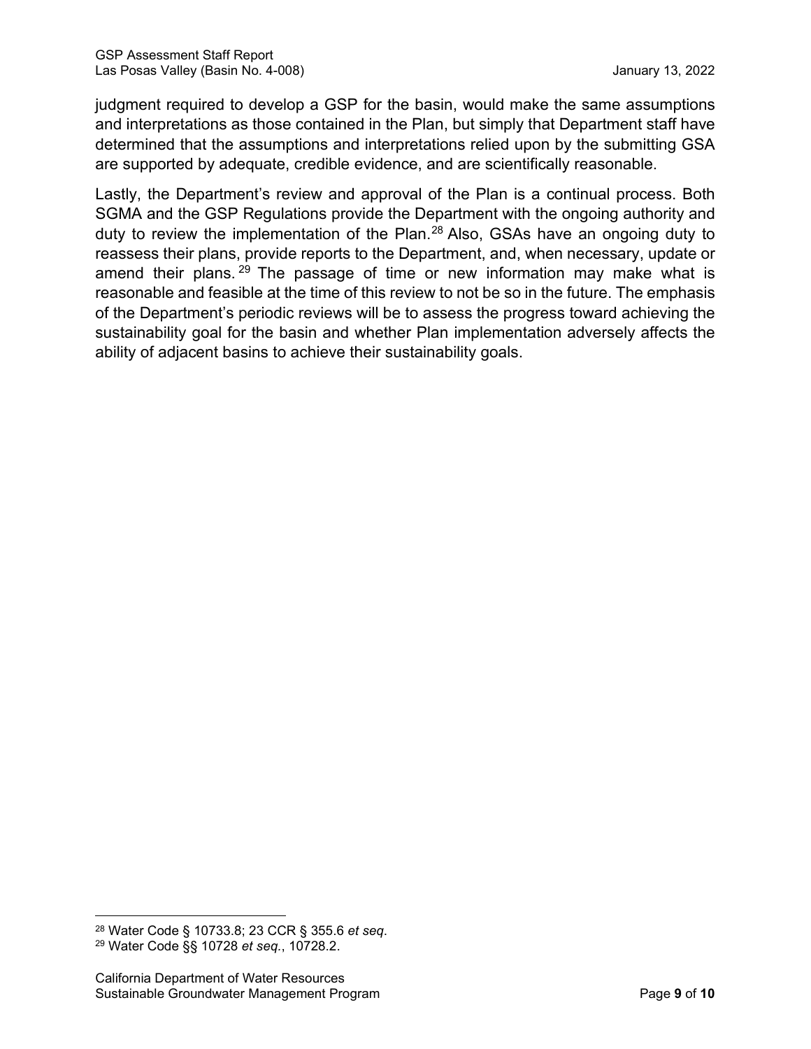judgment required to develop a GSP for the basin, would make the same assumptions and interpretations as those contained in the Plan, but simply that Department staff have determined that the assumptions and interpretations relied upon by the submitting GSA are supported by adequate, credible evidence, and are scientifically reasonable.

Lastly, the Department's review and approval of the Plan is a continual process. Both SGMA and the GSP Regulations provide the Department with the ongoing authority and duty to review the implementation of the Plan.[28] Also, GSAs have an ongoing duty to reassess their plans, provide reports to the Department, and, when necessary, update or amend their plans.[29] The passage of time or new information may make what is reasonable and feasible at the time of this review to not be so in the future. The emphasis of the Department's periodic reviews will be to assess the progress toward achieving the sustainability goal for the basin and whether Plan implementation adversely affects the ability of adjacent basins to achieve their sustainability goals.

---

[28] Water Code § 10733.8; 23 CCR § 355.6 *et seq*.

[29] Water Code §§ 10728 *et seq.*, 10728.2.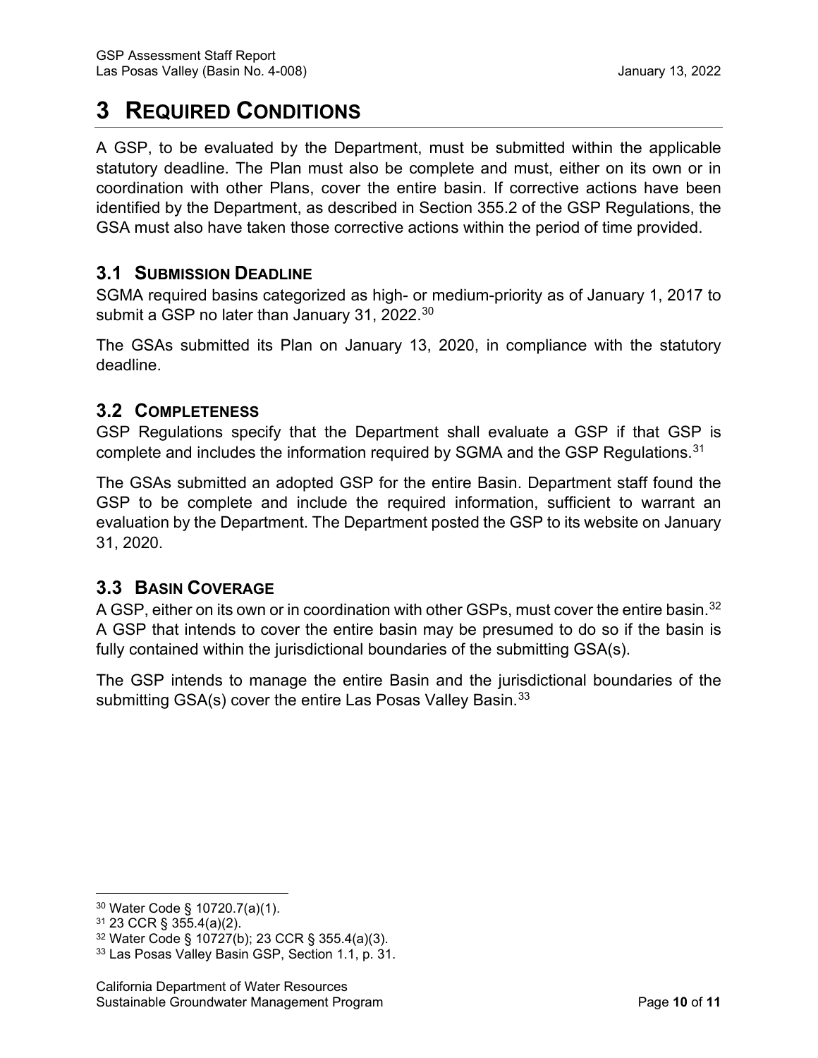# 3 REQUIRED CONDITIONS

A GSP, to be evaluated by the Department, must be submitted within the applicable statutory deadline. The Plan must also be complete and must, either on its own or in coordination with other Plans, cover the entire basin. If corrective actions have been identified by the Department, as described in Section 355.2 of the GSP Regulations, the GSA must also have taken those corrective actions within the period of time provided.

## 3.1 SUBMISSION DEADLINE

SGMA required basins categorized as high- or medium-priority as of January 1, 2017 to submit a GSP no later than January 31, 2022.[30]

The GSAs submitted its Plan on January 13, 2020, in compliance with the statutory deadline.

## 3.2 COMPLETENESS

GSP Regulations specify that the Department shall evaluate a GSP if that GSP is complete and includes the information required by SGMA and the GSP Regulations.[31]

The GSAs submitted an adopted GSP for the entire Basin. Department staff found the GSP to be complete and include the required information, sufficient to warrant an evaluation by the Department. The Department posted the GSP to its website on January 31, 2020.

## 3.3 BASIN COVERAGE

A GSP, either on its own or in coordination with other GSPs, must cover the entire basin.[32] A GSP that intends to cover the entire basin may be presumed to do so if the basin is fully contained within the jurisdictional boundaries of the submitting GSA(s).

The GSP intends to manage the entire Basin and the jurisdictional boundaries of the submitting GSA(s) cover the entire Las Posas Valley Basin.[33]

---

[30] Water Code § 10720.7(a)(1).
[31] 23 CCR § 355.4(a)(2).
[32] Water Code § 10727(b); 23 CCR § 355.4(a)(3).
[33] Las Posas Valley Basin GSP, Section 1.1, p. 31.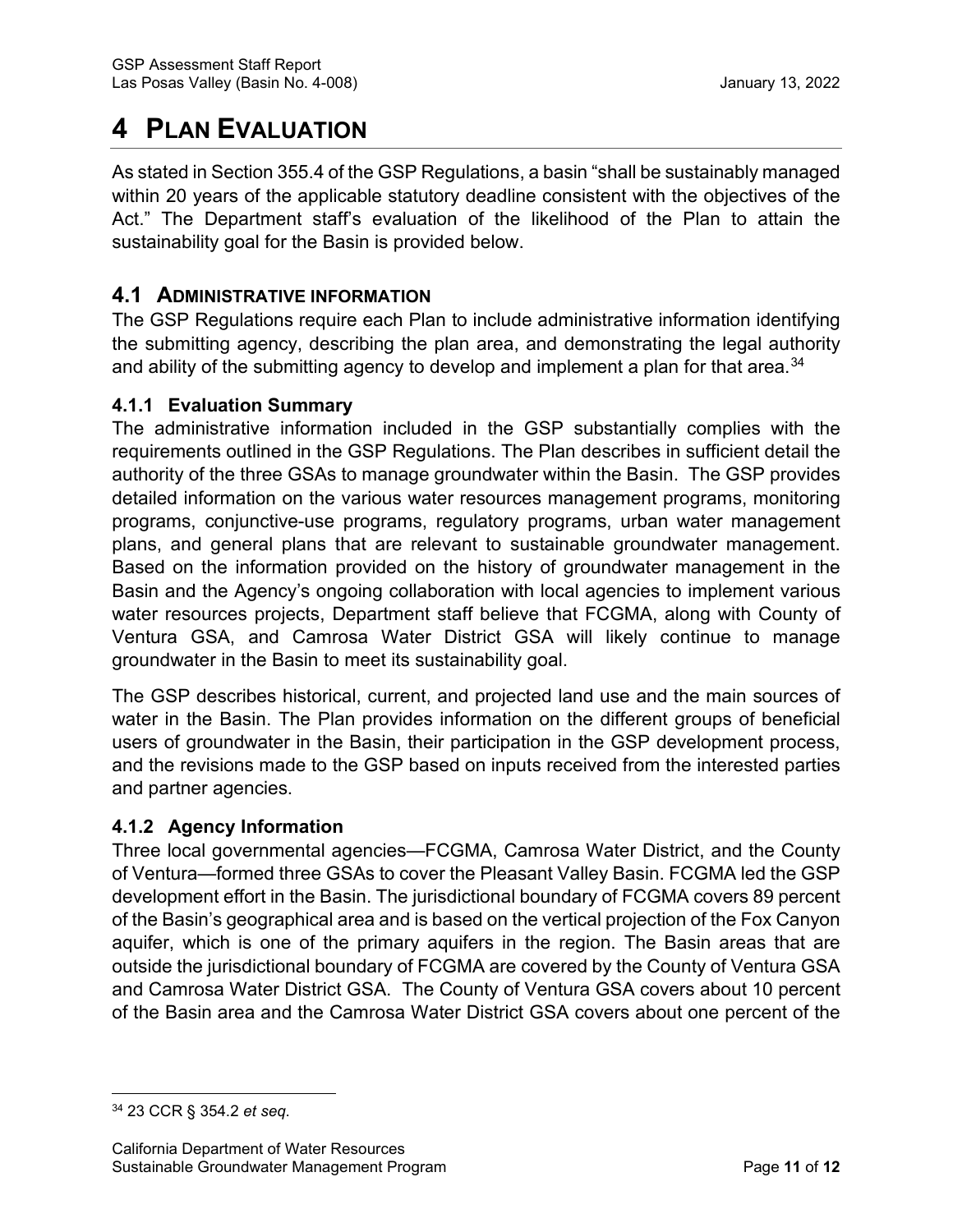# 4 Plan Evaluation

As stated in Section 355.4 of the GSP Regulations, a basin "shall be sustainably managed within 20 years of the applicable statutory deadline consistent with the objectives of the Act." The Department staff's evaluation of the likelihood of the Plan to attain the sustainability goal for the Basin is provided below.

## 4.1 Administrative information

The GSP Regulations require each Plan to include administrative information identifying the submitting agency, describing the plan area, and demonstrating the legal authority and ability of the submitting agency to develop and implement a plan for that area.[34]

### 4.1.1 Evaluation Summary

The administrative information included in the GSP substantially complies with the requirements outlined in the GSP Regulations. The Plan describes in sufficient detail the authority of the three GSAs to manage groundwater within the Basin. The GSP provides detailed information on the various water resources management programs, monitoring programs, conjunctive-use programs, regulatory programs, urban water management plans, and general plans that are relevant to sustainable groundwater management. Based on the information provided on the history of groundwater management in the Basin and the Agency's ongoing collaboration with local agencies to implement various water resources projects, Department staff believe that FCGMA, along with County of Ventura GSA, and Camrosa Water District GSA will likely continue to manage groundwater in the Basin to meet its sustainability goal.

The GSP describes historical, current, and projected land use and the main sources of water in the Basin. The Plan provides information on the different groups of beneficial users of groundwater in the Basin, their participation in the GSP development process, and the revisions made to the GSP based on inputs received from the interested parties and partner agencies.

### 4.1.2 Agency Information

Three local governmental agencies—FCGMA, Camrosa Water District, and the County of Ventura—formed three GSAs to cover the Pleasant Valley Basin. FCGMA led the GSP development effort in the Basin. The jurisdictional boundary of FCGMA covers 89 percent of the Basin's geographical area and is based on the vertical projection of the Fox Canyon aquifer, which is one of the primary aquifers in the region. The Basin areas that are outside the jurisdictional boundary of FCGMA are covered by the County of Ventura GSA and Camrosa Water District GSA. The County of Ventura GSA covers about 10 percent of the Basin area and the Camrosa Water District GSA covers about one percent of the

[34] 23 CCR § 354.2 *et seq.*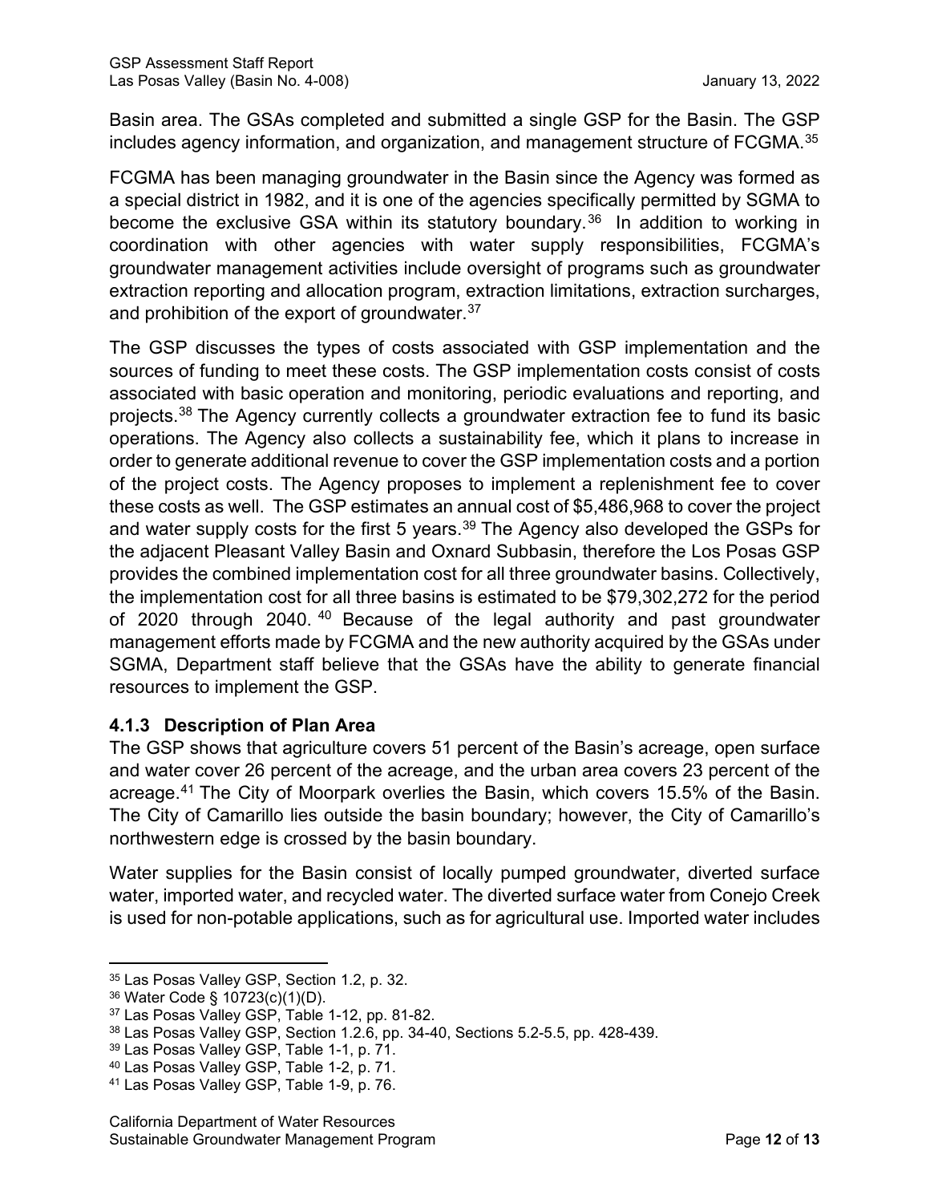Basin area. The GSAs completed and submitted a single GSP for the Basin. The GSP includes agency information, and organization, and management structure of FCGMA.[35]

FCGMA has been managing groundwater in the Basin since the Agency was formed as a special district in 1982, and it is one of the agencies specifically permitted by SGMA to become the exclusive GSA within its statutory boundary.[36] In addition to working in coordination with other agencies with water supply responsibilities, FCGMA's groundwater management activities include oversight of programs such as groundwater extraction reporting and allocation program, extraction limitations, extraction surcharges, and prohibition of the export of groundwater.[37]

The GSP discusses the types of costs associated with GSP implementation and the sources of funding to meet these costs. The GSP implementation costs consist of costs associated with basic operation and monitoring, periodic evaluations and reporting, and projects.[38] The Agency currently collects a groundwater extraction fee to fund its basic operations. The Agency also collects a sustainability fee, which it plans to increase in order to generate additional revenue to cover the GSP implementation costs and a portion of the project costs. The Agency proposes to implement a replenishment fee to cover these costs as well. The GSP estimates an annual cost of $5,486,968 to cover the project and water supply costs for the first 5 years.[39] The Agency also developed the GSPs for the adjacent Pleasant Valley Basin and Oxnard Subbasin, therefore the Los Posas GSP provides the combined implementation cost for all three groundwater basins. Collectively, the implementation cost for all three basins is estimated to be $79,302,272 for the period of 2020 through 2040.[40] Because of the legal authority and past groundwater management efforts made by FCGMA and the new authority acquired by the GSAs under SGMA, Department staff believe that the GSAs have the ability to generate financial resources to implement the GSP.

### 4.1.3 Description of Plan Area

The GSP shows that agriculture covers 51 percent of the Basin's acreage, open surface and water cover 26 percent of the acreage, and the urban area covers 23 percent of the acreage.[41] The City of Moorpark overlies the Basin, which covers 15.5% of the Basin. The City of Camarillo lies outside the basin boundary; however, the City of Camarillo's northwestern edge is crossed by the basin boundary.

Water supplies for the Basin consist of locally pumped groundwater, diverted surface water, imported water, and recycled water. The diverted surface water from Conejo Creek is used for non-potable applications, such as for agricultural use. Imported water includes

---

[35] Las Posas Valley GSP, Section 1.2, p. 32.

[36] Water Code § 10723(c)(1)(D).

[37] Las Posas Valley GSP, Table 1-12, pp. 81-82.

[38] Las Posas Valley GSP, Section 1.2.6, pp. 34-40, Sections 5.2-5.5, pp. 428-439.

[39] Las Posas Valley GSP, Table 1-1, p. 71.

[40] Las Posas Valley GSP, Table 1-2, p. 71.

[41] Las Posas Valley GSP, Table 1-9, p. 76.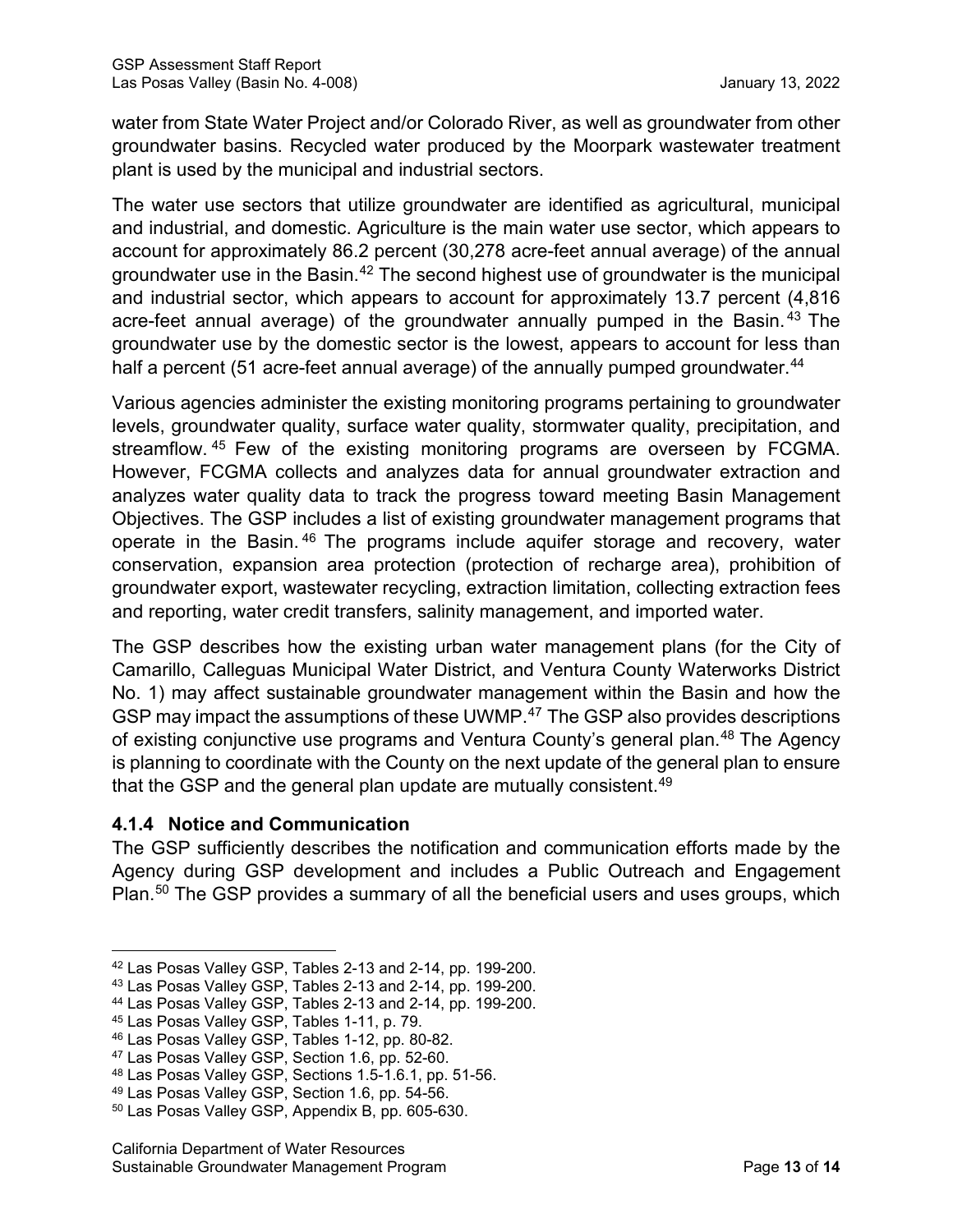water from State Water Project and/or Colorado River, as well as groundwater from other groundwater basins. Recycled water produced by the Moorpark wastewater treatment plant is used by the municipal and industrial sectors.

The water use sectors that utilize groundwater are identified as agricultural, municipal and industrial, and domestic. Agriculture is the main water use sector, which appears to account for approximately 86.2 percent (30,278 acre-feet annual average) of the annual groundwater use in the Basin.[42] The second highest use of groundwater is the municipal and industrial sector, which appears to account for approximately 13.7 percent (4,816 acre-feet annual average) of the groundwater annually pumped in the Basin.[43] The groundwater use by the domestic sector is the lowest, appears to account for less than half a percent (51 acre-feet annual average) of the annually pumped groundwater.[44]

Various agencies administer the existing monitoring programs pertaining to groundwater levels, groundwater quality, surface water quality, stormwater quality, precipitation, and streamflow.[45] Few of the existing monitoring programs are overseen by FCGMA. However, FCGMA collects and analyzes data for annual groundwater extraction and analyzes water quality data to track the progress toward meeting Basin Management Objectives. The GSP includes a list of existing groundwater management programs that operate in the Basin.[46] The programs include aquifer storage and recovery, water conservation, expansion area protection (protection of recharge area), prohibition of groundwater export, wastewater recycling, extraction limitation, collecting extraction fees and reporting, water credit transfers, salinity management, and imported water.

The GSP describes how the existing urban water management plans (for the City of Camarillo, Calleguas Municipal Water District, and Ventura County Waterworks District No. 1) may affect sustainable groundwater management within the Basin and how the GSP may impact the assumptions of these UWMP.[47] The GSP also provides descriptions of existing conjunctive use programs and Ventura County's general plan.[48] The Agency is planning to coordinate with the County on the next update of the general plan to ensure that the GSP and the general plan update are mutually consistent.[49]

### 4.1.4 Notice and Communication

The GSP sufficiently describes the notification and communication efforts made by the Agency during GSP development and includes a Public Outreach and Engagement Plan.[50] The GSP provides a summary of all the beneficial users and uses groups, which

---

[42] Las Posas Valley GSP, Tables 2-13 and 2-14, pp. 199-200.
[43] Las Posas Valley GSP, Tables 2-13 and 2-14, pp. 199-200.
[44] Las Posas Valley GSP, Tables 2-13 and 2-14, pp. 199-200.
[45] Las Posas Valley GSP, Tables 1-11, p. 79.
[46] Las Posas Valley GSP, Tables 1-12, pp. 80-82.
[47] Las Posas Valley GSP, Section 1.6, pp. 52-60.
[48] Las Posas Valley GSP, Sections 1.5-1.6.1, pp. 51-56.
[49] Las Posas Valley GSP, Section 1.6, pp. 54-56.
[50] Las Posas Valley GSP, Appendix B, pp. 605-630.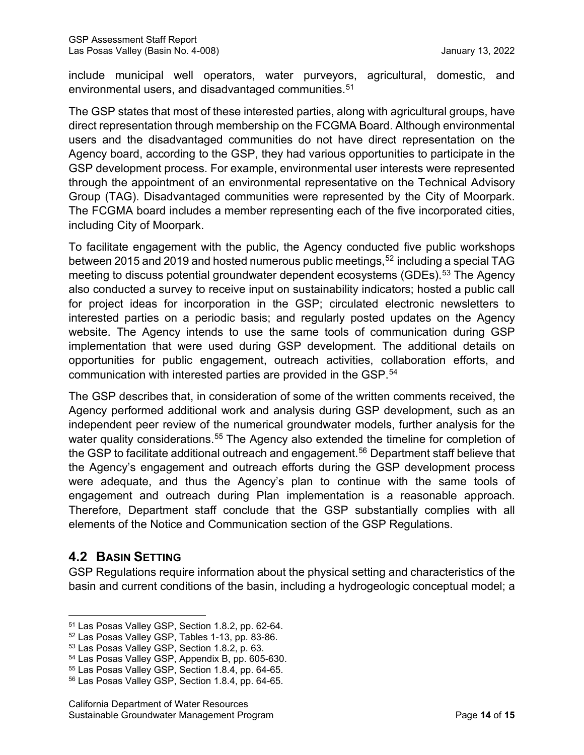include municipal well operators, water purveyors, agricultural, domestic, and environmental users, and disadvantaged communities.[51]

The GSP states that most of these interested parties, along with agricultural groups, have direct representation through membership on the FCGMA Board. Although environmental users and the disadvantaged communities do not have direct representation on the Agency board, according to the GSP, they had various opportunities to participate in the GSP development process. For example, environmental user interests were represented through the appointment of an environmental representative on the Technical Advisory Group (TAG). Disadvantaged communities were represented by the City of Moorpark. The FCGMA board includes a member representing each of the five incorporated cities, including City of Moorpark.

To facilitate engagement with the public, the Agency conducted five public workshops between 2015 and 2019 and hosted numerous public meetings,[52] including a special TAG meeting to discuss potential groundwater dependent ecosystems (GDEs).[53] The Agency also conducted a survey to receive input on sustainability indicators; hosted a public call for project ideas for incorporation in the GSP; circulated electronic newsletters to interested parties on a periodic basis; and regularly posted updates on the Agency website. The Agency intends to use the same tools of communication during GSP implementation that were used during GSP development. The additional details on opportunities for public engagement, outreach activities, collaboration efforts, and communication with interested parties are provided in the GSP.[54]

The GSP describes that, in consideration of some of the written comments received, the Agency performed additional work and analysis during GSP development, such as an independent peer review of the numerical groundwater models, further analysis for the water quality considerations.[55] The Agency also extended the timeline for completion of the GSP to facilitate additional outreach and engagement.[56] Department staff believe that the Agency's engagement and outreach efforts during the GSP development process were adequate, and thus the Agency's plan to continue with the same tools of engagement and outreach during Plan implementation is a reasonable approach. Therefore, Department staff conclude that the GSP substantially complies with all elements of the Notice and Communication section of the GSP Regulations.

## 4.2 Basin Setting

GSP Regulations require information about the physical setting and characteristics of the basin and current conditions of the basin, including a hydrogeologic conceptual model; a

---

[51] Las Posas Valley GSP, Section 1.8.2, pp. 62-64.

[52] Las Posas Valley GSP, Tables 1-13, pp. 83-86.

[53] Las Posas Valley GSP, Section 1.8.2, p. 63.

[54] Las Posas Valley GSP, Appendix B, pp. 605-630.

[55] Las Posas Valley GSP, Section 1.8.4, pp. 64-65.

[56] Las Posas Valley GSP, Section 1.8.4, pp. 64-65.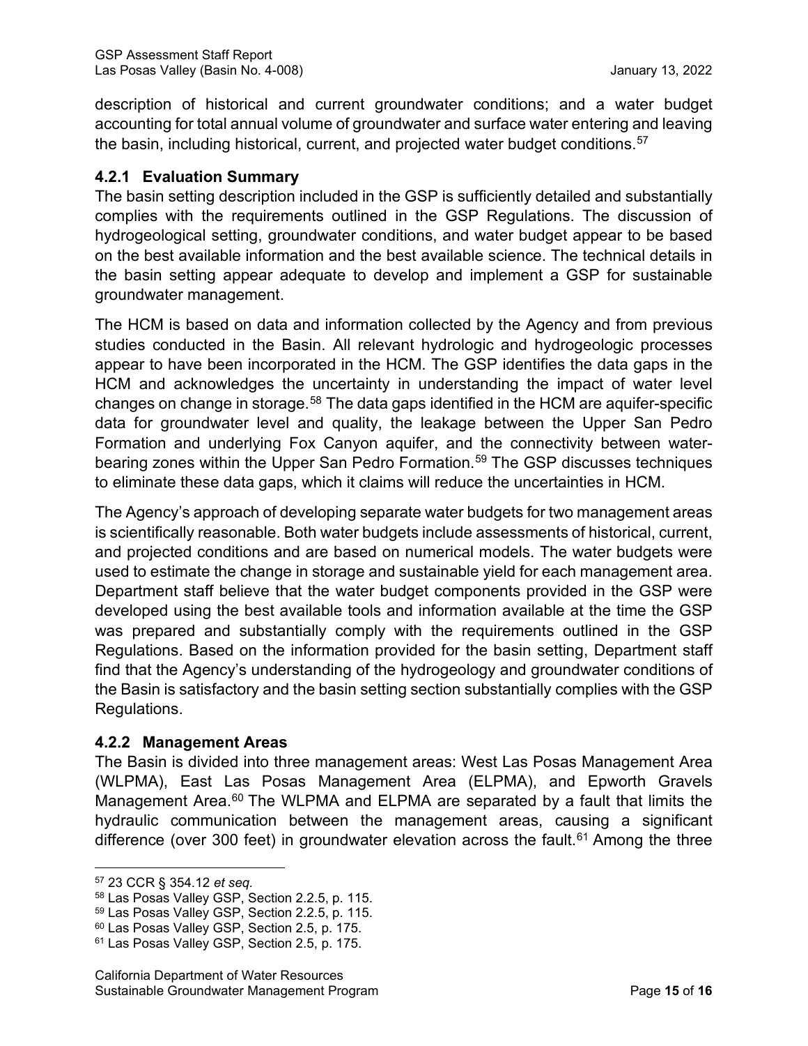description of historical and current groundwater conditions; and a water budget accounting for total annual volume of groundwater and surface water entering and leaving the basin, including historical, current, and projected water budget conditions.[57]

### 4.2.1 Evaluation Summary

The basin setting description included in the GSP is sufficiently detailed and substantially complies with the requirements outlined in the GSP Regulations. The discussion of hydrogeological setting, groundwater conditions, and water budget appear to be based on the best available information and the best available science. The technical details in the basin setting appear adequate to develop and implement a GSP for sustainable groundwater management.

The HCM is based on data and information collected by the Agency and from previous studies conducted in the Basin. All relevant hydrologic and hydrogeologic processes appear to have been incorporated in the HCM. The GSP identifies the data gaps in the HCM and acknowledges the uncertainty in understanding the impact of water level changes on change in storage.[58] The data gaps identified in the HCM are aquifer-specific data for groundwater level and quality, the leakage between the Upper San Pedro Formation and underlying Fox Canyon aquifer, and the connectivity between water-bearing zones within the Upper San Pedro Formation.[59] The GSP discusses techniques to eliminate these data gaps, which it claims will reduce the uncertainties in HCM.

The Agency's approach of developing separate water budgets for two management areas is scientifically reasonable. Both water budgets include assessments of historical, current, and projected conditions and are based on numerical models. The water budgets were used to estimate the change in storage and sustainable yield for each management area. Department staff believe that the water budget components provided in the GSP were developed using the best available tools and information available at the time the GSP was prepared and substantially comply with the requirements outlined in the GSP Regulations. Based on the information provided for the basin setting, Department staff find that the Agency's understanding of the hydrogeology and groundwater conditions of the Basin is satisfactory and the basin setting section substantially complies with the GSP Regulations.

### 4.2.2 Management Areas

The Basin is divided into three management areas: West Las Posas Management Area (WLPMA), East Las Posas Management Area (ELPMA), and Epworth Gravels Management Area.[60] The WLPMA and ELPMA are separated by a fault that limits the hydraulic communication between the management areas, causing a significant difference (over 300 feet) in groundwater elevation across the fault.[61] Among the three

---

[57] 23 CCR § 354.12 *et seq.*

[58] Las Posas Valley GSP, Section 2.2.5, p. 115.

[59] Las Posas Valley GSP, Section 2.2.5, p. 115.

[60] Las Posas Valley GSP, Section 2.5, p. 175.

[61] Las Posas Valley GSP, Section 2.5, p. 175.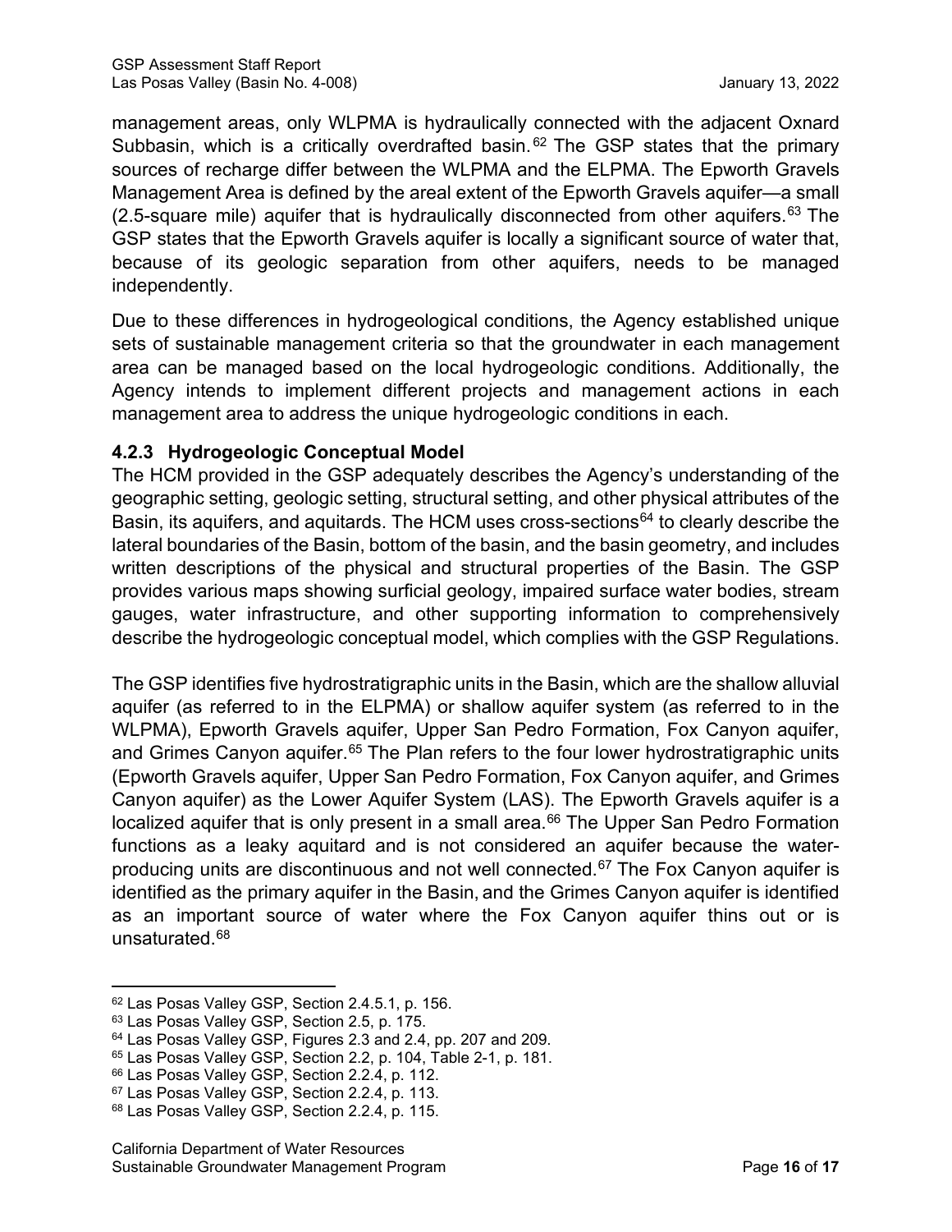management areas, only WLPMA is hydraulically connected with the adjacent Oxnard Subbasin, which is a critically overdrafted basin.[62] The GSP states that the primary sources of recharge differ between the WLPMA and the ELPMA. The Epworth Gravels Management Area is defined by the areal extent of the Epworth Gravels aquifer—a small (2.5-square mile) aquifer that is hydraulically disconnected from other aquifers.[63] The GSP states that the Epworth Gravels aquifer is locally a significant source of water that, because of its geologic separation from other aquifers, needs to be managed independently.

Due to these differences in hydrogeological conditions, the Agency established unique sets of sustainable management criteria so that the groundwater in each management area can be managed based on the local hydrogeologic conditions. Additionally, the Agency intends to implement different projects and management actions in each management area to address the unique hydrogeologic conditions in each.

### 4.2.3 Hydrogeologic Conceptual Model

The HCM provided in the GSP adequately describes the Agency's understanding of the geographic setting, geologic setting, structural setting, and other physical attributes of the Basin, its aquifers, and aquitards. The HCM uses cross-sections[64] to clearly describe the lateral boundaries of the Basin, bottom of the basin, and the basin geometry, and includes written descriptions of the physical and structural properties of the Basin. The GSP provides various maps showing surficial geology, impaired surface water bodies, stream gauges, water infrastructure, and other supporting information to comprehensively describe the hydrogeologic conceptual model, which complies with the GSP Regulations.

The GSP identifies five hydrostratigraphic units in the Basin, which are the shallow alluvial aquifer (as referred to in the ELPMA) or shallow aquifer system (as referred to in the WLPMA), Epworth Gravels aquifer, Upper San Pedro Formation, Fox Canyon aquifer, and Grimes Canyon aquifer.[65] The Plan refers to the four lower hydrostratigraphic units (Epworth Gravels aquifer, Upper San Pedro Formation, Fox Canyon aquifer, and Grimes Canyon aquifer) as the Lower Aquifer System (LAS). The Epworth Gravels aquifer is a localized aquifer that is only present in a small area.[66] The Upper San Pedro Formation functions as a leaky aquitard and is not considered an aquifer because the water-producing units are discontinuous and not well connected.[67] The Fox Canyon aquifer is identified as the primary aquifer in the Basin, and the Grimes Canyon aquifer is identified as an important source of water where the Fox Canyon aquifer thins out or is unsaturated.[68]

---

[62] Las Posas Valley GSP, Section 2.4.5.1, p. 156.
[63] Las Posas Valley GSP, Section 2.5, p. 175.
[64] Las Posas Valley GSP, Figures 2.3 and 2.4, pp. 207 and 209.
[65] Las Posas Valley GSP, Section 2.2, p. 104, Table 2-1, p. 181.
[66] Las Posas Valley GSP, Section 2.2.4, p. 112.
[67] Las Posas Valley GSP, Section 2.2.4, p. 113.
[68] Las Posas Valley GSP, Section 2.2.4, p. 115.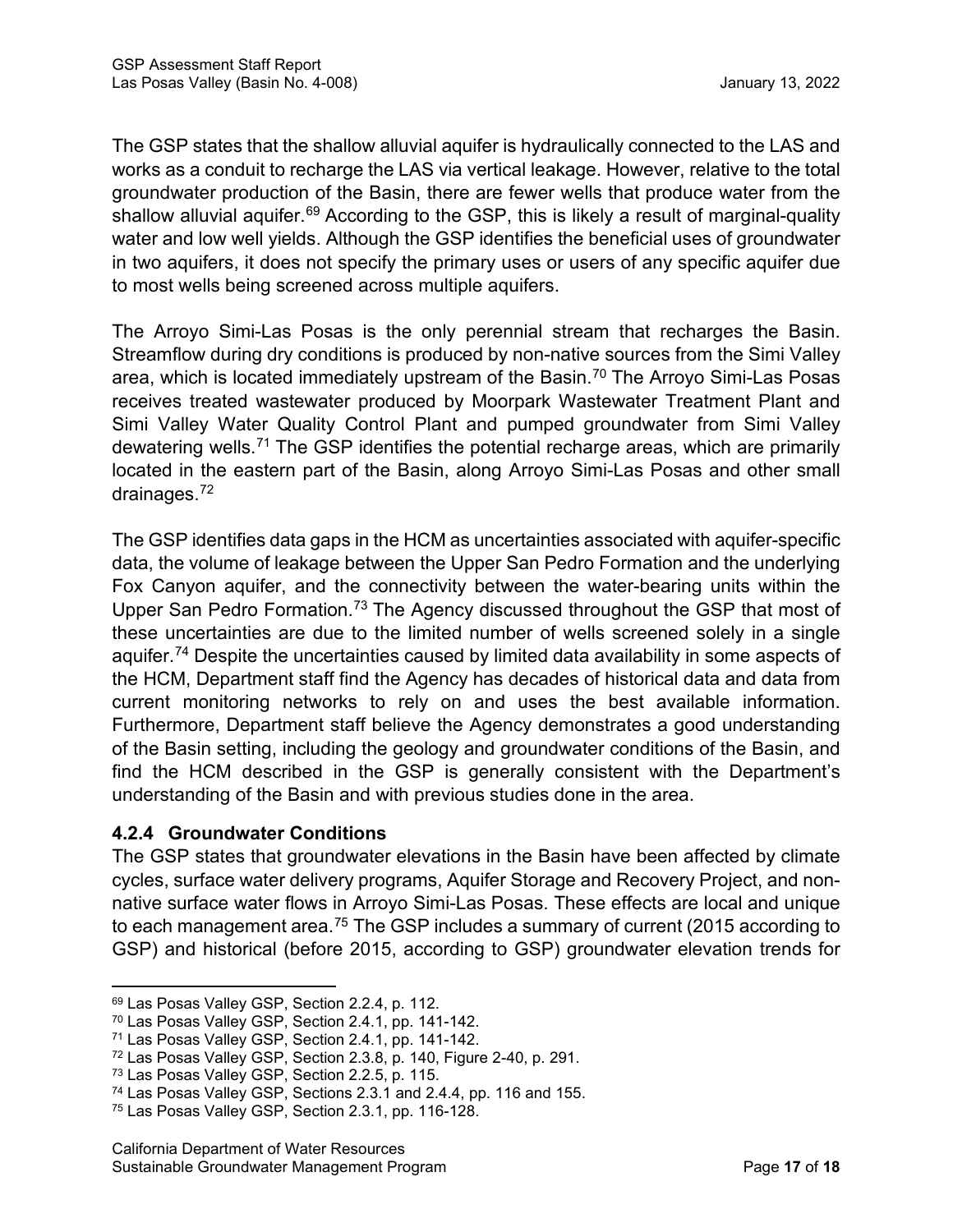The GSP states that the shallow alluvial aquifer is hydraulically connected to the LAS and works as a conduit to recharge the LAS via vertical leakage. However, relative to the total groundwater production of the Basin, there are fewer wells that produce water from the shallow alluvial aquifer.[69] According to the GSP, this is likely a result of marginal-quality water and low well yields. Although the GSP identifies the beneficial uses of groundwater in two aquifers, it does not specify the primary uses or users of any specific aquifer due to most wells being screened across multiple aquifers.

The Arroyo Simi-Las Posas is the only perennial stream that recharges the Basin. Streamflow during dry conditions is produced by non-native sources from the Simi Valley area, which is located immediately upstream of the Basin.[70] The Arroyo Simi-Las Posas receives treated wastewater produced by Moorpark Wastewater Treatment Plant and Simi Valley Water Quality Control Plant and pumped groundwater from Simi Valley dewatering wells.[71] The GSP identifies the potential recharge areas, which are primarily located in the eastern part of the Basin, along Arroyo Simi-Las Posas and other small drainages.[72]

The GSP identifies data gaps in the HCM as uncertainties associated with aquifer-specific data, the volume of leakage between the Upper San Pedro Formation and the underlying Fox Canyon aquifer, and the connectivity between the water-bearing units within the Upper San Pedro Formation.[73] The Agency discussed throughout the GSP that most of these uncertainties are due to the limited number of wells screened solely in a single aquifer.[74] Despite the uncertainties caused by limited data availability in some aspects of the HCM, Department staff find the Agency has decades of historical data and data from current monitoring networks to rely on and uses the best available information. Furthermore, Department staff believe the Agency demonstrates a good understanding of the Basin setting, including the geology and groundwater conditions of the Basin, and find the HCM described in the GSP is generally consistent with the Department's understanding of the Basin and with previous studies done in the area.

### 4.2.4 Groundwater Conditions

The GSP states that groundwater elevations in the Basin have been affected by climate cycles, surface water delivery programs, Aquifer Storage and Recovery Project, and non-native surface water flows in Arroyo Simi-Las Posas. These effects are local and unique to each management area.[75] The GSP includes a summary of current (2015 according to GSP) and historical (before 2015, according to GSP) groundwater elevation trends for

---

[69] Las Posas Valley GSP, Section 2.2.4, p. 112.

[70] Las Posas Valley GSP, Section 2.4.1, pp. 141-142.

[71] Las Posas Valley GSP, Section 2.4.1, pp. 141-142.

[72] Las Posas Valley GSP, Section 2.3.8, p. 140, Figure 2-40, p. 291.

[73] Las Posas Valley GSP, Section 2.2.5, p. 115.

[74] Las Posas Valley GSP, Sections 2.3.1 and 2.4.4, pp. 116 and 155.

[75] Las Posas Valley GSP, Section 2.3.1, pp. 116-128.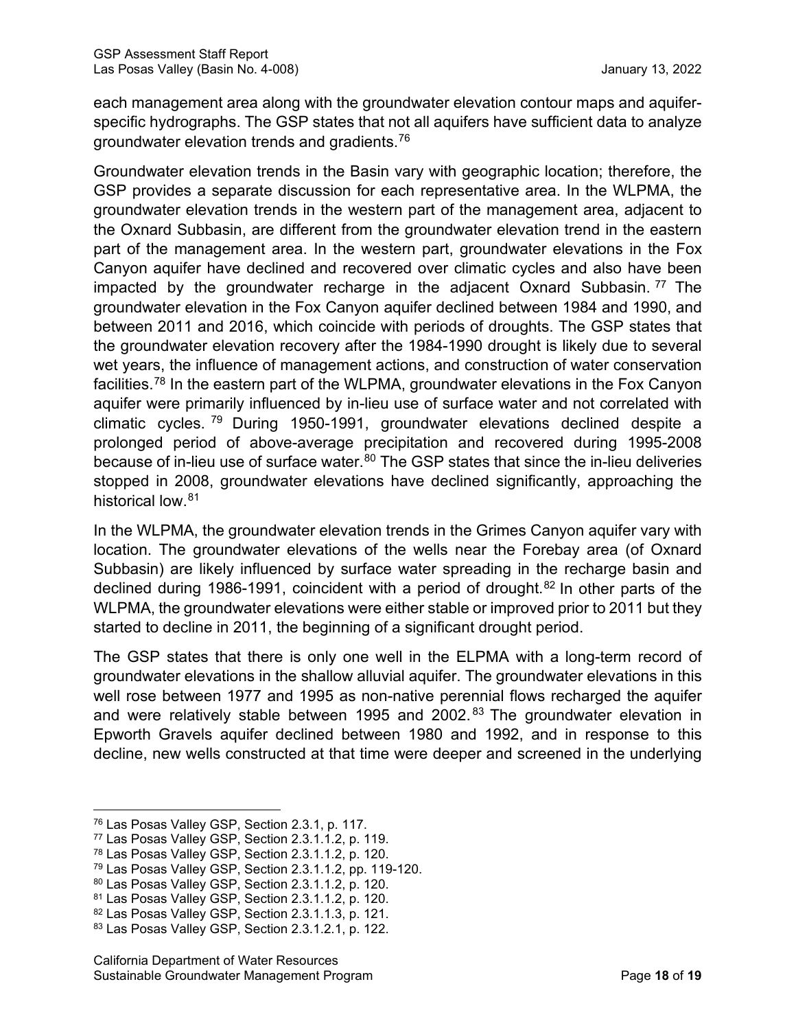each management area along with the groundwater elevation contour maps and aquifer-specific hydrographs. The GSP states that not all aquifers have sufficient data to analyze groundwater elevation trends and gradients.[76]

Groundwater elevation trends in the Basin vary with geographic location; therefore, the GSP provides a separate discussion for each representative area. In the WLPMA, the groundwater elevation trends in the western part of the management area, adjacent to the Oxnard Subbasin, are different from the groundwater elevation trend in the eastern part of the management area. In the western part, groundwater elevations in the Fox Canyon aquifer have declined and recovered over climatic cycles and also have been impacted by the groundwater recharge in the adjacent Oxnard Subbasin.[77] The groundwater elevation in the Fox Canyon aquifer declined between 1984 and 1990, and between 2011 and 2016, which coincide with periods of droughts. The GSP states that the groundwater elevation recovery after the 1984-1990 drought is likely due to several wet years, the influence of management actions, and construction of water conservation facilities.[78] In the eastern part of the WLPMA, groundwater elevations in the Fox Canyon aquifer were primarily influenced by in-lieu use of surface water and not correlated with climatic cycles.[79] During 1950-1991, groundwater elevations declined despite a prolonged period of above-average precipitation and recovered during 1995-2008 because of in-lieu use of surface water.[80] The GSP states that since the in-lieu deliveries stopped in 2008, groundwater elevations have declined significantly, approaching the historical low.[81]

In the WLPMA, the groundwater elevation trends in the Grimes Canyon aquifer vary with location. The groundwater elevations of the wells near the Forebay area (of Oxnard Subbasin) are likely influenced by surface water spreading in the recharge basin and declined during 1986-1991, coincident with a period of drought.[82] In other parts of the WLPMA, the groundwater elevations were either stable or improved prior to 2011 but they started to decline in 2011, the beginning of a significant drought period.

The GSP states that there is only one well in the ELPMA with a long-term record of groundwater elevations in the shallow alluvial aquifer. The groundwater elevations in this well rose between 1977 and 1995 as non-native perennial flows recharged the aquifer and were relatively stable between 1995 and 2002.[83] The groundwater elevation in Epworth Gravels aquifer declined between 1980 and 1992, and in response to this decline, new wells constructed at that time were deeper and screened in the underlying

[76] Las Posas Valley GSP, Section 2.3.1, p. 117.
[77] Las Posas Valley GSP, Section 2.3.1.1.2, p. 119.
[78] Las Posas Valley GSP, Section 2.3.1.1.2, p. 120.
[79] Las Posas Valley GSP, Section 2.3.1.1.2, pp. 119-120.
[80] Las Posas Valley GSP, Section 2.3.1.1.2, p. 120.
[81] Las Posas Valley GSP, Section 2.3.1.1.2, p. 120.
[82] Las Posas Valley GSP, Section 2.3.1.1.3, p. 121.
[83] Las Posas Valley GSP, Section 2.3.1.2.1, p. 122.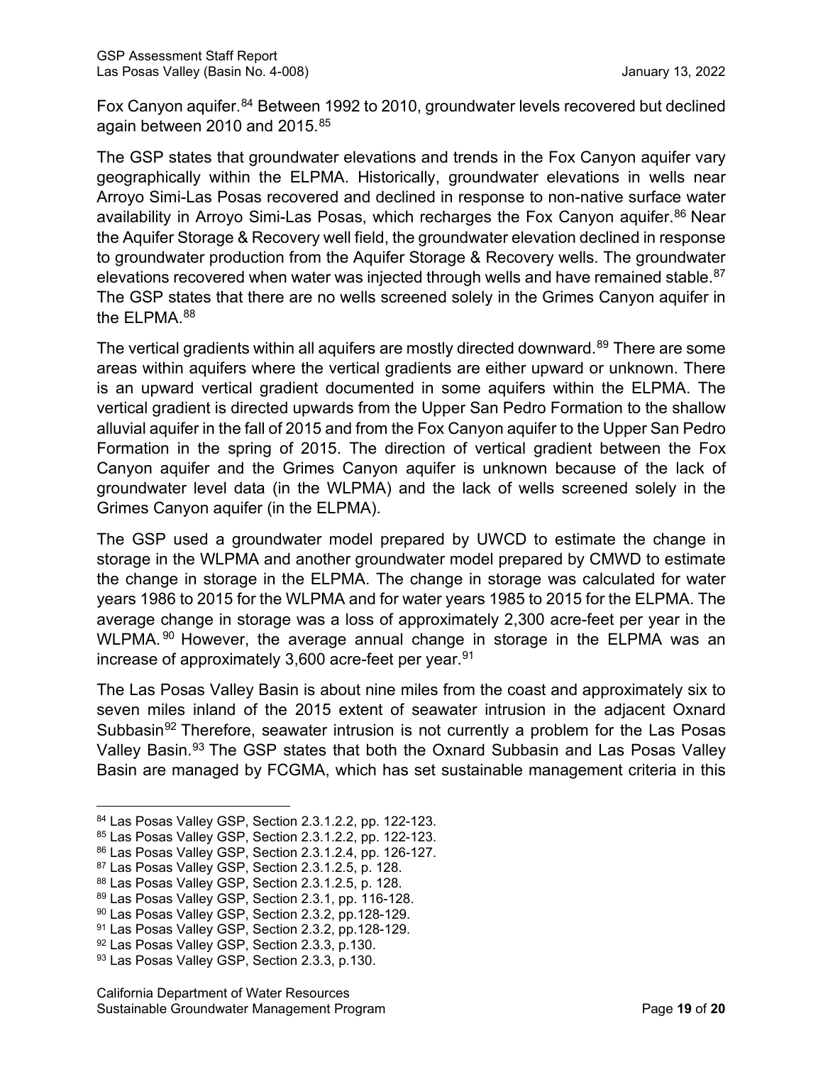Fox Canyon aquifer.[84] Between 1992 to 2010, groundwater levels recovered but declined again between 2010 and 2015.[85]

The GSP states that groundwater elevations and trends in the Fox Canyon aquifer vary geographically within the ELPMA. Historically, groundwater elevations in wells near Arroyo Simi-Las Posas recovered and declined in response to non-native surface water availability in Arroyo Simi-Las Posas, which recharges the Fox Canyon aquifer.[86] Near the Aquifer Storage & Recovery well field, the groundwater elevation declined in response to groundwater production from the Aquifer Storage & Recovery wells. The groundwater elevations recovered when water was injected through wells and have remained stable.[87] The GSP states that there are no wells screened solely in the Grimes Canyon aquifer in the ELPMA.[88]

The vertical gradients within all aquifers are mostly directed downward.[89] There are some areas within aquifers where the vertical gradients are either upward or unknown. There is an upward vertical gradient documented in some aquifers within the ELPMA. The vertical gradient is directed upwards from the Upper San Pedro Formation to the shallow alluvial aquifer in the fall of 2015 and from the Fox Canyon aquifer to the Upper San Pedro Formation in the spring of 2015. The direction of vertical gradient between the Fox Canyon aquifer and the Grimes Canyon aquifer is unknown because of the lack of groundwater level data (in the WLPMA) and the lack of wells screened solely in the Grimes Canyon aquifer (in the ELPMA).

The GSP used a groundwater model prepared by UWCD to estimate the change in storage in the WLPMA and another groundwater model prepared by CMWD to estimate the change in storage in the ELPMA. The change in storage was calculated for water years 1986 to 2015 for the WLPMA and for water years 1985 to 2015 for the ELPMA. The average change in storage was a loss of approximately 2,300 acre-feet per year in the WLPMA.[90] However, the average annual change in storage in the ELPMA was an increase of approximately 3,600 acre-feet per year.[91]

The Las Posas Valley Basin is about nine miles from the coast and approximately six to seven miles inland of the 2015 extent of seawater intrusion in the adjacent Oxnard Subbasin[92] Therefore, seawater intrusion is not currently a problem for the Las Posas Valley Basin.[93] The GSP states that both the Oxnard Subbasin and Las Posas Valley Basin are managed by FCGMA, which has set sustainable management criteria in this

---

[84] Las Posas Valley GSP, Section 2.3.1.2.2, pp. 122-123.
[85] Las Posas Valley GSP, Section 2.3.1.2.2, pp. 122-123.
[86] Las Posas Valley GSP, Section 2.3.1.2.4, pp. 126-127.
[87] Las Posas Valley GSP, Section 2.3.1.2.5, p. 128.
[88] Las Posas Valley GSP, Section 2.3.1.2.5, p. 128.
[89] Las Posas Valley GSP, Section 2.3.1, pp. 116-128.
[90] Las Posas Valley GSP, Section 2.3.2, pp.128-129.
[91] Las Posas Valley GSP, Section 2.3.2, pp.128-129.
[92] Las Posas Valley GSP, Section 2.3.3, p.130.
[93] Las Posas Valley GSP, Section 2.3.3, p.130.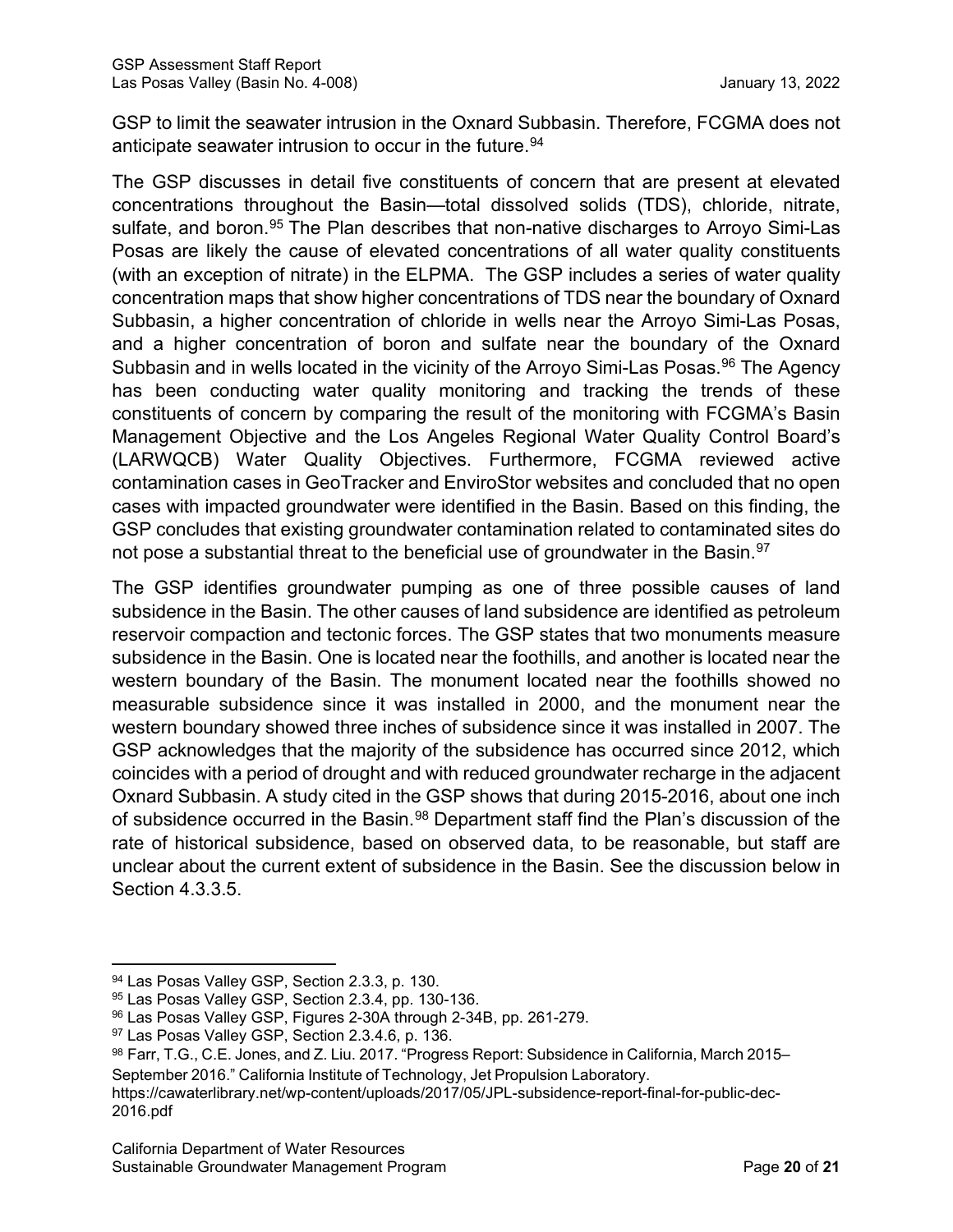GSP to limit the seawater intrusion in the Oxnard Subbasin. Therefore, FCGMA does not anticipate seawater intrusion to occur in the future.[94]

The GSP discusses in detail five constituents of concern that are present at elevated concentrations throughout the Basin—total dissolved solids (TDS), chloride, nitrate, sulfate, and boron.[95] The Plan describes that non-native discharges to Arroyo Simi-Las Posas are likely the cause of elevated concentrations of all water quality constituents (with an exception of nitrate) in the ELPMA. The GSP includes a series of water quality concentration maps that show higher concentrations of TDS near the boundary of Oxnard Subbasin, a higher concentration of chloride in wells near the Arroyo Simi-Las Posas, and a higher concentration of boron and sulfate near the boundary of the Oxnard Subbasin and in wells located in the vicinity of the Arroyo Simi-Las Posas.[96] The Agency has been conducting water quality monitoring and tracking the trends of these constituents of concern by comparing the result of the monitoring with FCGMA's Basin Management Objective and the Los Angeles Regional Water Quality Control Board's (LARWQCB) Water Quality Objectives. Furthermore, FCGMA reviewed active contamination cases in GeoTracker and EnviroStor websites and concluded that no open cases with impacted groundwater were identified in the Basin. Based on this finding, the GSP concludes that existing groundwater contamination related to contaminated sites do not pose a substantial threat to the beneficial use of groundwater in the Basin.[97]

The GSP identifies groundwater pumping as one of three possible causes of land subsidence in the Basin. The other causes of land subsidence are identified as petroleum reservoir compaction and tectonic forces. The GSP states that two monuments measure subsidence in the Basin. One is located near the foothills, and another is located near the western boundary of the Basin. The monument located near the foothills showed no measurable subsidence since it was installed in 2000, and the monument near the western boundary showed three inches of subsidence since it was installed in 2007. The GSP acknowledges that the majority of the subsidence has occurred since 2012, which coincides with a period of drought and with reduced groundwater recharge in the adjacent Oxnard Subbasin. A study cited in the GSP shows that during 2015-2016, about one inch of subsidence occurred in the Basin.[98] Department staff find the Plan's discussion of the rate of historical subsidence, based on observed data, to be reasonable, but staff are unclear about the current extent of subsidence in the Basin. See the discussion below in Section 4.3.3.5.

---

[94] Las Posas Valley GSP, Section 2.3.3, p. 130.

[95] Las Posas Valley GSP, Section 2.3.4, pp. 130-136.

[96] Las Posas Valley GSP, Figures 2-30A through 2-34B, pp. 261-279.

[97] Las Posas Valley GSP, Section 2.3.4.6, p. 136.

[98] Farr, T.G., C.E. Jones, and Z. Liu. 2017. "Progress Report: Subsidence in California, March 2015–September 2016." California Institute of Technology, Jet Propulsion Laboratory. https://cawaterlibrary.net/wp-content/uploads/2017/05/JPL-subsidence-report-final-for-public-dec-2016.pdf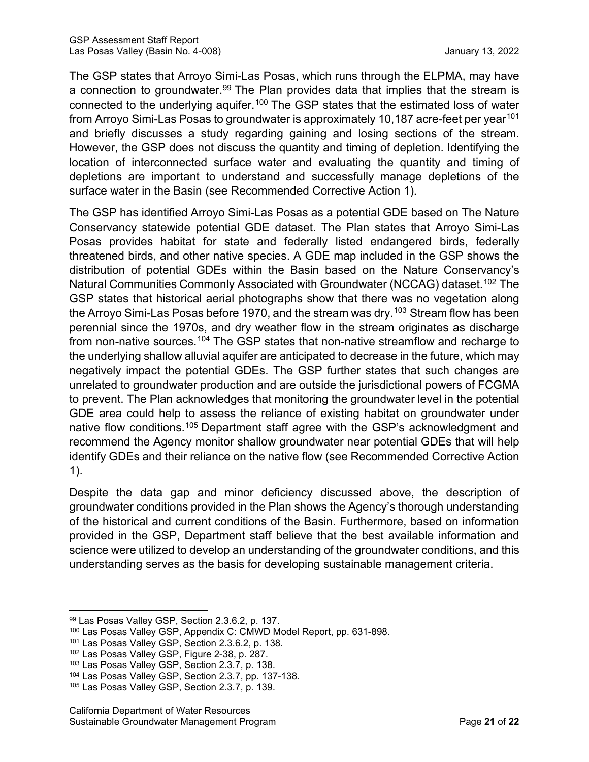The GSP states that Arroyo Simi-Las Posas, which runs through the ELPMA, may have a connection to groundwater.[99] The Plan provides data that implies that the stream is connected to the underlying aquifer.[100] The GSP states that the estimated loss of water from Arroyo Simi-Las Posas to groundwater is approximately 10,187 acre-feet per year[101] and briefly discusses a study regarding gaining and losing sections of the stream. However, the GSP does not discuss the quantity and timing of depletion. Identifying the location of interconnected surface water and evaluating the quantity and timing of depletions are important to understand and successfully manage depletions of the surface water in the Basin (see Recommended Corrective Action 1).

The GSP has identified Arroyo Simi-Las Posas as a potential GDE based on The Nature Conservancy statewide potential GDE dataset. The Plan states that Arroyo Simi-Las Posas provides habitat for state and federally listed endangered birds, federally threatened birds, and other native species. A GDE map included in the GSP shows the distribution of potential GDEs within the Basin based on the Nature Conservancy's Natural Communities Commonly Associated with Groundwater (NCCAG) dataset.[102] The GSP states that historical aerial photographs show that there was no vegetation along the Arroyo Simi-Las Posas before 1970, and the stream was dry.[103] Stream flow has been perennial since the 1970s, and dry weather flow in the stream originates as discharge from non-native sources.[104] The GSP states that non-native streamflow and recharge to the underlying shallow alluvial aquifer are anticipated to decrease in the future, which may negatively impact the potential GDEs. The GSP further states that such changes are unrelated to groundwater production and are outside the jurisdictional powers of FCGMA to prevent. The Plan acknowledges that monitoring the groundwater level in the potential GDE area could help to assess the reliance of existing habitat on groundwater under native flow conditions.[105] Department staff agree with the GSP's acknowledgment and recommend the Agency monitor shallow groundwater near potential GDEs that will help identify GDEs and their reliance on the native flow (see Recommended Corrective Action 1).

Despite the data gap and minor deficiency discussed above, the description of groundwater conditions provided in the Plan shows the Agency's thorough understanding of the historical and current conditions of the Basin. Furthermore, based on information provided in the GSP, Department staff believe that the best available information and science were utilized to develop an understanding of the groundwater conditions, and this understanding serves as the basis for developing sustainable management criteria.

[99] Las Posas Valley GSP, Section 2.3.6.2, p. 137.
[100] Las Posas Valley GSP, Appendix C: CMWD Model Report, pp. 631-898.
[101] Las Posas Valley GSP, Section 2.3.6.2, p. 138.
[102] Las Posas Valley GSP, Figure 2-38, p. 287.
[103] Las Posas Valley GSP, Section 2.3.7, p. 138.
[104] Las Posas Valley GSP, Section 2.3.7, pp. 137-138.
[105] Las Posas Valley GSP, Section 2.3.7, p. 139.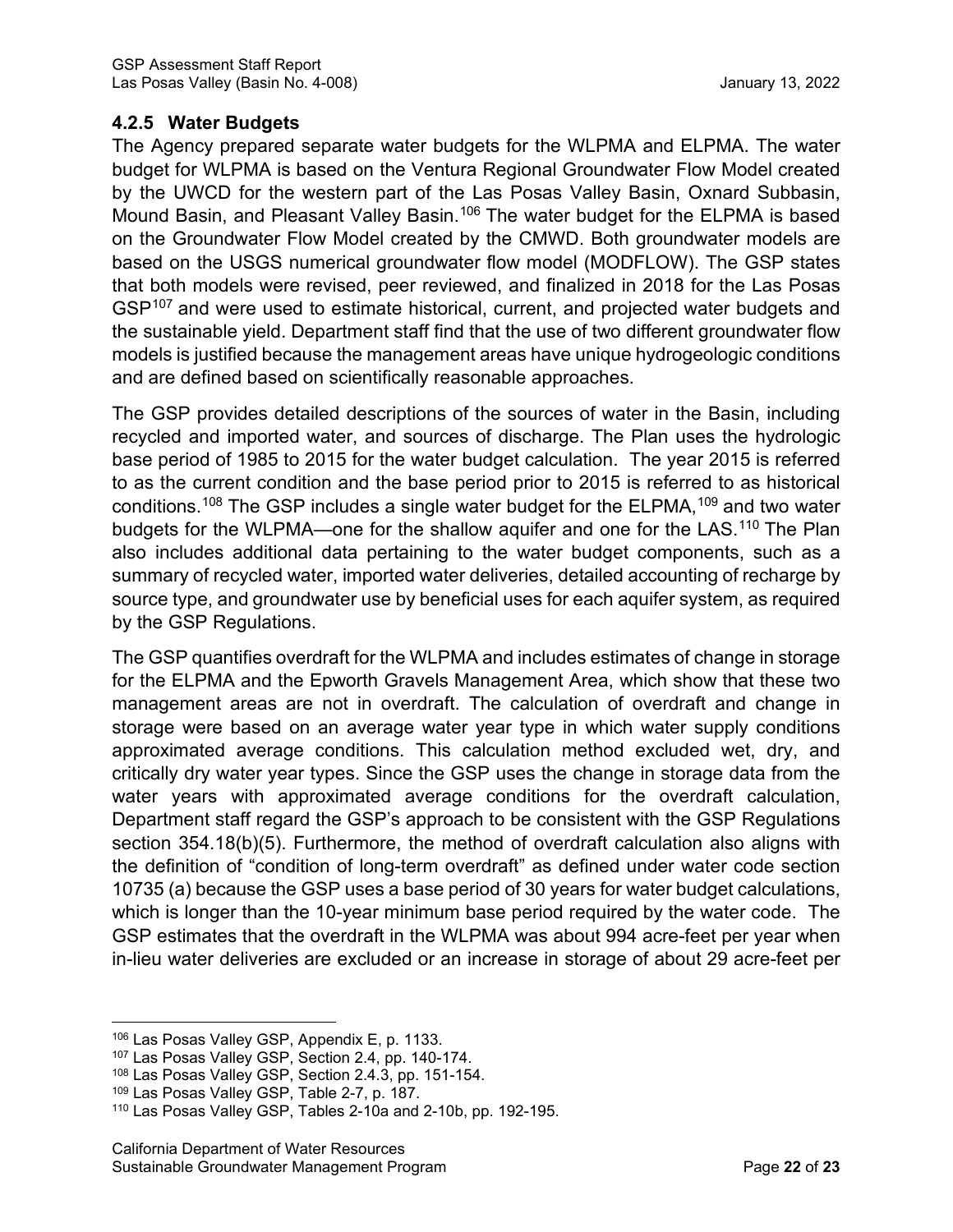### 4.2.5 Water Budgets

The Agency prepared separate water budgets for the WLPMA and ELPMA. The water budget for WLPMA is based on the Ventura Regional Groundwater Flow Model created by the UWCD for the western part of the Las Posas Valley Basin, Oxnard Subbasin, Mound Basin, and Pleasant Valley Basin.[106] The water budget for the ELPMA is based on the Groundwater Flow Model created by the CMWD. Both groundwater models are based on the USGS numerical groundwater flow model (MODFLOW). The GSP states that both models were revised, peer reviewed, and finalized in 2018 for the Las Posas GSP[107] and were used to estimate historical, current, and projected water budgets and the sustainable yield. Department staff find that the use of two different groundwater flow models is justified because the management areas have unique hydrogeologic conditions and are defined based on scientifically reasonable approaches.

The GSP provides detailed descriptions of the sources of water in the Basin, including recycled and imported water, and sources of discharge. The Plan uses the hydrologic base period of 1985 to 2015 for the water budget calculation. The year 2015 is referred to as the current condition and the base period prior to 2015 is referred to as historical conditions.[108] The GSP includes a single water budget for the ELPMA,[109] and two water budgets for the WLPMA—one for the shallow aquifer and one for the LAS.[110] The Plan also includes additional data pertaining to the water budget components, such as a summary of recycled water, imported water deliveries, detailed accounting of recharge by source type, and groundwater use by beneficial uses for each aquifer system, as required by the GSP Regulations.

The GSP quantifies overdraft for the WLPMA and includes estimates of change in storage for the ELPMA and the Epworth Gravels Management Area, which show that these two management areas are not in overdraft. The calculation of overdraft and change in storage were based on an average water year type in which water supply conditions approximated average conditions. This calculation method excluded wet, dry, and critically dry water year types. Since the GSP uses the change in storage data from the water years with approximated average conditions for the overdraft calculation, Department staff regard the GSP's approach to be consistent with the GSP Regulations section 354.18(b)(5). Furthermore, the method of overdraft calculation also aligns with the definition of "condition of long-term overdraft" as defined under water code section 10735 (a) because the GSP uses a base period of 30 years for water budget calculations, which is longer than the 10-year minimum base period required by the water code. The GSP estimates that the overdraft in the WLPMA was about 994 acre-feet per year when in-lieu water deliveries are excluded or an increase in storage of about 29 acre-feet per

---

[106] Las Posas Valley GSP, Appendix E, p. 1133.
[107] Las Posas Valley GSP, Section 2.4, pp. 140-174.
[108] Las Posas Valley GSP, Section 2.4.3, pp. 151-154.
[109] Las Posas Valley GSP, Table 2-7, p. 187.
[110] Las Posas Valley GSP, Tables 2-10a and 2-10b, pp. 192-195.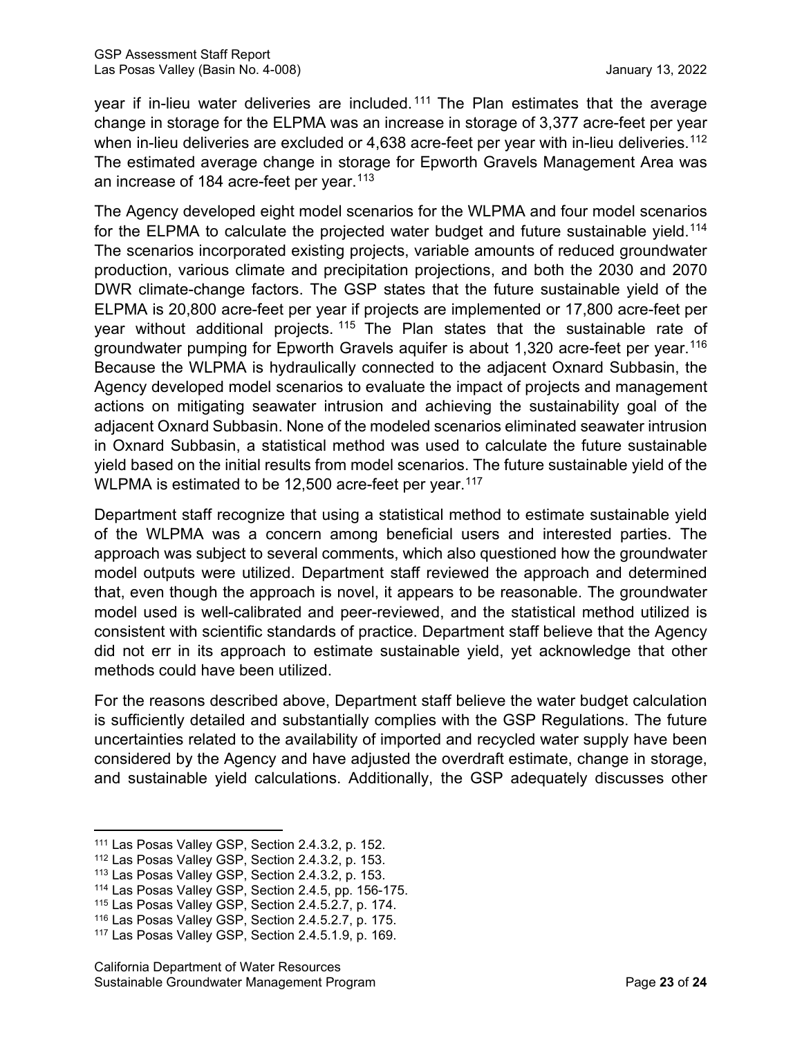year if in-lieu water deliveries are included.[111] The Plan estimates that the average change in storage for the ELPMA was an increase in storage of 3,377 acre-feet per year when in-lieu deliveries are excluded or 4,638 acre-feet per year with in-lieu deliveries.[112] The estimated average change in storage for Epworth Gravels Management Area was an increase of 184 acre-feet per year.[113]

The Agency developed eight model scenarios for the WLPMA and four model scenarios for the ELPMA to calculate the projected water budget and future sustainable yield.[114] The scenarios incorporated existing projects, variable amounts of reduced groundwater production, various climate and precipitation projections, and both the 2030 and 2070 DWR climate-change factors. The GSP states that the future sustainable yield of the ELPMA is 20,800 acre-feet per year if projects are implemented or 17,800 acre-feet per year without additional projects.[115] The Plan states that the sustainable rate of groundwater pumping for Epworth Gravels aquifer is about 1,320 acre-feet per year.[116] Because the WLPMA is hydraulically connected to the adjacent Oxnard Subbasin, the Agency developed model scenarios to evaluate the impact of projects and management actions on mitigating seawater intrusion and achieving the sustainability goal of the adjacent Oxnard Subbasin. None of the modeled scenarios eliminated seawater intrusion in Oxnard Subbasin, a statistical method was used to calculate the future sustainable yield based on the initial results from model scenarios. The future sustainable yield of the WLPMA is estimated to be 12,500 acre-feet per year.[117]

Department staff recognize that using a statistical method to estimate sustainable yield of the WLPMA was a concern among beneficial users and interested parties. The approach was subject to several comments, which also questioned how the groundwater model outputs were utilized. Department staff reviewed the approach and determined that, even though the approach is novel, it appears to be reasonable. The groundwater model used is well-calibrated and peer-reviewed, and the statistical method utilized is consistent with scientific standards of practice. Department staff believe that the Agency did not err in its approach to estimate sustainable yield, yet acknowledge that other methods could have been utilized.

For the reasons described above, Department staff believe the water budget calculation is sufficiently detailed and substantially complies with the GSP Regulations. The future uncertainties related to the availability of imported and recycled water supply have been considered by the Agency and have adjusted the overdraft estimate, change in storage, and sustainable yield calculations. Additionally, the GSP adequately discusses other

---

[111] Las Posas Valley GSP, Section 2.4.3.2, p. 152.
[112] Las Posas Valley GSP, Section 2.4.3.2, p. 153.
[113] Las Posas Valley GSP, Section 2.4.3.2, p. 153.
[114] Las Posas Valley GSP, Section 2.4.5, pp. 156-175.
[115] Las Posas Valley GSP, Section 2.4.5.2.7, p. 174.
[116] Las Posas Valley GSP, Section 2.4.5.2.7, p. 175.
[117] Las Posas Valley GSP, Section 2.4.5.1.9, p. 169.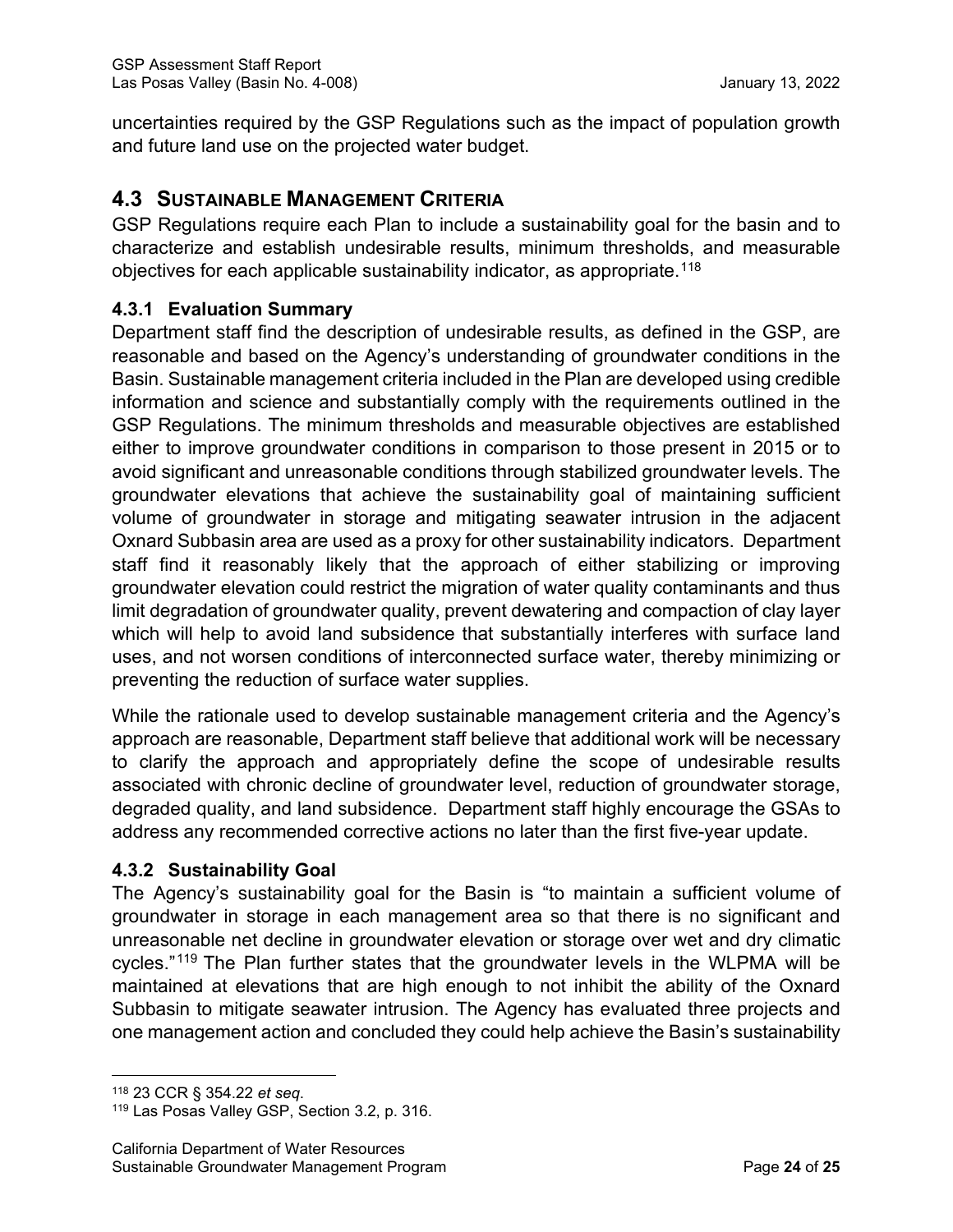uncertainties required by the GSP Regulations such as the impact of population growth and future land use on the projected water budget.

## 4.3 Sustainable Management Criteria

GSP Regulations require each Plan to include a sustainability goal for the basin and to characterize and establish undesirable results, minimum thresholds, and measurable objectives for each applicable sustainability indicator, as appropriate.[118]

### 4.3.1 Evaluation Summary

Department staff find the description of undesirable results, as defined in the GSP, are reasonable and based on the Agency's understanding of groundwater conditions in the Basin. Sustainable management criteria included in the Plan are developed using credible information and science and substantially comply with the requirements outlined in the GSP Regulations. The minimum thresholds and measurable objectives are established either to improve groundwater conditions in comparison to those present in 2015 or to avoid significant and unreasonable conditions through stabilized groundwater levels. The groundwater elevations that achieve the sustainability goal of maintaining sufficient volume of groundwater in storage and mitigating seawater intrusion in the adjacent Oxnard Subbasin area are used as a proxy for other sustainability indicators. Department staff find it reasonably likely that the approach of either stabilizing or improving groundwater elevation could restrict the migration of water quality contaminants and thus limit degradation of groundwater quality, prevent dewatering and compaction of clay layer which will help to avoid land subsidence that substantially interferes with surface land uses, and not worsen conditions of interconnected surface water, thereby minimizing or preventing the reduction of surface water supplies.

While the rationale used to develop sustainable management criteria and the Agency's approach are reasonable, Department staff believe that additional work will be necessary to clarify the approach and appropriately define the scope of undesirable results associated with chronic decline of groundwater level, reduction of groundwater storage, degraded quality, and land subsidence. Department staff highly encourage the GSAs to address any recommended corrective actions no later than the first five-year update.

### 4.3.2 Sustainability Goal

The Agency's sustainability goal for the Basin is "to maintain a sufficient volume of groundwater in storage in each management area so that there is no significant and unreasonable net decline in groundwater elevation or storage over wet and dry climatic cycles."[119] The Plan further states that the groundwater levels in the WLPMA will be maintained at elevations that are high enough to not inhibit the ability of the Oxnard Subbasin to mitigate seawater intrusion. The Agency has evaluated three projects and one management action and concluded they could help achieve the Basin's sustainability

---

[118] 23 CCR § 354.22 *et seq*.

[119] Las Posas Valley GSP, Section 3.2, p. 316.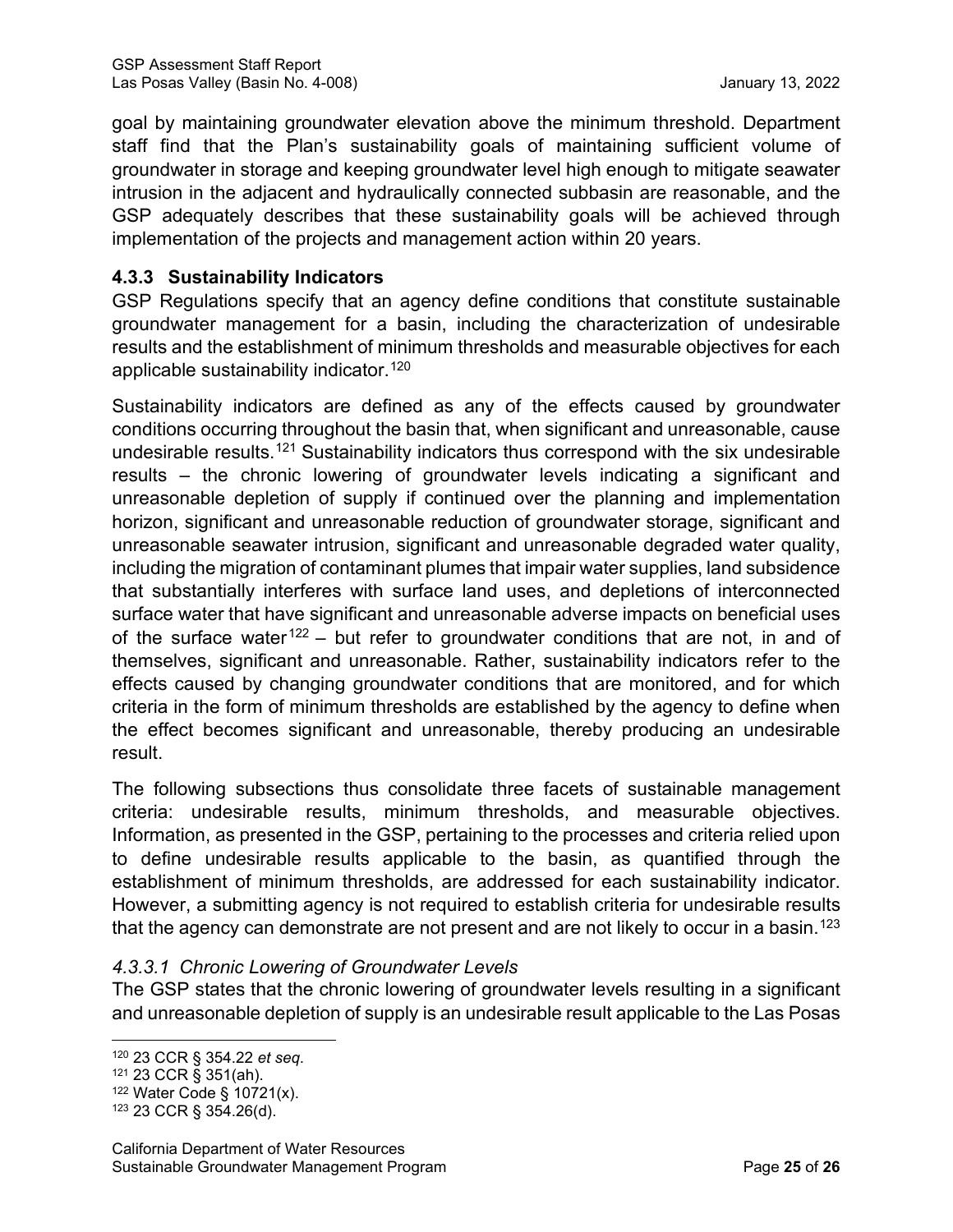goal by maintaining groundwater elevation above the minimum threshold. Department staff find that the Plan's sustainability goals of maintaining sufficient volume of groundwater in storage and keeping groundwater level high enough to mitigate seawater intrusion in the adjacent and hydraulically connected subbasin are reasonable, and the GSP adequately describes that these sustainability goals will be achieved through implementation of the projects and management action within 20 years.

### 4.3.3 Sustainability Indicators

GSP Regulations specify that an agency define conditions that constitute sustainable groundwater management for a basin, including the characterization of undesirable results and the establishment of minimum thresholds and measurable objectives for each applicable sustainability indicator.[120]

Sustainability indicators are defined as any of the effects caused by groundwater conditions occurring throughout the basin that, when significant and unreasonable, cause undesirable results.[121] Sustainability indicators thus correspond with the six undesirable results – the chronic lowering of groundwater levels indicating a significant and unreasonable depletion of supply if continued over the planning and implementation horizon, significant and unreasonable reduction of groundwater storage, significant and unreasonable seawater intrusion, significant and unreasonable degraded water quality, including the migration of contaminant plumes that impair water supplies, land subsidence that substantially interferes with surface land uses, and depletions of interconnected surface water that have significant and unreasonable adverse impacts on beneficial uses of the surface water[122] – but refer to groundwater conditions that are not, in and of themselves, significant and unreasonable. Rather, sustainability indicators refer to the effects caused by changing groundwater conditions that are monitored, and for which criteria in the form of minimum thresholds are established by the agency to define when the effect becomes significant and unreasonable, thereby producing an undesirable result.

The following subsections thus consolidate three facets of sustainable management criteria: undesirable results, minimum thresholds, and measurable objectives. Information, as presented in the GSP, pertaining to the processes and criteria relied upon to define undesirable results applicable to the basin, as quantified through the establishment of minimum thresholds, are addressed for each sustainability indicator. However, a submitting agency is not required to establish criteria for undesirable results that the agency can demonstrate are not present and are not likely to occur in a basin.[123]

#### *4.3.3.1 Chronic Lowering of Groundwater Levels*

The GSP states that the chronic lowering of groundwater levels resulting in a significant and unreasonable depletion of supply is an undesirable result applicable to the Las Posas

---

[120] 23 CCR § 354.22 *et seq*.

[121] 23 CCR § 351(ah).

[122] Water Code § 10721(x).

[123] 23 CCR § 354.26(d).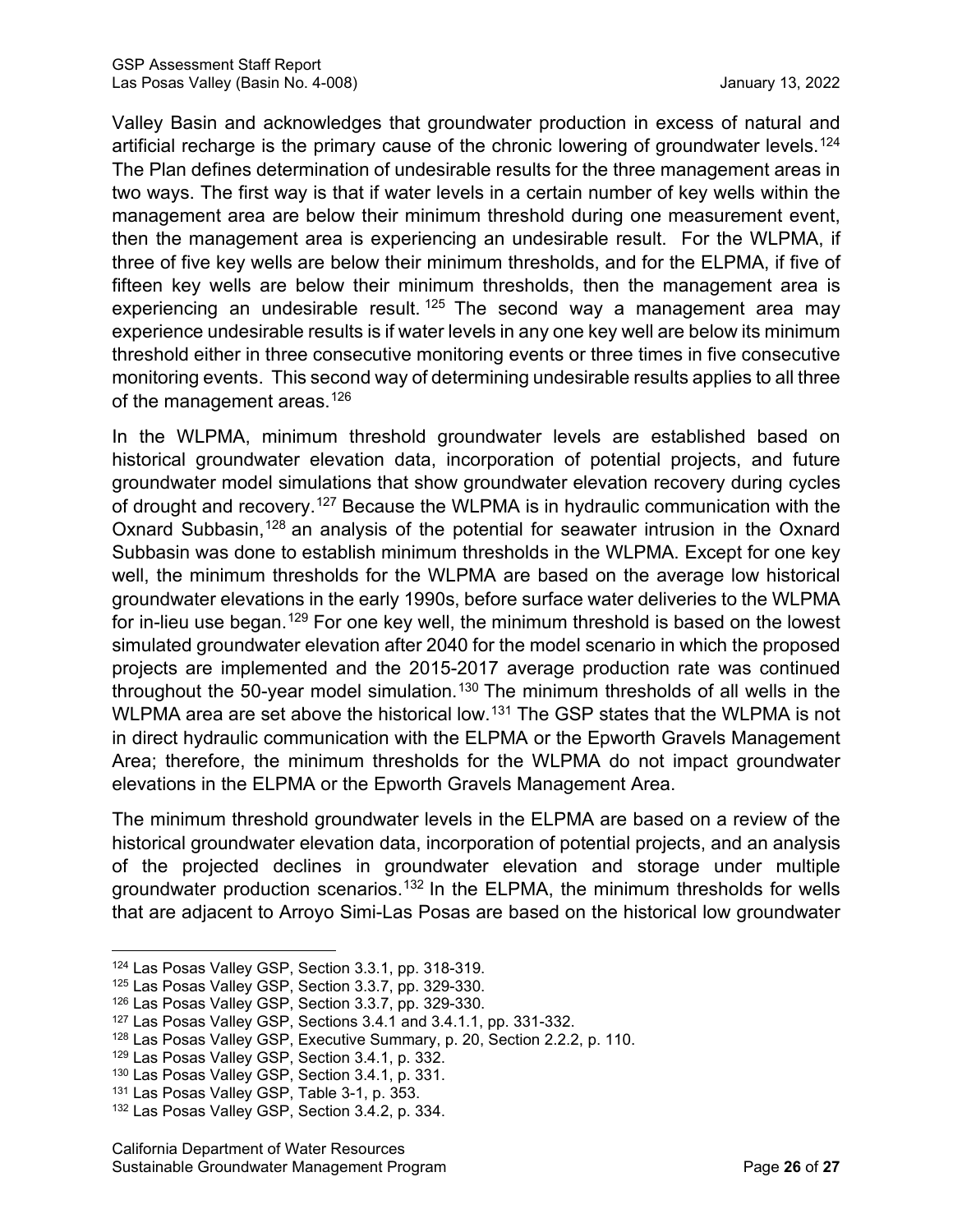Valley Basin and acknowledges that groundwater production in excess of natural and artificial recharge is the primary cause of the chronic lowering of groundwater levels.[124] The Plan defines determination of undesirable results for the three management areas in two ways. The first way is that if water levels in a certain number of key wells within the management area are below their minimum threshold during one measurement event, then the management area is experiencing an undesirable result. For the WLPMA, if three of five key wells are below their minimum thresholds, and for the ELPMA, if five of fifteen key wells are below their minimum thresholds, then the management area is experiencing an undesirable result.[125] The second way a management area may experience undesirable results is if water levels in any one key well are below its minimum threshold either in three consecutive monitoring events or three times in five consecutive monitoring events. This second way of determining undesirable results applies to all three of the management areas.[126]

In the WLPMA, minimum threshold groundwater levels are established based on historical groundwater elevation data, incorporation of potential projects, and future groundwater model simulations that show groundwater elevation recovery during cycles of drought and recovery.[127] Because the WLPMA is in hydraulic communication with the Oxnard Subbasin,[128] an analysis of the potential for seawater intrusion in the Oxnard Subbasin was done to establish minimum thresholds in the WLPMA. Except for one key well, the minimum thresholds for the WLPMA are based on the average low historical groundwater elevations in the early 1990s, before surface water deliveries to the WLPMA for in-lieu use began.[129] For one key well, the minimum threshold is based on the lowest simulated groundwater elevation after 2040 for the model scenario in which the proposed projects are implemented and the 2015-2017 average production rate was continued throughout the 50-year model simulation.[130] The minimum thresholds of all wells in the WLPMA area are set above the historical low.[131] The GSP states that the WLPMA is not in direct hydraulic communication with the ELPMA or the Epworth Gravels Management Area; therefore, the minimum thresholds for the WLPMA do not impact groundwater elevations in the ELPMA or the Epworth Gravels Management Area.

The minimum threshold groundwater levels in the ELPMA are based on a review of the historical groundwater elevation data, incorporation of potential projects, and an analysis of the projected declines in groundwater elevation and storage under multiple groundwater production scenarios.[132] In the ELPMA, the minimum thresholds for wells that are adjacent to Arroyo Simi-Las Posas are based on the historical low groundwater

[124] Las Posas Valley GSP, Section 3.3.1, pp. 318-319.

[125] Las Posas Valley GSP, Section 3.3.7, pp. 329-330.

[126] Las Posas Valley GSP, Section 3.3.7, pp. 329-330.

[127] Las Posas Valley GSP, Sections 3.4.1 and 3.4.1.1, pp. 331-332.

[128] Las Posas Valley GSP, Executive Summary, p. 20, Section 2.2.2, p. 110.

[129] Las Posas Valley GSP, Section 3.4.1, p. 332.

[130] Las Posas Valley GSP, Section 3.4.1, p. 331.

[131] Las Posas Valley GSP, Table 3-1, p. 353.

[132] Las Posas Valley GSP, Section 3.4.2, p. 334.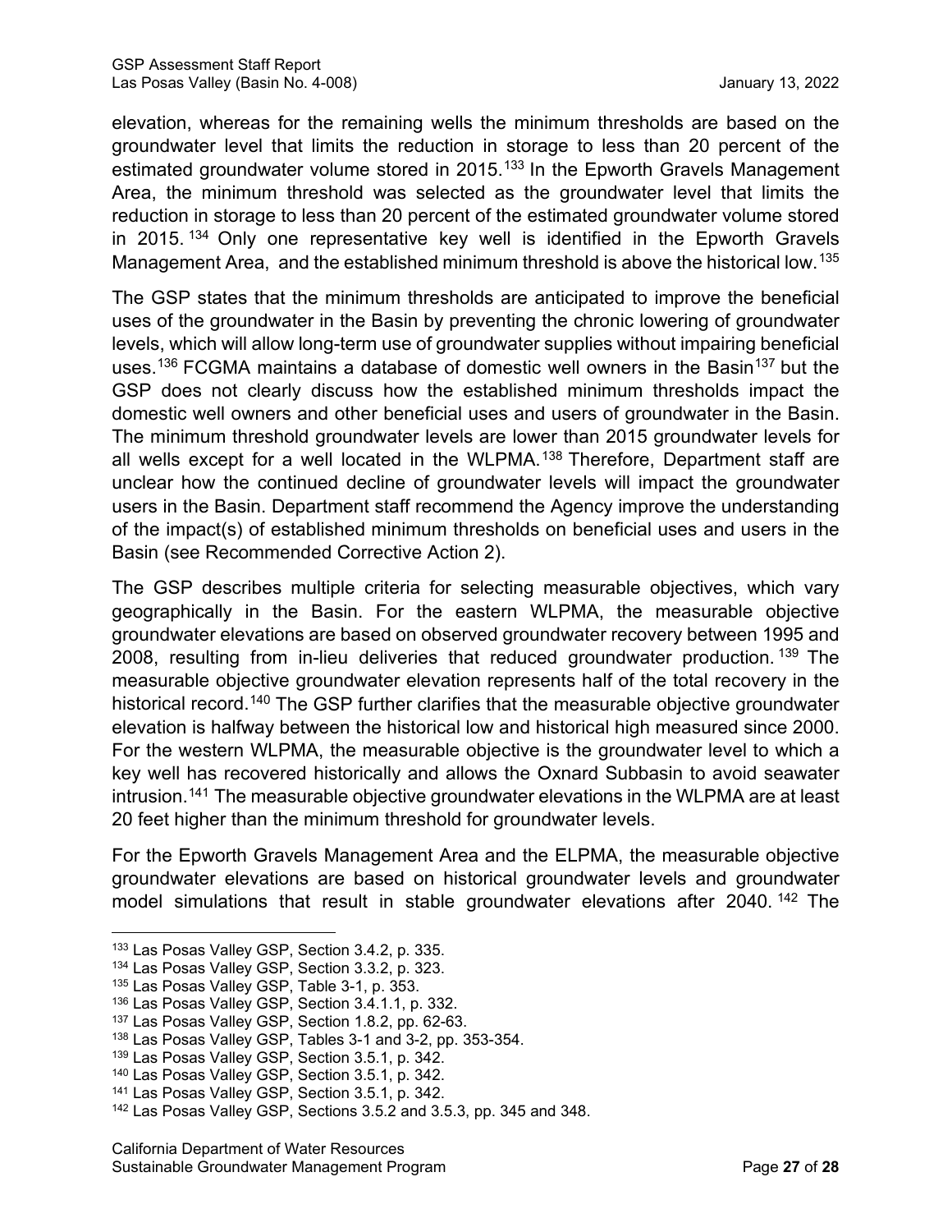elevation, whereas for the remaining wells the minimum thresholds are based on the groundwater level that limits the reduction in storage to less than 20 percent of the estimated groundwater volume stored in 2015.[133] In the Epworth Gravels Management Area, the minimum threshold was selected as the groundwater level that limits the reduction in storage to less than 20 percent of the estimated groundwater volume stored in 2015.[134] Only one representative key well is identified in the Epworth Gravels Management Area, and the established minimum threshold is above the historical low.[135]

The GSP states that the minimum thresholds are anticipated to improve the beneficial uses of the groundwater in the Basin by preventing the chronic lowering of groundwater levels, which will allow long-term use of groundwater supplies without impairing beneficial uses.[136] FCGMA maintains a database of domestic well owners in the Basin[137] but the GSP does not clearly discuss how the established minimum thresholds impact the domestic well owners and other beneficial uses and users of groundwater in the Basin. The minimum threshold groundwater levels are lower than 2015 groundwater levels for all wells except for a well located in the WLPMA.[138] Therefore, Department staff are unclear how the continued decline of groundwater levels will impact the groundwater users in the Basin. Department staff recommend the Agency improve the understanding of the impact(s) of established minimum thresholds on beneficial uses and users in the Basin (see Recommended Corrective Action 2).

The GSP describes multiple criteria for selecting measurable objectives, which vary geographically in the Basin. For the eastern WLPMA, the measurable objective groundwater elevations are based on observed groundwater recovery between 1995 and 2008, resulting from in-lieu deliveries that reduced groundwater production.[139] The measurable objective groundwater elevation represents half of the total recovery in the historical record.[140] The GSP further clarifies that the measurable objective groundwater elevation is halfway between the historical low and historical high measured since 2000. For the western WLPMA, the measurable objective is the groundwater level to which a key well has recovered historically and allows the Oxnard Subbasin to avoid seawater intrusion.[141] The measurable objective groundwater elevations in the WLPMA are at least 20 feet higher than the minimum threshold for groundwater levels.

For the Epworth Gravels Management Area and the ELPMA, the measurable objective groundwater elevations are based on historical groundwater levels and groundwater model simulations that result in stable groundwater elevations after 2040.[142] The

[133] Las Posas Valley GSP, Section 3.4.2, p. 335.
[134] Las Posas Valley GSP, Section 3.3.2, p. 323.
[135] Las Posas Valley GSP, Table 3-1, p. 353.
[136] Las Posas Valley GSP, Section 3.4.1.1, p. 332.
[137] Las Posas Valley GSP, Section 1.8.2, pp. 62-63.
[138] Las Posas Valley GSP, Tables 3-1 and 3-2, pp. 353-354.
[139] Las Posas Valley GSP, Section 3.5.1, p. 342.
[140] Las Posas Valley GSP, Section 3.5.1, p. 342.
[141] Las Posas Valley GSP, Section 3.5.1, p. 342.
[142] Las Posas Valley GSP, Sections 3.5.2 and 3.5.3, pp. 345 and 348.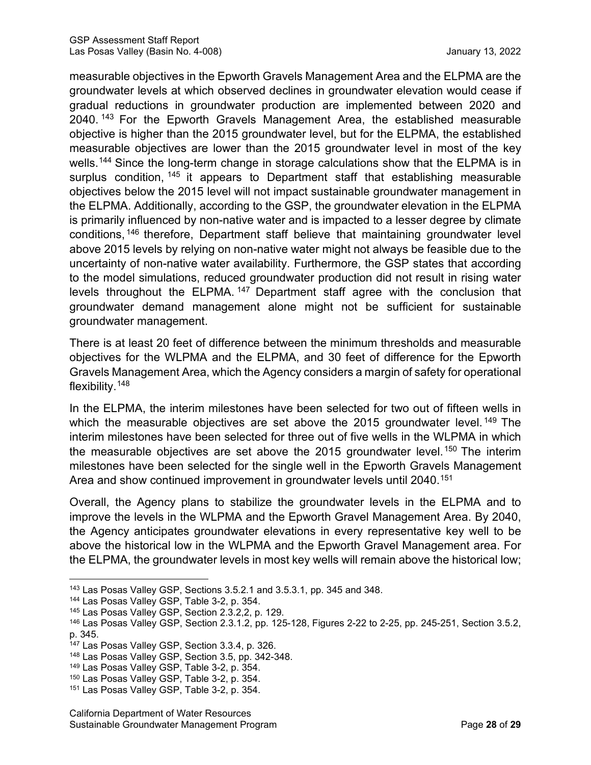measurable objectives in the Epworth Gravels Management Area and the ELPMA are the groundwater levels at which observed declines in groundwater elevation would cease if gradual reductions in groundwater production are implemented between 2020 and 2040.[143] For the Epworth Gravels Management Area, the established measurable objective is higher than the 2015 groundwater level, but for the ELPMA, the established measurable objectives are lower than the 2015 groundwater level in most of the key wells.[144] Since the long-term change in storage calculations show that the ELPMA is in surplus condition,[145] it appears to Department staff that establishing measurable objectives below the 2015 level will not impact sustainable groundwater management in the ELPMA. Additionally, according to the GSP, the groundwater elevation in the ELPMA is primarily influenced by non-native water and is impacted to a lesser degree by climate conditions,[146] therefore, Department staff believe that maintaining groundwater level above 2015 levels by relying on non-native water might not always be feasible due to the uncertainty of non-native water availability. Furthermore, the GSP states that according to the model simulations, reduced groundwater production did not result in rising water levels throughout the ELPMA.[147] Department staff agree with the conclusion that groundwater demand management alone might not be sufficient for sustainable groundwater management.

There is at least 20 feet of difference between the minimum thresholds and measurable objectives for the WLPMA and the ELPMA, and 30 feet of difference for the Epworth Gravels Management Area, which the Agency considers a margin of safety for operational flexibility.[148]

In the ELPMA, the interim milestones have been selected for two out of fifteen wells in which the measurable objectives are set above the 2015 groundwater level.[149] The interim milestones have been selected for three out of five wells in the WLPMA in which the measurable objectives are set above the 2015 groundwater level.[150] The interim milestones have been selected for the single well in the Epworth Gravels Management Area and show continued improvement in groundwater levels until 2040.[151]

Overall, the Agency plans to stabilize the groundwater levels in the ELPMA and to improve the levels in the WLPMA and the Epworth Gravel Management Area. By 2040, the Agency anticipates groundwater elevations in every representative key well to be above the historical low in the WLPMA and the Epworth Gravel Management area. For the ELPMA, the groundwater levels in most key wells will remain above the historical low;

---

[143] Las Posas Valley GSP, Sections 3.5.2.1 and 3.5.3.1, pp. 345 and 348.

[144] Las Posas Valley GSP, Table 3-2, p. 354.

[145] Las Posas Valley GSP, Section 2.3.2,2, p. 129.

[146] Las Posas Valley GSP, Section 2.3.1.2, pp. 125-128, Figures 2-22 to 2-25, pp. 245-251, Section 3.5.2, p. 345.

[147] Las Posas Valley GSP, Section 3.3.4, p. 326.

[148] Las Posas Valley GSP, Section 3.5, pp. 342-348.

[149] Las Posas Valley GSP, Table 3-2, p. 354.

[150] Las Posas Valley GSP, Table 3-2, p. 354.

[151] Las Posas Valley GSP, Table 3-2, p. 354.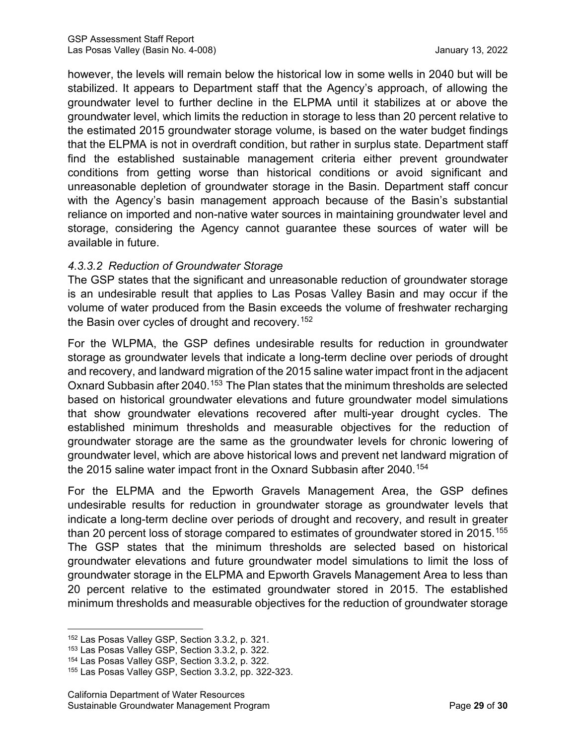however, the levels will remain below the historical low in some wells in 2040 but will be stabilized. It appears to Department staff that the Agency's approach, of allowing the groundwater level to further decline in the ELPMA until it stabilizes at or above the groundwater level, which limits the reduction in storage to less than 20 percent relative to the estimated 2015 groundwater storage volume, is based on the water budget findings that the ELPMA is not in overdraft condition, but rather in surplus state. Department staff find the established sustainable management criteria either prevent groundwater conditions from getting worse than historical conditions or avoid significant and unreasonable depletion of groundwater storage in the Basin. Department staff concur with the Agency's basin management approach because of the Basin's substantial reliance on imported and non-native water sources in maintaining groundwater level and storage, considering the Agency cannot guarantee these sources of water will be available in future.

#### *4.3.3.2 Reduction of Groundwater Storage*

The GSP states that the significant and unreasonable reduction of groundwater storage is an undesirable result that applies to Las Posas Valley Basin and may occur if the volume of water produced from the Basin exceeds the volume of freshwater recharging the Basin over cycles of drought and recovery.[152]

For the WLPMA, the GSP defines undesirable results for reduction in groundwater storage as groundwater levels that indicate a long-term decline over periods of drought and recovery, and landward migration of the 2015 saline water impact front in the adjacent Oxnard Subbasin after 2040.[153] The Plan states that the minimum thresholds are selected based on historical groundwater elevations and future groundwater model simulations that show groundwater elevations recovered after multi-year drought cycles. The established minimum thresholds and measurable objectives for the reduction of groundwater storage are the same as the groundwater levels for chronic lowering of groundwater level, which are above historical lows and prevent net landward migration of the 2015 saline water impact front in the Oxnard Subbasin after 2040.[154]

For the ELPMA and the Epworth Gravels Management Area, the GSP defines undesirable results for reduction in groundwater storage as groundwater levels that indicate a long-term decline over periods of drought and recovery, and result in greater than 20 percent loss of storage compared to estimates of groundwater stored in 2015.[155] The GSP states that the minimum thresholds are selected based on historical groundwater elevations and future groundwater model simulations to limit the loss of groundwater storage in the ELPMA and Epworth Gravels Management Area to less than 20 percent relative to the estimated groundwater stored in 2015. The established minimum thresholds and measurable objectives for the reduction of groundwater storage

---

[152] Las Posas Valley GSP, Section 3.3.2, p. 321.
[153] Las Posas Valley GSP, Section 3.3.2, p. 322.
[154] Las Posas Valley GSP, Section 3.3.2, p. 322.
[155] Las Posas Valley GSP, Section 3.3.2, pp. 322-323.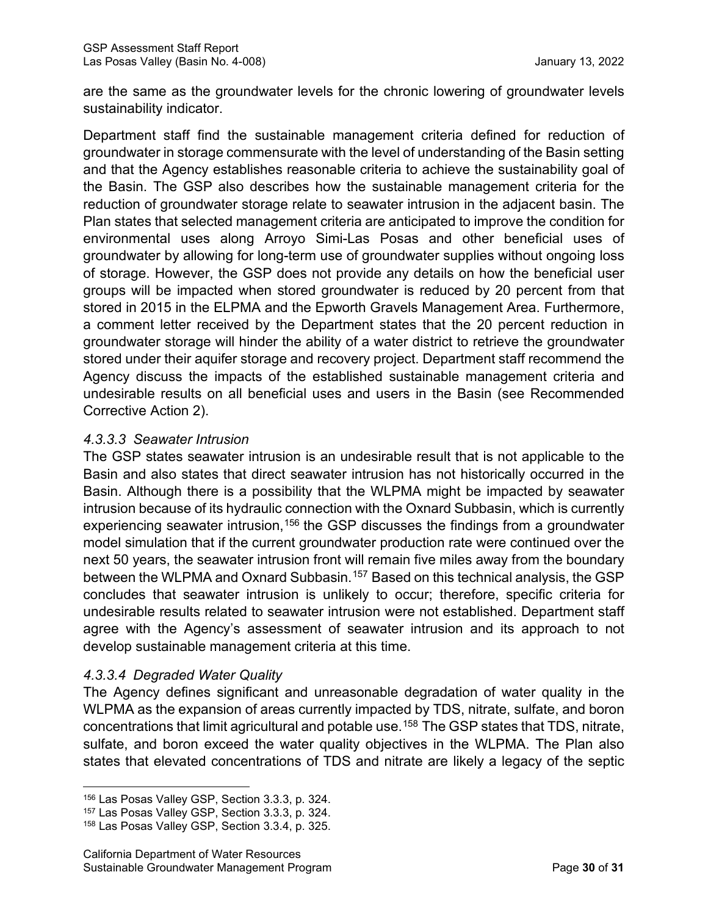are the same as the groundwater levels for the chronic lowering of groundwater levels sustainability indicator.

Department staff find the sustainable management criteria defined for reduction of groundwater in storage commensurate with the level of understanding of the Basin setting and that the Agency establishes reasonable criteria to achieve the sustainability goal of the Basin. The GSP also describes how the sustainable management criteria for the reduction of groundwater storage relate to seawater intrusion in the adjacent basin. The Plan states that selected management criteria are anticipated to improve the condition for environmental uses along Arroyo Simi-Las Posas and other beneficial uses of groundwater by allowing for long-term use of groundwater supplies without ongoing loss of storage. However, the GSP does not provide any details on how the beneficial user groups will be impacted when stored groundwater is reduced by 20 percent from that stored in 2015 in the ELPMA and the Epworth Gravels Management Area. Furthermore, a comment letter received by the Department states that the 20 percent reduction in groundwater storage will hinder the ability of a water district to retrieve the groundwater stored under their aquifer storage and recovery project. Department staff recommend the Agency discuss the impacts of the established sustainable management criteria and undesirable results on all beneficial uses and users in the Basin (see Recommended Corrective Action 2).

#### *4.3.3.3 Seawater Intrusion*

The GSP states seawater intrusion is an undesirable result that is not applicable to the Basin and also states that direct seawater intrusion has not historically occurred in the Basin. Although there is a possibility that the WLPMA might be impacted by seawater intrusion because of its hydraulic connection with the Oxnard Subbasin, which is currently experiencing seawater intrusion,[156] the GSP discusses the findings from a groundwater model simulation that if the current groundwater production rate were continued over the next 50 years, the seawater intrusion front will remain five miles away from the boundary between the WLPMA and Oxnard Subbasin.[157] Based on this technical analysis, the GSP concludes that seawater intrusion is unlikely to occur; therefore, specific criteria for undesirable results related to seawater intrusion were not established. Department staff agree with the Agency's assessment of seawater intrusion and its approach to not develop sustainable management criteria at this time.

#### *4.3.3.4 Degraded Water Quality*

The Agency defines significant and unreasonable degradation of water quality in the WLPMA as the expansion of areas currently impacted by TDS, nitrate, sulfate, and boron concentrations that limit agricultural and potable use.[158] The GSP states that TDS, nitrate, sulfate, and boron exceed the water quality objectives in the WLPMA. The Plan also states that elevated concentrations of TDS and nitrate are likely a legacy of the septic

---

[156] Las Posas Valley GSP, Section 3.3.3, p. 324.

[157] Las Posas Valley GSP, Section 3.3.3, p. 324.

[158] Las Posas Valley GSP, Section 3.3.4, p. 325.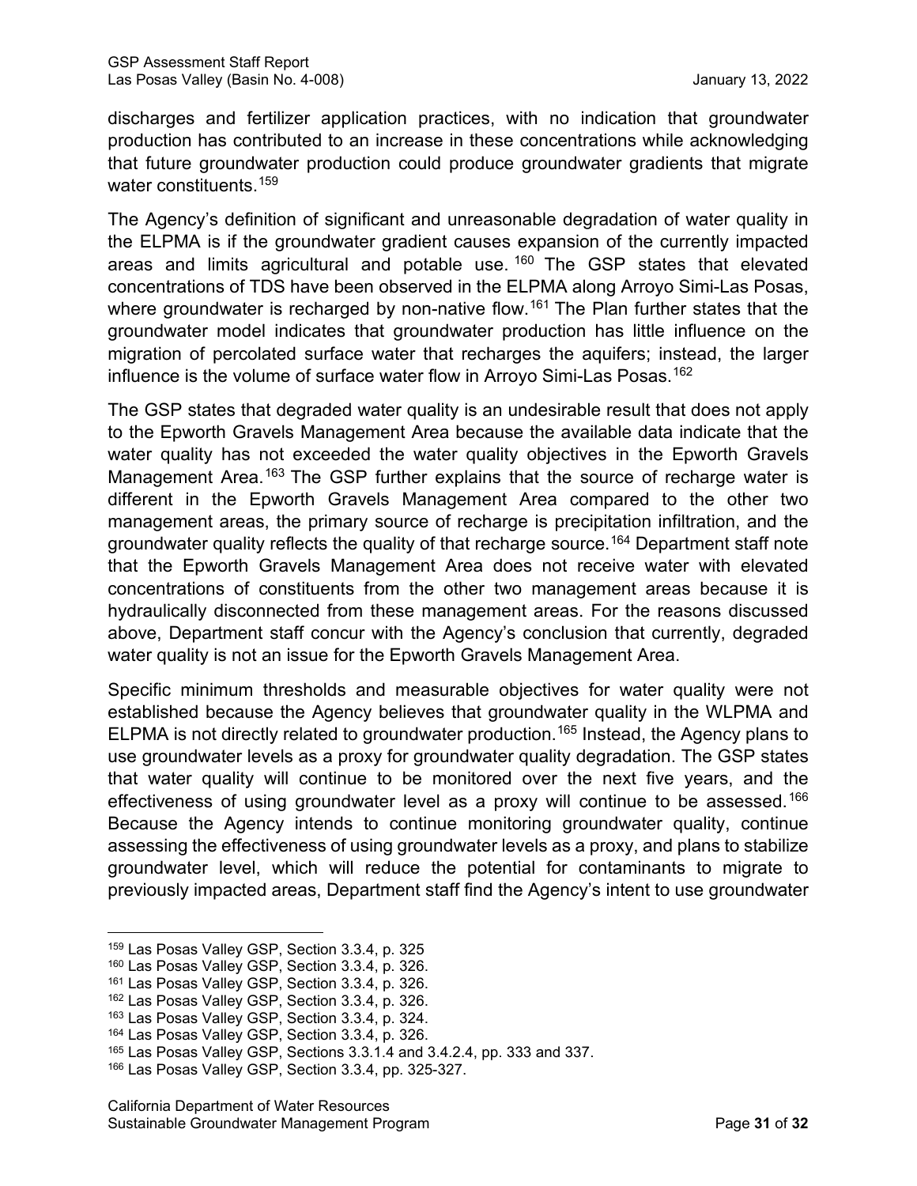discharges and fertilizer application practices, with no indication that groundwater production has contributed to an increase in these concentrations while acknowledging that future groundwater production could produce groundwater gradients that migrate water constituents.[159]

The Agency's definition of significant and unreasonable degradation of water quality in the ELPMA is if the groundwater gradient causes expansion of the currently impacted areas and limits agricultural and potable use.[160] The GSP states that elevated concentrations of TDS have been observed in the ELPMA along Arroyo Simi-Las Posas, where groundwater is recharged by non-native flow.[161] The Plan further states that the groundwater model indicates that groundwater production has little influence on the migration of percolated surface water that recharges the aquifers; instead, the larger influence is the volume of surface water flow in Arroyo Simi-Las Posas.[162]

The GSP states that degraded water quality is an undesirable result that does not apply to the Epworth Gravels Management Area because the available data indicate that the water quality has not exceeded the water quality objectives in the Epworth Gravels Management Area.[163] The GSP further explains that the source of recharge water is different in the Epworth Gravels Management Area compared to the other two management areas, the primary source of recharge is precipitation infiltration, and the groundwater quality reflects the quality of that recharge source.[164] Department staff note that the Epworth Gravels Management Area does not receive water with elevated concentrations of constituents from the other two management areas because it is hydraulically disconnected from these management areas. For the reasons discussed above, Department staff concur with the Agency's conclusion that currently, degraded water quality is not an issue for the Epworth Gravels Management Area.

Specific minimum thresholds and measurable objectives for water quality were not established because the Agency believes that groundwater quality in the WLPMA and ELPMA is not directly related to groundwater production.[165] Instead, the Agency plans to use groundwater levels as a proxy for groundwater quality degradation. The GSP states that water quality will continue to be monitored over the next five years, and the effectiveness of using groundwater level as a proxy will continue to be assessed.[166] Because the Agency intends to continue monitoring groundwater quality, continue assessing the effectiveness of using groundwater levels as a proxy, and plans to stabilize groundwater level, which will reduce the potential for contaminants to migrate to previously impacted areas, Department staff find the Agency's intent to use groundwater

---

[159] Las Posas Valley GSP, Section 3.3.4, p. 325

[160] Las Posas Valley GSP, Section 3.3.4, p. 326.

[161] Las Posas Valley GSP, Section 3.3.4, p. 326.

[162] Las Posas Valley GSP, Section 3.3.4, p. 326.

[163] Las Posas Valley GSP, Section 3.3.4, p. 324.

[164] Las Posas Valley GSP, Section 3.3.4, p. 326.

[165] Las Posas Valley GSP, Sections 3.3.1.4 and 3.4.2.4, pp. 333 and 337.

[166] Las Posas Valley GSP, Section 3.3.4, pp. 325-327.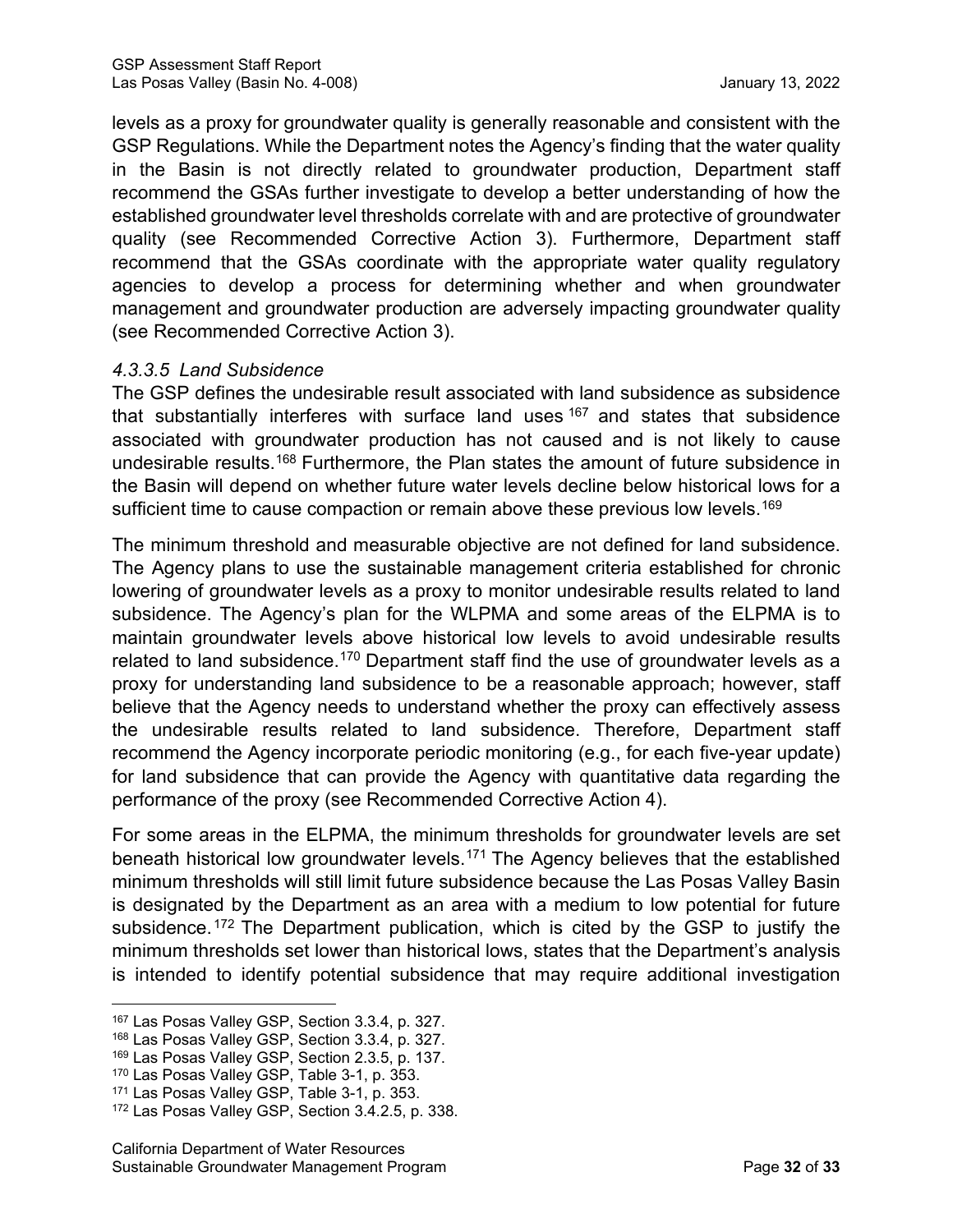levels as a proxy for groundwater quality is generally reasonable and consistent with the GSP Regulations. While the Department notes the Agency's finding that the water quality in the Basin is not directly related to groundwater production, Department staff recommend the GSAs further investigate to develop a better understanding of how the established groundwater level thresholds correlate with and are protective of groundwater quality (see Recommended Corrective Action 3). Furthermore, Department staff recommend that the GSAs coordinate with the appropriate water quality regulatory agencies to develop a process for determining whether and when groundwater management and groundwater production are adversely impacting groundwater quality (see Recommended Corrective Action 3).

#### *4.3.3.5 Land Subsidence*

The GSP defines the undesirable result associated with land subsidence as subsidence that substantially interferes with surface land uses[167] and states that subsidence associated with groundwater production has not caused and is not likely to cause undesirable results.[168] Furthermore, the Plan states the amount of future subsidence in the Basin will depend on whether future water levels decline below historical lows for a sufficient time to cause compaction or remain above these previous low levels.[169]

The minimum threshold and measurable objective are not defined for land subsidence. The Agency plans to use the sustainable management criteria established for chronic lowering of groundwater levels as a proxy to monitor undesirable results related to land subsidence. The Agency's plan for the WLPMA and some areas of the ELPMA is to maintain groundwater levels above historical low levels to avoid undesirable results related to land subsidence.[170] Department staff find the use of groundwater levels as a proxy for understanding land subsidence to be a reasonable approach; however, staff believe that the Agency needs to understand whether the proxy can effectively assess the undesirable results related to land subsidence. Therefore, Department staff recommend the Agency incorporate periodic monitoring (e.g., for each five-year update) for land subsidence that can provide the Agency with quantitative data regarding the performance of the proxy (see Recommended Corrective Action 4).

For some areas in the ELPMA, the minimum thresholds for groundwater levels are set beneath historical low groundwater levels.[171] The Agency believes that the established minimum thresholds will still limit future subsidence because the Las Posas Valley Basin is designated by the Department as an area with a medium to low potential for future subsidence.[172] The Department publication, which is cited by the GSP to justify the minimum thresholds set lower than historical lows, states that the Department's analysis is intended to identify potential subsidence that may require additional investigation

---

[167] Las Posas Valley GSP, Section 3.3.4, p. 327.
[168] Las Posas Valley GSP, Section 3.3.4, p. 327.
[169] Las Posas Valley GSP, Section 2.3.5, p. 137.
[170] Las Posas Valley GSP, Table 3-1, p. 353.
[171] Las Posas Valley GSP, Table 3-1, p. 353.
[172] Las Posas Valley GSP, Section 3.4.2.5, p. 338.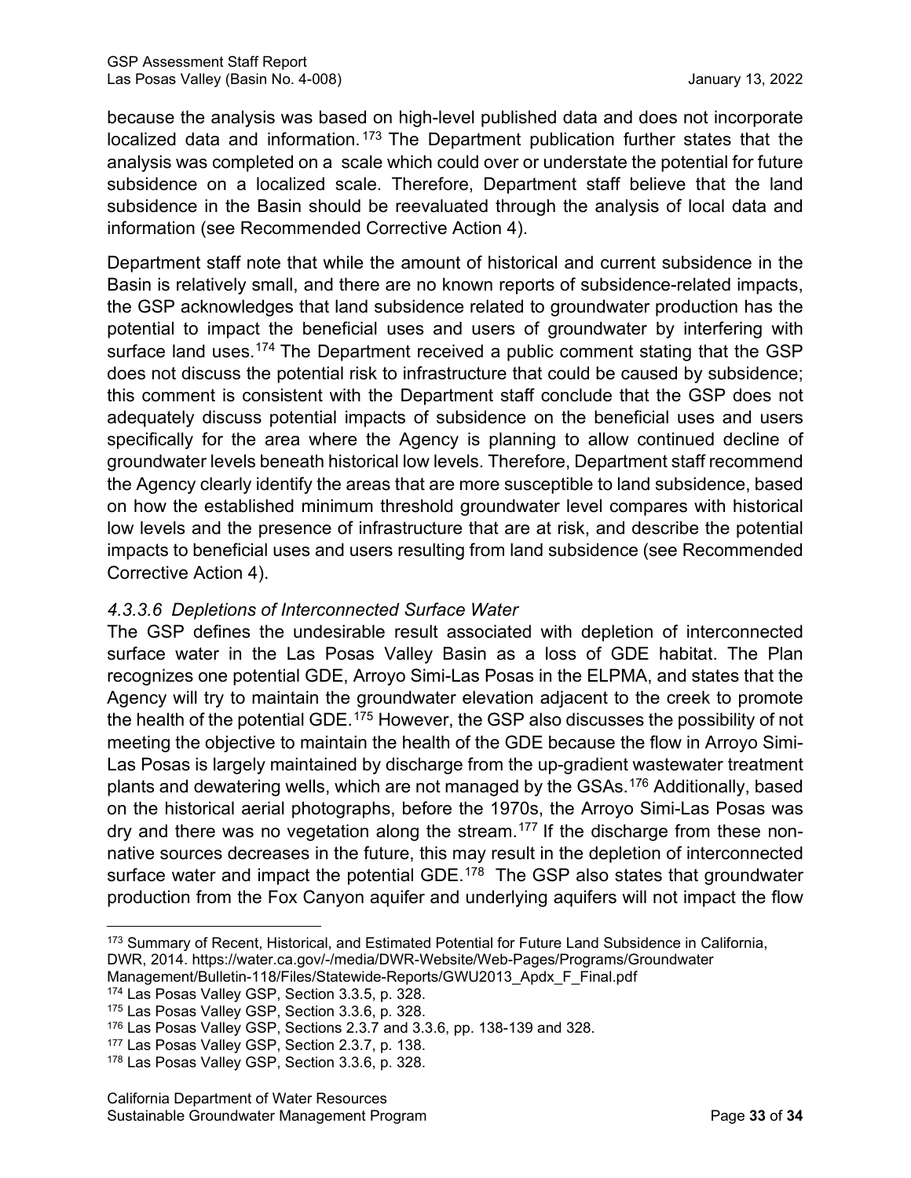because the analysis was based on high-level published data and does not incorporate localized data and information.[173] The Department publication further states that the analysis was completed on a scale which could over or understate the potential for future subsidence on a localized scale. Therefore, Department staff believe that the land subsidence in the Basin should be reevaluated through the analysis of local data and information (see Recommended Corrective Action 4).

Department staff note that while the amount of historical and current subsidence in the Basin is relatively small, and there are no known reports of subsidence-related impacts, the GSP acknowledges that land subsidence related to groundwater production has the potential to impact the beneficial uses and users of groundwater by interfering with surface land uses.[174] The Department received a public comment stating that the GSP does not discuss the potential risk to infrastructure that could be caused by subsidence; this comment is consistent with the Department staff conclude that the GSP does not adequately discuss potential impacts of subsidence on the beneficial uses and users specifically for the area where the Agency is planning to allow continued decline of groundwater levels beneath historical low levels. Therefore, Department staff recommend the Agency clearly identify the areas that are more susceptible to land subsidence, based on how the established minimum threshold groundwater level compares with historical low levels and the presence of infrastructure that are at risk, and describe the potential impacts to beneficial uses and users resulting from land subsidence (see Recommended Corrective Action 4).

#### *4.3.3.6 Depletions of Interconnected Surface Water*

The GSP defines the undesirable result associated with depletion of interconnected surface water in the Las Posas Valley Basin as a loss of GDE habitat. The Plan recognizes one potential GDE, Arroyo Simi-Las Posas in the ELPMA, and states that the Agency will try to maintain the groundwater elevation adjacent to the creek to promote the health of the potential GDE.[175] However, the GSP also discusses the possibility of not meeting the objective to maintain the health of the GDE because the flow in Arroyo Simi-Las Posas is largely maintained by discharge from the up-gradient wastewater treatment plants and dewatering wells, which are not managed by the GSAs.[176] Additionally, based on the historical aerial photographs, before the 1970s, the Arroyo Simi-Las Posas was dry and there was no vegetation along the stream.[177] If the discharge from these non-native sources decreases in the future, this may result in the depletion of interconnected surface water and impact the potential GDE.[178] The GSP also states that groundwater production from the Fox Canyon aquifer and underlying aquifers will not impact the flow

---

[173] Summary of Recent, Historical, and Estimated Potential for Future Land Subsidence in California, DWR, 2014. https://water.ca.gov/-/media/DWR-Website/Web-Pages/Programs/Groundwater Management/Bulletin-118/Files/Statewide-Reports/GWU2013_Apdx_F_Final.pdf

[174] Las Posas Valley GSP, Section 3.3.5, p. 328.

[175] Las Posas Valley GSP, Section 3.3.6, p. 328.

[176] Las Posas Valley GSP, Sections 2.3.7 and 3.3.6, pp. 138-139 and 328.

[177] Las Posas Valley GSP, Section 2.3.7, p. 138.

[178] Las Posas Valley GSP, Section 3.3.6, p. 328.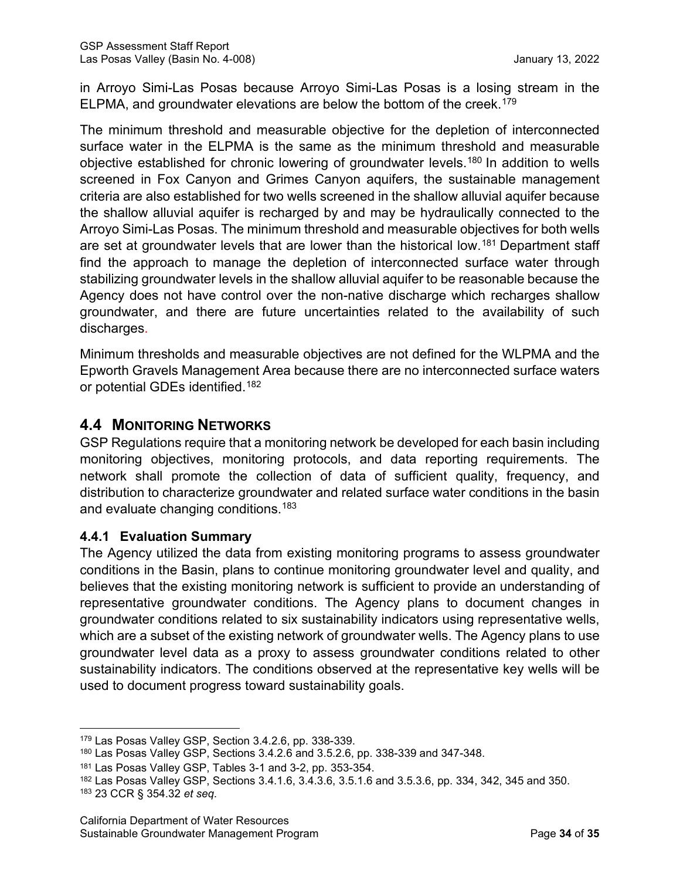in Arroyo Simi-Las Posas because Arroyo Simi-Las Posas is a losing stream in the ELPMA, and groundwater elevations are below the bottom of the creek.[179]

The minimum threshold and measurable objective for the depletion of interconnected surface water in the ELPMA is the same as the minimum threshold and measurable objective established for chronic lowering of groundwater levels.[180] In addition to wells screened in Fox Canyon and Grimes Canyon aquifers, the sustainable management criteria are also established for two wells screened in the shallow alluvial aquifer because the shallow alluvial aquifer is recharged by and may be hydraulically connected to the Arroyo Simi-Las Posas. The minimum threshold and measurable objectives for both wells are set at groundwater levels that are lower than the historical low.[181] Department staff find the approach to manage the depletion of interconnected surface water through stabilizing groundwater levels in the shallow alluvial aquifer to be reasonable because the Agency does not have control over the non-native discharge which recharges shallow groundwater, and there are future uncertainties related to the availability of such discharges.

Minimum thresholds and measurable objectives are not defined for the WLPMA and the Epworth Gravels Management Area because there are no interconnected surface waters or potential GDEs identified.[182]

## 4.4 Monitoring Networks

GSP Regulations require that a monitoring network be developed for each basin including monitoring objectives, monitoring protocols, and data reporting requirements. The network shall promote the collection of data of sufficient quality, frequency, and distribution to characterize groundwater and related surface water conditions in the basin and evaluate changing conditions.[183]

### 4.4.1 Evaluation Summary

The Agency utilized the data from existing monitoring programs to assess groundwater conditions in the Basin, plans to continue monitoring groundwater level and quality, and believes that the existing monitoring network is sufficient to provide an understanding of representative groundwater conditions. The Agency plans to document changes in groundwater conditions related to six sustainability indicators using representative wells, which are a subset of the existing network of groundwater wells. The Agency plans to use groundwater level data as a proxy to assess groundwater conditions related to other sustainability indicators. The conditions observed at the representative key wells will be used to document progress toward sustainability goals.

---

[179] Las Posas Valley GSP, Section 3.4.2.6, pp. 338-339.

[180] Las Posas Valley GSP, Sections 3.4.2.6 and 3.5.2.6, pp. 338-339 and 347-348.

[181] Las Posas Valley GSP, Tables 3-1 and 3-2, pp. 353-354.

[182] Las Posas Valley GSP, Sections 3.4.1.6, 3.4.3.6, 3.5.1.6 and 3.5.3.6, pp. 334, 342, 345 and 350.

[183] 23 CCR § 354.32 *et seq.*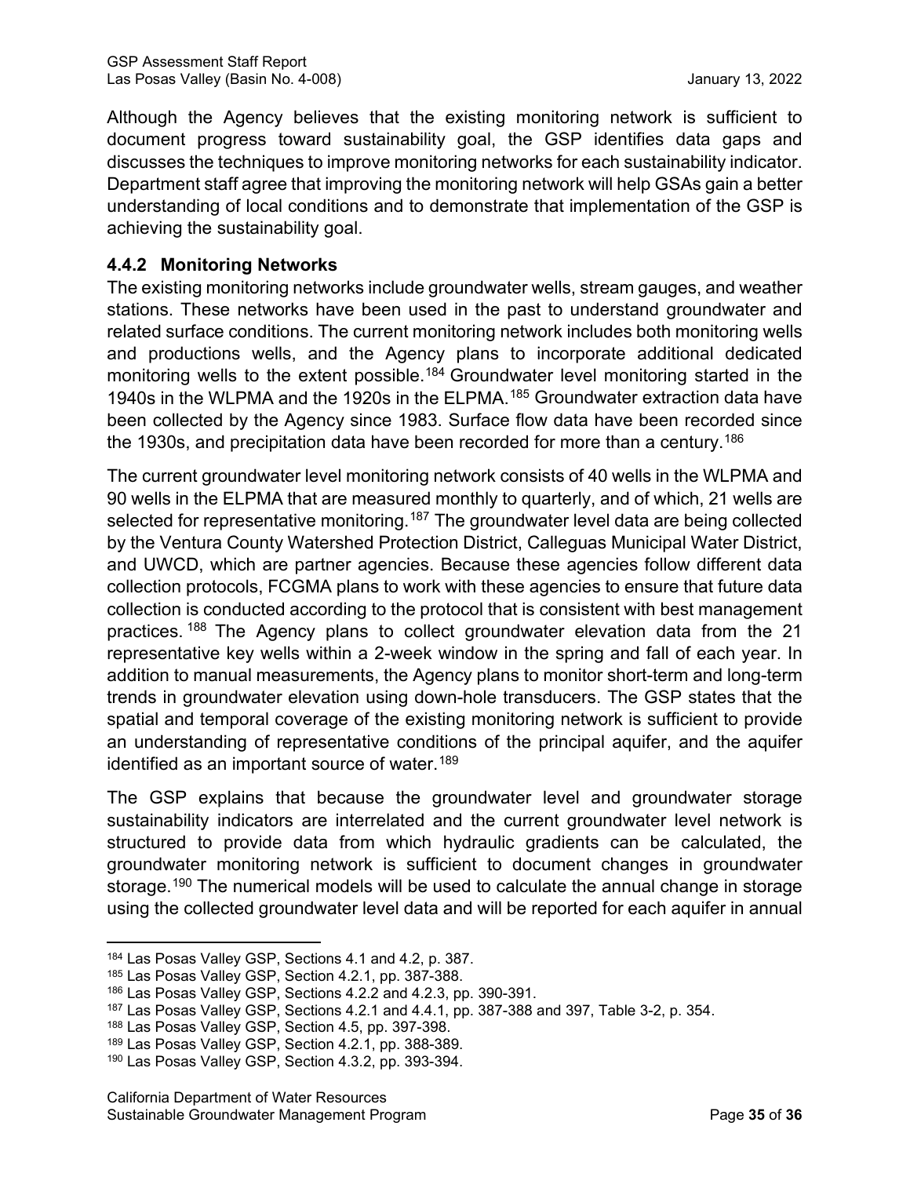Although the Agency believes that the existing monitoring network is sufficient to document progress toward sustainability goal, the GSP identifies data gaps and discusses the techniques to improve monitoring networks for each sustainability indicator. Department staff agree that improving the monitoring network will help GSAs gain a better understanding of local conditions and to demonstrate that implementation of the GSP is achieving the sustainability goal.

### 4.4.2 Monitoring Networks

The existing monitoring networks include groundwater wells, stream gauges, and weather stations. These networks have been used in the past to understand groundwater and related surface conditions. The current monitoring network includes both monitoring wells and productions wells, and the Agency plans to incorporate additional dedicated monitoring wells to the extent possible.[184] Groundwater level monitoring started in the 1940s in the WLPMA and the 1920s in the ELPMA.[185] Groundwater extraction data have been collected by the Agency since 1983. Surface flow data have been recorded since the 1930s, and precipitation data have been recorded for more than a century.[186]

The current groundwater level monitoring network consists of 40 wells in the WLPMA and 90 wells in the ELPMA that are measured monthly to quarterly, and of which, 21 wells are selected for representative monitoring.[187] The groundwater level data are being collected by the Ventura County Watershed Protection District, Calleguas Municipal Water District, and UWCD, which are partner agencies. Because these agencies follow different data collection protocols, FCGMA plans to work with these agencies to ensure that future data collection is conducted according to the protocol that is consistent with best management practices.[188] The Agency plans to collect groundwater elevation data from the 21 representative key wells within a 2-week window in the spring and fall of each year. In addition to manual measurements, the Agency plans to monitor short-term and long-term trends in groundwater elevation using down-hole transducers. The GSP states that the spatial and temporal coverage of the existing monitoring network is sufficient to provide an understanding of representative conditions of the principal aquifer, and the aquifer identified as an important source of water.[189]

The GSP explains that because the groundwater level and groundwater storage sustainability indicators are interrelated and the current groundwater level network is structured to provide data from which hydraulic gradients can be calculated, the groundwater monitoring network is sufficient to document changes in groundwater storage.[190] The numerical models will be used to calculate the annual change in storage using the collected groundwater level data and will be reported for each aquifer in annual

---

[184] Las Posas Valley GSP, Sections 4.1 and 4.2, p. 387.

[185] Las Posas Valley GSP, Section 4.2.1, pp. 387-388.

[186] Las Posas Valley GSP, Sections 4.2.2 and 4.2.3, pp. 390-391.

[187] Las Posas Valley GSP, Sections 4.2.1 and 4.4.1, pp. 387-388 and 397, Table 3-2, p. 354.

[188] Las Posas Valley GSP, Section 4.5, pp. 397-398.

[189] Las Posas Valley GSP, Section 4.2.1, pp. 388-389.

[190] Las Posas Valley GSP, Section 4.3.2, pp. 393-394.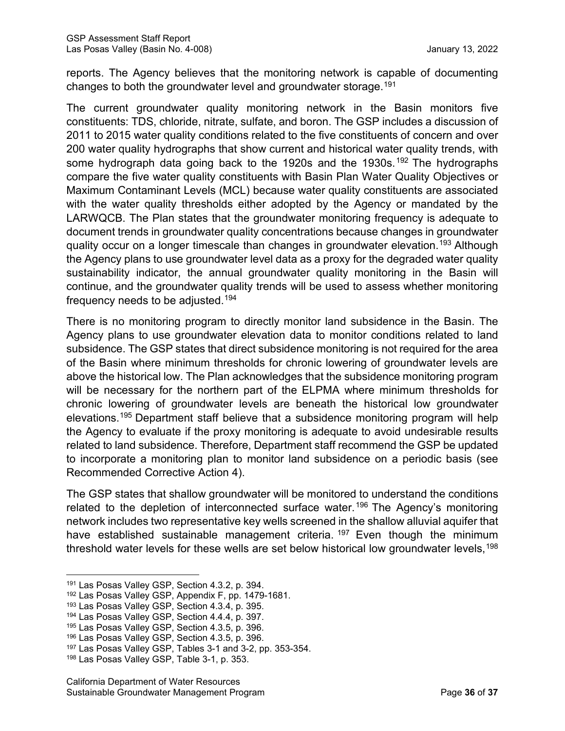reports. The Agency believes that the monitoring network is capable of documenting changes to both the groundwater level and groundwater storage.[191]

The current groundwater quality monitoring network in the Basin monitors five constituents: TDS, chloride, nitrate, sulfate, and boron. The GSP includes a discussion of 2011 to 2015 water quality conditions related to the five constituents of concern and over 200 water quality hydrographs that show current and historical water quality trends, with some hydrograph data going back to the 1920s and the 1930s.[192] The hydrographs compare the five water quality constituents with Basin Plan Water Quality Objectives or Maximum Contaminant Levels (MCL) because water quality constituents are associated with the water quality thresholds either adopted by the Agency or mandated by the LARWQCB. The Plan states that the groundwater monitoring frequency is adequate to document trends in groundwater quality concentrations because changes in groundwater quality occur on a longer timescale than changes in groundwater elevation.[193] Although the Agency plans to use groundwater level data as a proxy for the degraded water quality sustainability indicator, the annual groundwater quality monitoring in the Basin will continue, and the groundwater quality trends will be used to assess whether monitoring frequency needs to be adjusted.[194]

There is no monitoring program to directly monitor land subsidence in the Basin. The Agency plans to use groundwater elevation data to monitor conditions related to land subsidence. The GSP states that direct subsidence monitoring is not required for the area of the Basin where minimum thresholds for chronic lowering of groundwater levels are above the historical low. The Plan acknowledges that the subsidence monitoring program will be necessary for the northern part of the ELPMA where minimum thresholds for chronic lowering of groundwater levels are beneath the historical low groundwater elevations.[195] Department staff believe that a subsidence monitoring program will help the Agency to evaluate if the proxy monitoring is adequate to avoid undesirable results related to land subsidence. Therefore, Department staff recommend the GSP be updated to incorporate a monitoring plan to monitor land subsidence on a periodic basis (see Recommended Corrective Action 4).

The GSP states that shallow groundwater will be monitored to understand the conditions related to the depletion of interconnected surface water.[196] The Agency's monitoring network includes two representative key wells screened in the shallow alluvial aquifer that have established sustainable management criteria.[197] Even though the minimum threshold water levels for these wells are set below historical low groundwater levels,[198]

---

[191] Las Posas Valley GSP, Section 4.3.2, p. 394.

[192] Las Posas Valley GSP, Appendix F, pp. 1479-1681.

[193] Las Posas Valley GSP, Section 4.3.4, p. 395.

[194] Las Posas Valley GSP, Section 4.4.4, p. 397.

[195] Las Posas Valley GSP, Section 4.3.5, p. 396.

[196] Las Posas Valley GSP, Section 4.3.5, p. 396.

[197] Las Posas Valley GSP, Tables 3-1 and 3-2, pp. 353-354.

[198] Las Posas Valley GSP, Table 3-1, p. 353.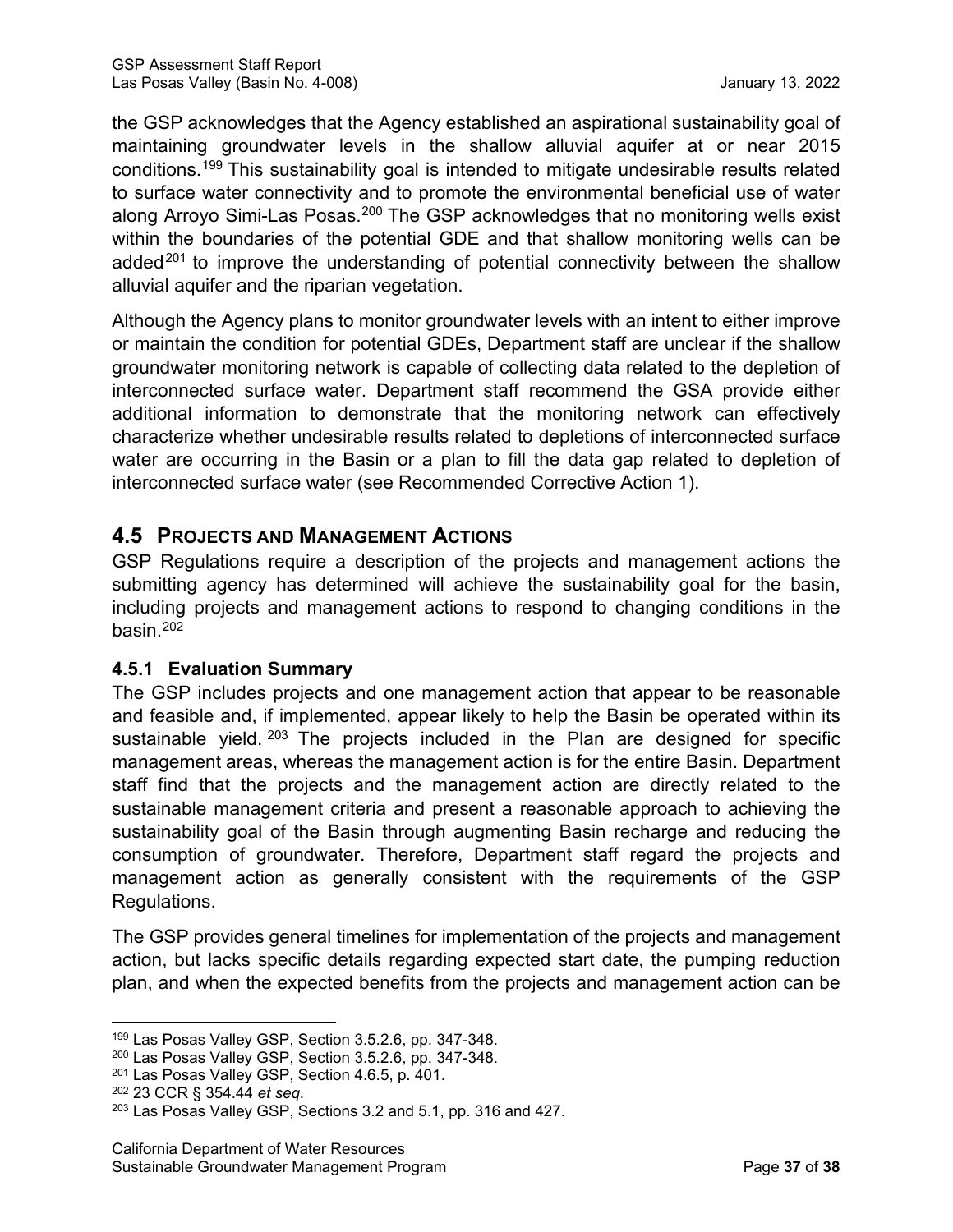the GSP acknowledges that the Agency established an aspirational sustainability goal of maintaining groundwater levels in the shallow alluvial aquifer at or near 2015 conditions.[199] This sustainability goal is intended to mitigate undesirable results related to surface water connectivity and to promote the environmental beneficial use of water along Arroyo Simi-Las Posas.[200] The GSP acknowledges that no monitoring wells exist within the boundaries of the potential GDE and that shallow monitoring wells can be added[201] to improve the understanding of potential connectivity between the shallow alluvial aquifer and the riparian vegetation.

Although the Agency plans to monitor groundwater levels with an intent to either improve or maintain the condition for potential GDEs, Department staff are unclear if the shallow groundwater monitoring network is capable of collecting data related to the depletion of interconnected surface water. Department staff recommend the GSA provide either additional information to demonstrate that the monitoring network can effectively characterize whether undesirable results related to depletions of interconnected surface water are occurring in the Basin or a plan to fill the data gap related to depletion of interconnected surface water (see Recommended Corrective Action 1).

## 4.5 Projects and Management Actions

GSP Regulations require a description of the projects and management actions the submitting agency has determined will achieve the sustainability goal for the basin, including projects and management actions to respond to changing conditions in the basin.[202]

### 4.5.1 Evaluation Summary

The GSP includes projects and one management action that appear to be reasonable and feasible and, if implemented, appear likely to help the Basin be operated within its sustainable yield.[203] The projects included in the Plan are designed for specific management areas, whereas the management action is for the entire Basin. Department staff find that the projects and the management action are directly related to the sustainable management criteria and present a reasonable approach to achieving the sustainability goal of the Basin through augmenting Basin recharge and reducing the consumption of groundwater. Therefore, Department staff regard the projects and management action as generally consistent with the requirements of the GSP Regulations.

The GSP provides general timelines for implementation of the projects and management action, but lacks specific details regarding expected start date, the pumping reduction plan, and when the expected benefits from the projects and management action can be

---

[199] Las Posas Valley GSP, Section 3.5.2.6, pp. 347-348.

[200] Las Posas Valley GSP, Section 3.5.2.6, pp. 347-348.

[201] Las Posas Valley GSP, Section 4.6.5, p. 401.

[202] 23 CCR § 354.44 *et seq*.

[203] Las Posas Valley GSP, Sections 3.2 and 5.1, pp. 316 and 427.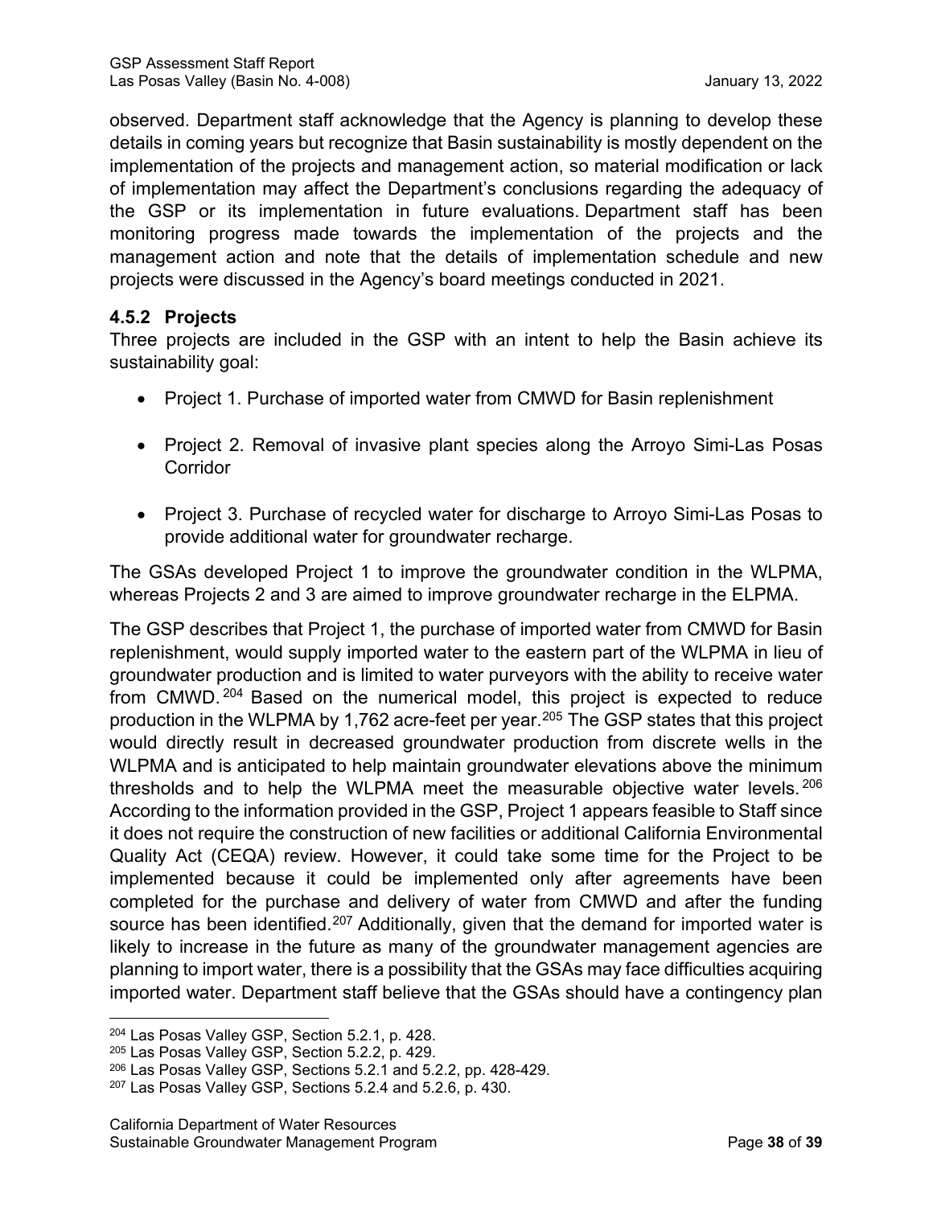observed. Department staff acknowledge that the Agency is planning to develop these details in coming years but recognize that Basin sustainability is mostly dependent on the implementation of the projects and management action, so material modification or lack of implementation may affect the Department's conclusions regarding the adequacy of the GSP or its implementation in future evaluations. Department staff has been monitoring progress made towards the implementation of the projects and the management action and note that the details of implementation schedule and new projects were discussed in the Agency's board meetings conducted in 2021.

### 4.5.2 Projects

Three projects are included in the GSP with an intent to help the Basin achieve its sustainability goal:

- Project 1. Purchase of imported water from CMWD for Basin replenishment
- Project 2. Removal of invasive plant species along the Arroyo Simi-Las Posas Corridor
- Project 3. Purchase of recycled water for discharge to Arroyo Simi-Las Posas to provide additional water for groundwater recharge.

The GSAs developed Project 1 to improve the groundwater condition in the WLPMA, whereas Projects 2 and 3 are aimed to improve groundwater recharge in the ELPMA.

The GSP describes that Project 1, the purchase of imported water from CMWD for Basin replenishment, would supply imported water to the eastern part of the WLPMA in lieu of groundwater production and is limited to water purveyors with the ability to receive water from CMWD.[204] Based on the numerical model, this project is expected to reduce production in the WLPMA by 1,762 acre-feet per year.[205] The GSP states that this project would directly result in decreased groundwater production from discrete wells in the WLPMA and is anticipated to help maintain groundwater elevations above the minimum thresholds and to help the WLPMA meet the measurable objective water levels.[206] According to the information provided in the GSP, Project 1 appears feasible to Staff since it does not require the construction of new facilities or additional California Environmental Quality Act (CEQA) review. However, it could take some time for the Project to be implemented because it could be implemented only after agreements have been completed for the purchase and delivery of water from CMWD and after the funding source has been identified.[207] Additionally, given that the demand for imported water is likely to increase in the future as many of the groundwater management agencies are planning to import water, there is a possibility that the GSAs may face difficulties acquiring imported water. Department staff believe that the GSAs should have a contingency plan

---

[204] Las Posas Valley GSP, Section 5.2.1, p. 428.

[205] Las Posas Valley GSP, Section 5.2.2, p. 429.

[206] Las Posas Valley GSP, Sections 5.2.1 and 5.2.2, pp. 428-429.

[207] Las Posas Valley GSP, Sections 5.2.4 and 5.2.6, p. 430.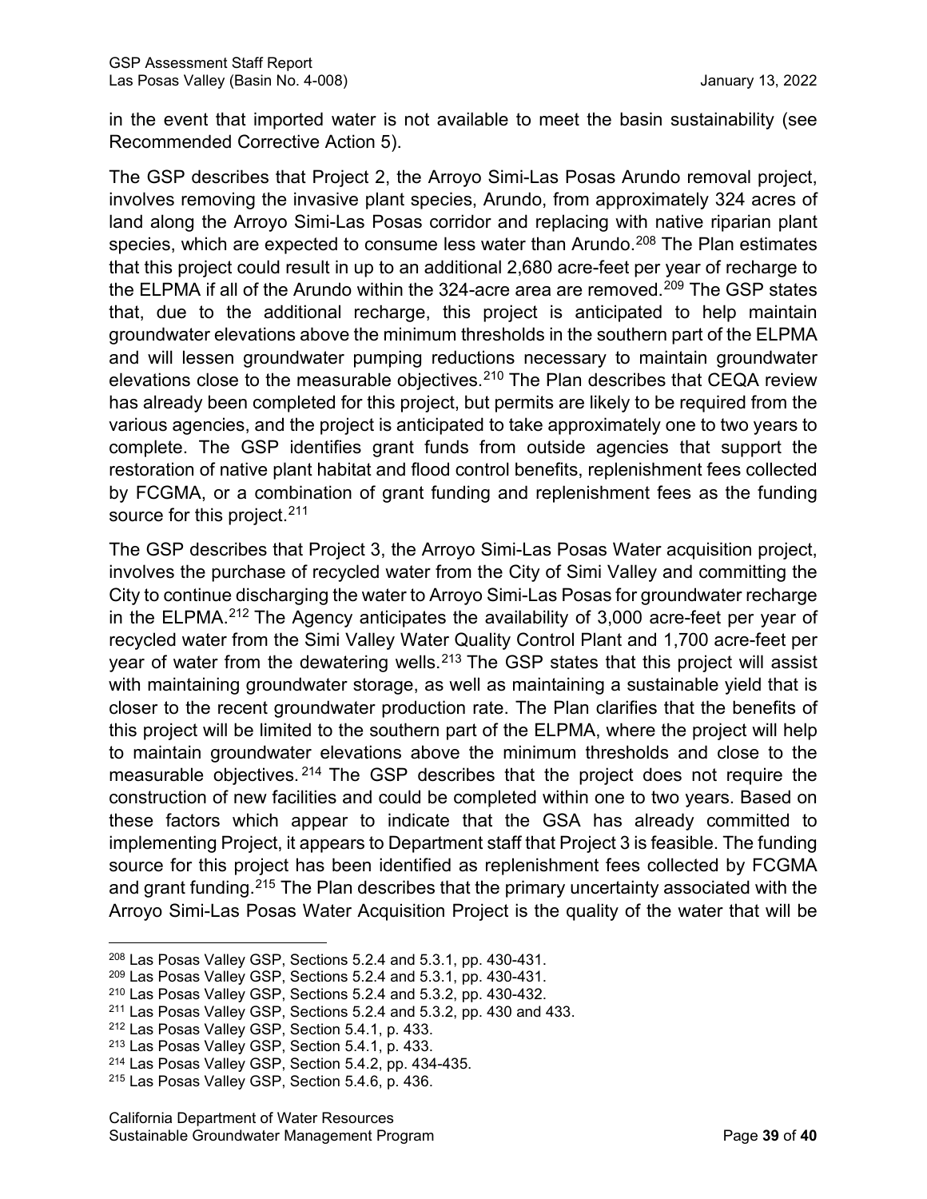in the event that imported water is not available to meet the basin sustainability (see Recommended Corrective Action 5).

The GSP describes that Project 2, the Arroyo Simi-Las Posas Arundo removal project, involves removing the invasive plant species, Arundo, from approximately 324 acres of land along the Arroyo Simi-Las Posas corridor and replacing with native riparian plant species, which are expected to consume less water than Arundo.[208] The Plan estimates that this project could result in up to an additional 2,680 acre-feet per year of recharge to the ELPMA if all of the Arundo within the 324-acre area are removed.[209] The GSP states that, due to the additional recharge, this project is anticipated to help maintain groundwater elevations above the minimum thresholds in the southern part of the ELPMA and will lessen groundwater pumping reductions necessary to maintain groundwater elevations close to the measurable objectives.[210] The Plan describes that CEQA review has already been completed for this project, but permits are likely to be required from the various agencies, and the project is anticipated to take approximately one to two years to complete. The GSP identifies grant funds from outside agencies that support the restoration of native plant habitat and flood control benefits, replenishment fees collected by FCGMA, or a combination of grant funding and replenishment fees as the funding source for this project.[211]

The GSP describes that Project 3, the Arroyo Simi-Las Posas Water acquisition project, involves the purchase of recycled water from the City of Simi Valley and committing the City to continue discharging the water to Arroyo Simi-Las Posas for groundwater recharge in the ELPMA.[212] The Agency anticipates the availability of 3,000 acre-feet per year of recycled water from the Simi Valley Water Quality Control Plant and 1,700 acre-feet per year of water from the dewatering wells.[213] The GSP states that this project will assist with maintaining groundwater storage, as well as maintaining a sustainable yield that is closer to the recent groundwater production rate. The Plan clarifies that the benefits of this project will be limited to the southern part of the ELPMA, where the project will help to maintain groundwater elevations above the minimum thresholds and close to the measurable objectives.[214] The GSP describes that the project does not require the construction of new facilities and could be completed within one to two years. Based on these factors which appear to indicate that the GSA has already committed to implementing Project, it appears to Department staff that Project 3 is feasible. The funding source for this project has been identified as replenishment fees collected by FCGMA and grant funding.[215] The Plan describes that the primary uncertainty associated with the Arroyo Simi-Las Posas Water Acquisition Project is the quality of the water that will be

---

[208] Las Posas Valley GSP, Sections 5.2.4 and 5.3.1, pp. 430-431.

[209] Las Posas Valley GSP, Sections 5.2.4 and 5.3.1, pp. 430-431.

[210] Las Posas Valley GSP, Sections 5.2.4 and 5.3.2, pp. 430-432.

[211] Las Posas Valley GSP, Sections 5.2.4 and 5.3.2, pp. 430 and 433.

[212] Las Posas Valley GSP, Section 5.4.1, p. 433.

[213] Las Posas Valley GSP, Section 5.4.1, p. 433.

[214] Las Posas Valley GSP, Section 5.4.2, pp. 434-435.

[215] Las Posas Valley GSP, Section 5.4.6, p. 436.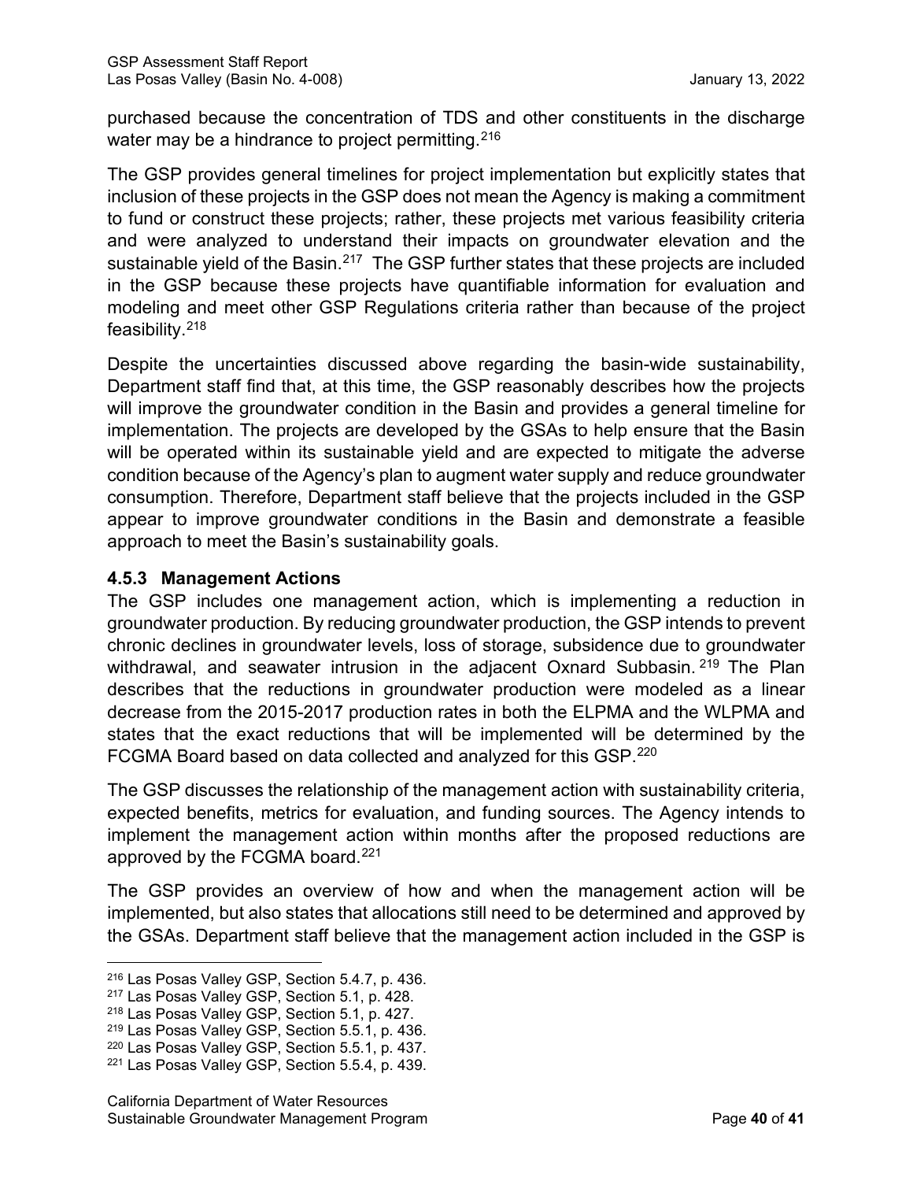purchased because the concentration of TDS and other constituents in the discharge water may be a hindrance to project permitting.[216]

The GSP provides general timelines for project implementation but explicitly states that inclusion of these projects in the GSP does not mean the Agency is making a commitment to fund or construct these projects; rather, these projects met various feasibility criteria and were analyzed to understand their impacts on groundwater elevation and the sustainable yield of the Basin.[217] The GSP further states that these projects are included in the GSP because these projects have quantifiable information for evaluation and modeling and meet other GSP Regulations criteria rather than because of the project feasibility.[218]

Despite the uncertainties discussed above regarding the basin-wide sustainability, Department staff find that, at this time, the GSP reasonably describes how the projects will improve the groundwater condition in the Basin and provides a general timeline for implementation. The projects are developed by the GSAs to help ensure that the Basin will be operated within its sustainable yield and are expected to mitigate the adverse condition because of the Agency's plan to augment water supply and reduce groundwater consumption. Therefore, Department staff believe that the projects included in the GSP appear to improve groundwater conditions in the Basin and demonstrate a feasible approach to meet the Basin's sustainability goals.

### 4.5.3 Management Actions

The GSP includes one management action, which is implementing a reduction in groundwater production. By reducing groundwater production, the GSP intends to prevent chronic declines in groundwater levels, loss of storage, subsidence due to groundwater withdrawal, and seawater intrusion in the adjacent Oxnard Subbasin.[219] The Plan describes that the reductions in groundwater production were modeled as a linear decrease from the 2015-2017 production rates in both the ELPMA and the WLPMA and states that the exact reductions that will be implemented will be determined by the FCGMA Board based on data collected and analyzed for this GSP.[220]

The GSP discusses the relationship of the management action with sustainability criteria, expected benefits, metrics for evaluation, and funding sources. The Agency intends to implement the management action within months after the proposed reductions are approved by the FCGMA board.[221]

The GSP provides an overview of how and when the management action will be implemented, but also states that allocations still need to be determined and approved by the GSAs. Department staff believe that the management action included in the GSP is

[216] Las Posas Valley GSP, Section 5.4.7, p. 436.
[217] Las Posas Valley GSP, Section 5.1, p. 428.
[218] Las Posas Valley GSP, Section 5.1, p. 427.
[219] Las Posas Valley GSP, Section 5.5.1, p. 436.
[220] Las Posas Valley GSP, Section 5.5.1, p. 437.
[221] Las Posas Valley GSP, Section 5.5.4, p. 439.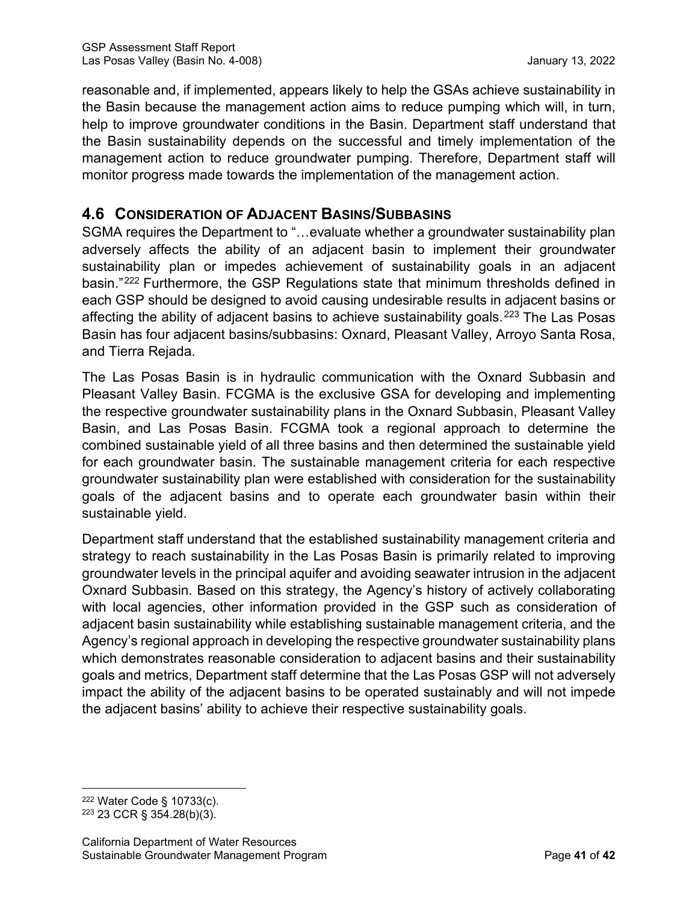reasonable and, if implemented, appears likely to help the GSAs achieve sustainability in the Basin because the management action aims to reduce pumping which will, in turn, help to improve groundwater conditions in the Basin. Department staff understand that the Basin sustainability depends on the successful and timely implementation of the management action to reduce groundwater pumping. Therefore, Department staff will monitor progress made towards the implementation of the management action.

## 4.6 Consideration of Adjacent Basins/Subbasins

SGMA requires the Department to "…evaluate whether a groundwater sustainability plan adversely affects the ability of an adjacent basin to implement their groundwater sustainability plan or impedes achievement of sustainability goals in an adjacent basin."[222] Furthermore, the GSP Regulations state that minimum thresholds defined in each GSP should be designed to avoid causing undesirable results in adjacent basins or affecting the ability of adjacent basins to achieve sustainability goals.[223] The Las Posas Basin has four adjacent basins/subbasins: Oxnard, Pleasant Valley, Arroyo Santa Rosa, and Tierra Rejada.

The Las Posas Basin is in hydraulic communication with the Oxnard Subbasin and Pleasant Valley Basin. FCGMA is the exclusive GSA for developing and implementing the respective groundwater sustainability plans in the Oxnard Subbasin, Pleasant Valley Basin, and Las Posas Basin. FCGMA took a regional approach to determine the combined sustainable yield of all three basins and then determined the sustainable yield for each groundwater basin. The sustainable management criteria for each respective groundwater sustainability plan were established with consideration for the sustainability goals of the adjacent basins and to operate each groundwater basin within their sustainable yield.

Department staff understand that the established sustainability management criteria and strategy to reach sustainability in the Las Posas Basin is primarily related to improving groundwater levels in the principal aquifer and avoiding seawater intrusion in the adjacent Oxnard Subbasin. Based on this strategy, the Agency's history of actively collaborating with local agencies, other information provided in the GSP such as consideration of adjacent basin sustainability while establishing sustainable management criteria, and the Agency's regional approach in developing the respective groundwater sustainability plans which demonstrates reasonable consideration to adjacent basins and their sustainability goals and metrics, Department staff determine that the Las Posas GSP will not adversely impact the ability of the adjacent basins to be operated sustainably and will not impede the adjacent basins' ability to achieve their respective sustainability goals.

---

[222] Water Code § 10733(c).

[223] 23 CCR § 354.28(b)(3).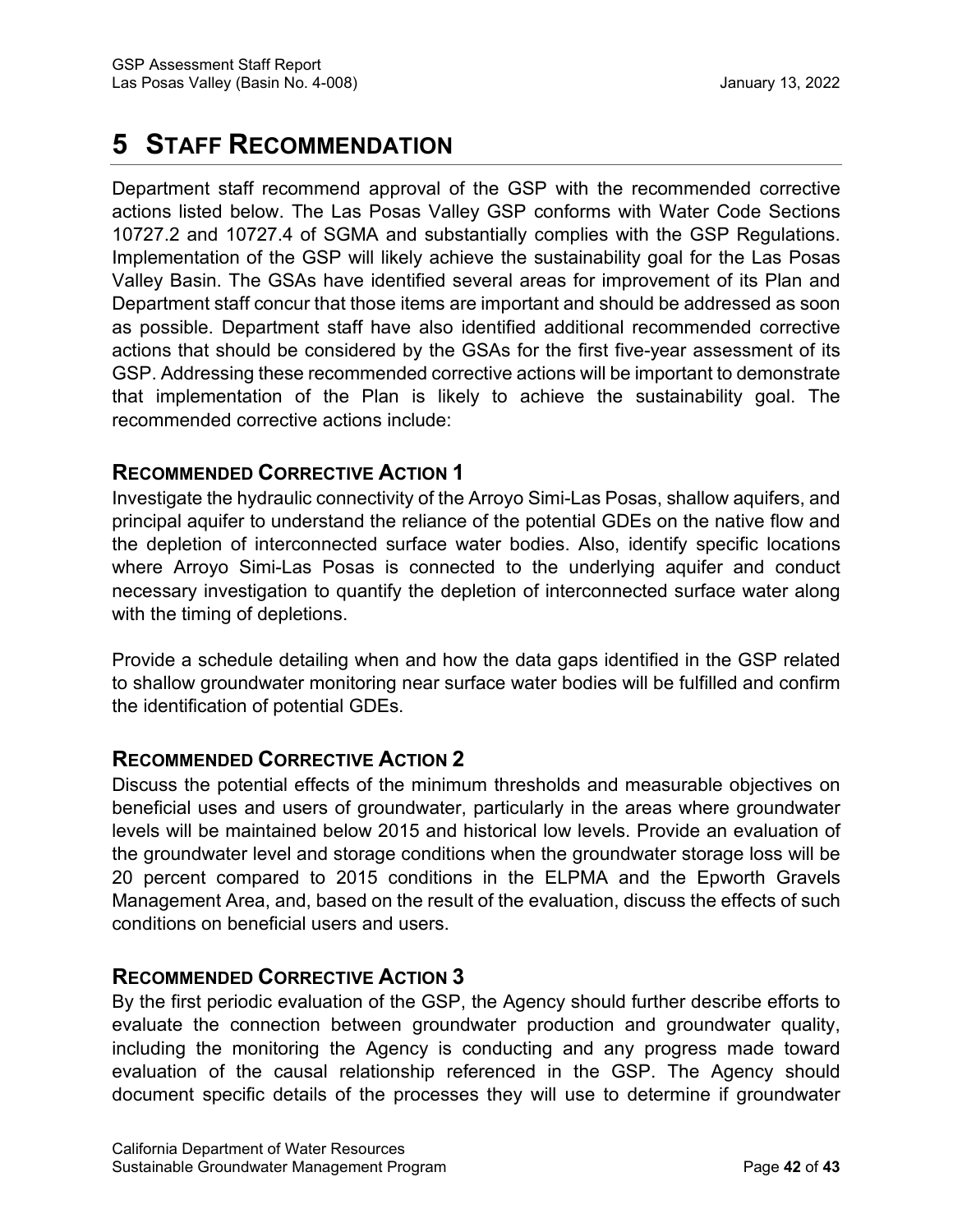# 5 STAFF RECOMMENDATION

Department staff recommend approval of the GSP with the recommended corrective actions listed below. The Las Posas Valley GSP conforms with Water Code Sections 10727.2 and 10727.4 of SGMA and substantially complies with the GSP Regulations. Implementation of the GSP will likely achieve the sustainability goal for the Las Posas Valley Basin. The GSAs have identified several areas for improvement of its Plan and Department staff concur that those items are important and should be addressed as soon as possible. Department staff have also identified additional recommended corrective actions that should be considered by the GSAs for the first five-year assessment of its GSP. Addressing these recommended corrective actions will be important to demonstrate that implementation of the Plan is likely to achieve the sustainability goal. The recommended corrective actions include:

### RECOMMENDED CORRECTIVE ACTION 1

Investigate the hydraulic connectivity of the Arroyo Simi-Las Posas, shallow aquifers, and principal aquifer to understand the reliance of the potential GDEs on the native flow and the depletion of interconnected surface water bodies. Also, identify specific locations where Arroyo Simi-Las Posas is connected to the underlying aquifer and conduct necessary investigation to quantify the depletion of interconnected surface water along with the timing of depletions.

Provide a schedule detailing when and how the data gaps identified in the GSP related to shallow groundwater monitoring near surface water bodies will be fulfilled and confirm the identification of potential GDEs.

### RECOMMENDED CORRECTIVE ACTION 2

Discuss the potential effects of the minimum thresholds and measurable objectives on beneficial uses and users of groundwater, particularly in the areas where groundwater levels will be maintained below 2015 and historical low levels. Provide an evaluation of the groundwater level and storage conditions when the groundwater storage loss will be 20 percent compared to 2015 conditions in the ELPMA and the Epworth Gravels Management Area, and, based on the result of the evaluation, discuss the effects of such conditions on beneficial users and users.

### RECOMMENDED CORRECTIVE ACTION 3

By the first periodic evaluation of the GSP, the Agency should further describe efforts to evaluate the connection between groundwater production and groundwater quality, including the monitoring the Agency is conducting and any progress made toward evaluation of the causal relationship referenced in the GSP. The Agency should document specific details of the processes they will use to determine if groundwater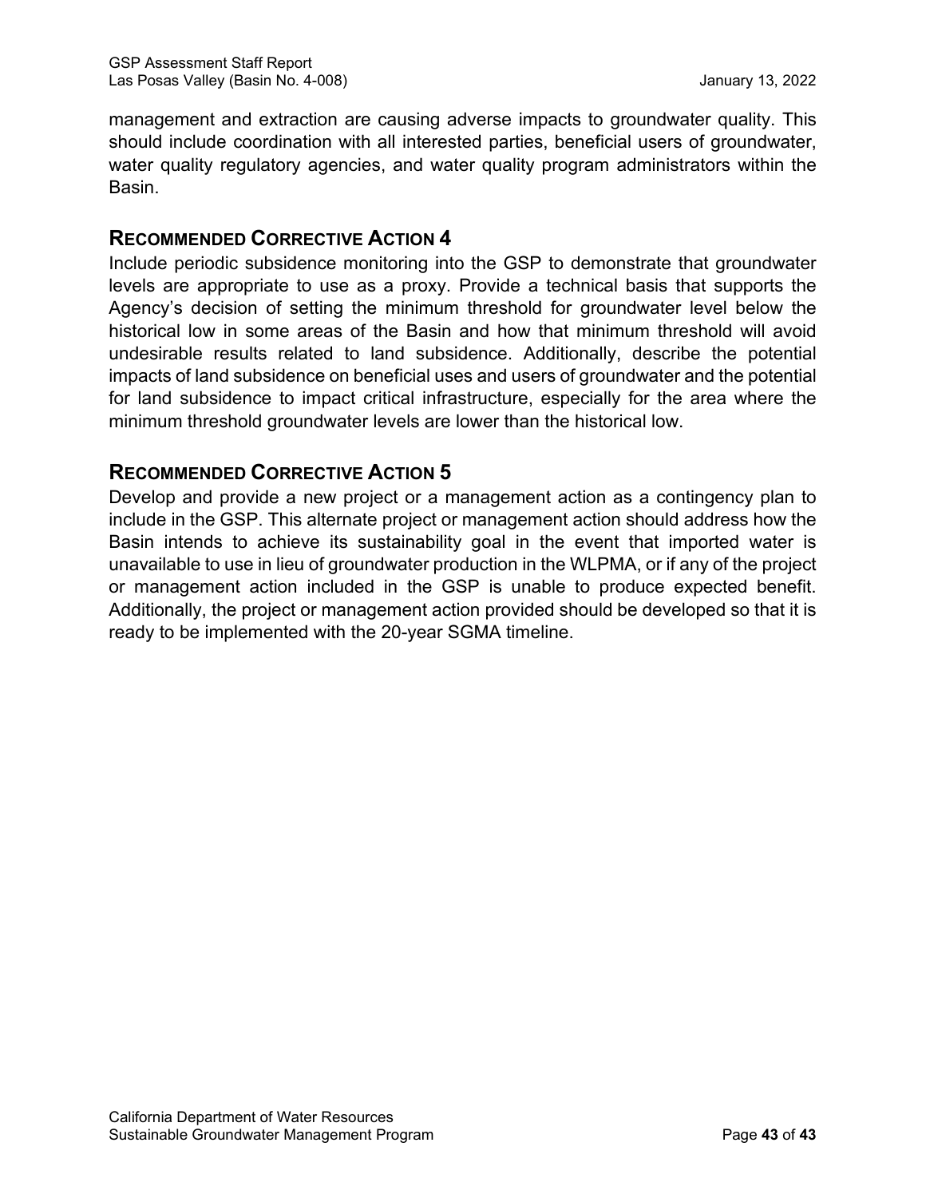management and extraction are causing adverse impacts to groundwater quality. This should include coordination with all interested parties, beneficial users of groundwater, water quality regulatory agencies, and water quality program administrators within the Basin.

## RECOMMENDED CORRECTIVE ACTION 4

Include periodic subsidence monitoring into the GSP to demonstrate that groundwater levels are appropriate to use as a proxy. Provide a technical basis that supports the Agency's decision of setting the minimum threshold for groundwater level below the historical low in some areas of the Basin and how that minimum threshold will avoid undesirable results related to land subsidence. Additionally, describe the potential impacts of land subsidence on beneficial uses and users of groundwater and the potential for land subsidence to impact critical infrastructure, especially for the area where the minimum threshold groundwater levels are lower than the historical low.

## RECOMMENDED CORRECTIVE ACTION 5

Develop and provide a new project or a management action as a contingency plan to include in the GSP. This alternate project or management action should address how the Basin intends to achieve its sustainability goal in the event that imported water is unavailable to use in lieu of groundwater production in the WLPMA, or if any of the project or management action included in the GSP is unable to produce expected benefit. Additionally, the project or management action provided should be developed so that it is ready to be implemented with the 20-year SGMA timeline.